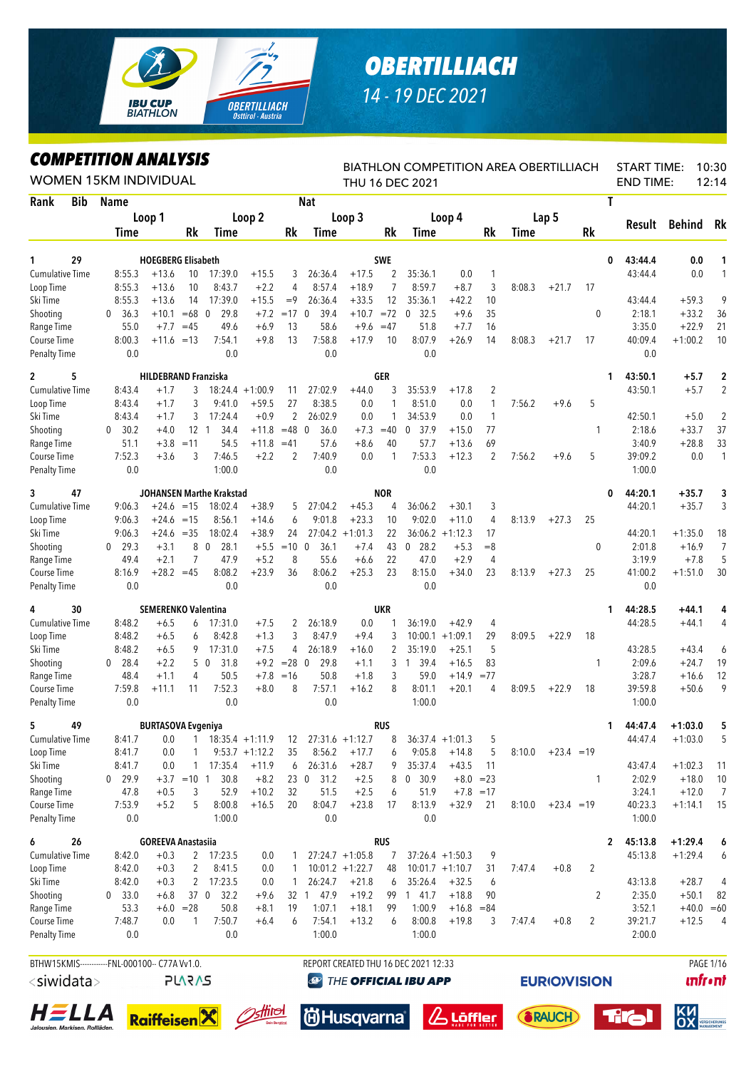# OBERTILLIACH

14 - 19 DEC 2021

## COMPETITION ANALYSIS

WOMEN 15KM INDIVIDUAL

BIATHLON COMPETITION AREA OBERTILLIACH
THU 16 DEC 2021

START TIME: 10:30
END TIME: 12:14

| Rank | Bib | Name | | | | | Nat | | | | | | | | | | | | T | Result | Behind | Rk |
|---|---|---|---|---|---|---|---|---|---|---|---|---|---|---|---|---|---|---|---|---|---|---|
| | | Loop 1 | | | Loop 2 | | | Loop 3 | | | Loop 4 | | | Lap 5 | | | | | | | | |
| | | Time | | Rk | Time | | Rk | Time | | Rk | Time | | Rk | Time | | Rk | | | | | | |
| 1 | 29 | HOEGBERG Elisabeth | | | | | SWE | | | | | | | | | | | | 0 | 43:44.4 | 0.0 | 1 |
| Cumulative Time | | 8:55.3 | +13.6 | 10 | 17:39.0 | +15.5 | 3 | 26:36.4 | +17.5 | 2 | 35:36.1 | 0.0 | 1 | | | | | | | 43:44.4 | 0.0 | 1 |
| Loop Time | | 8:55.3 | +13.6 | 10 | 8:43.7 | +2.2 | 4 | 8:57.4 | +18.9 | 7 | 8:59.7 | +8.7 | 3 | 8:08.3 | +21.7 | 17 | | | | | | |
| Ski Time | | 8:55.3 | +13.6 | 14 | 17:39.0 | +15.5 | =9 | 26:36.4 | +33.5 | 12 | 35:36.1 | +42.2 | 10 | | | | | | | 43:44.4 | +59.3 | 9 |
| Shooting | | 0 36.3 | +10.1 | =68 | 0 29.8 | +7.2 | =17 | 0 39.4 | +10.7 | =72 | 0 32.5 | +9.6 | 35 | | | | | | 0 | 2:18.1 | +33.2 | 36 |
| Range Time | | 55.0 | +7.7 | =45 | 49.6 | +6.9 | 13 | 58.6 | +9.6 | =47 | 51.8 | +7.7 | 16 | | | | | | | 3:35.0 | +22.9 | 21 |
| Course Time | | 8:00.3 | +11.6 | =13 | 7:54.1 | +9.8 | 13 | 7:58.8 | +17.9 | 10 | 8:07.9 | +26.9 | 14 | 8:08.3 | +21.7 | 17 | | | | 40:09.4 | +1:00.2 | 10 |
| Penalty Time | | 0.0 | | | 0.0 | | | 0.0 | | | 0.0 | | | | | | | | | 0.0 | | |
| 2 | 5 | HILDEBRAND Franziska | | | | | GER | | | | | | | | | | | | 1 | 43:50.1 | +5.7 | 2 |
| Cumulative Time | | 8:43.4 | +1.7 | 3 | 18:24.4 | +1:00.9 | 11 | 27:02.9 | +44.0 | 3 | 35:53.9 | +17.8 | 2 | | | | | | | 43:50.1 | +5.7 | 2 |
| Loop Time | | 8:43.4 | +1.7 | 3 | 9:41.0 | +59.5 | 27 | 8:38.5 | 0.0 | 1 | 8:51.0 | 0.0 | 1 | 7:56.2 | +9.6 | 5 | | | | | | |
| Ski Time | | 8:43.4 | +1.7 | 3 | 17:24.4 | +0.9 | 2 | 26:02.9 | 0.0 | 1 | 34:53.9 | 0.0 | 1 | | | | | | | 42:50.1 | +5.0 | 2 |
| Shooting | | 0 30.2 | +4.0 | 12 | 1 34.4 | +11.8 | =48 | 0 36.0 | +7.3 | =40 | 0 37.9 | +15.0 | 77 | | | | | | 1 | 2:18.6 | +33.7 | 37 |
| Range Time | | 51.1 | +3.8 | =11 | 54.5 | +11.8 | =41 | 57.6 | +8.6 | 40 | 57.7 | +13.6 | 69 | | | | | | | 3:40.9 | +28.8 | 33 |
| Course Time | | 7:52.3 | +3.6 | 3 | 7:46.5 | +2.2 | 2 | 7:40.9 | 0.0 | 1 | 7:53.3 | +12.3 | 2 | 7:56.2 | +9.6 | 5 | | | | 39:09.2 | 0.0 | 1 |
| Penalty Time | | 0.0 | | | 1:00.0 | | | 0.0 | | | 0.0 | | | | | | | | | 1:00.0 | | |
| 3 | 47 | JOHANSEN Marthe Krakstad | | | | | NOR | | | | | | | | | | | | 0 | 44:20.1 | +35.7 | 3 |
| Cumulative Time | | 9:06.3 | +24.6 | =15 | 18:02.4 | +38.9 | 5 | 27:04.2 | +45.3 | 4 | 36:06.2 | +30.1 | 3 | | | | | | | 44:20.1 | +35.7 | 3 |
| Loop Time | | 9:06.3 | +24.6 | =15 | 8:56.1 | +14.6 | 6 | 9:01.8 | +23.3 | 10 | 9:02.0 | +11.0 | 4 | 8:13.9 | +27.3 | 25 | | | | | | |
| Ski Time | | 9:06.3 | +24.6 | =35 | 18:02.4 | +38.9 | 24 | 27:04.2 | +1:01.3 | 22 | 36:06.2 | +1:12.3 | 17 | | | | | | | 44:20.1 | +1:35.0 | 18 |
| Shooting | | 0 29.3 | +3.1 | 8 | 0 28.1 | +5.5 | =10 | 0 36.1 | +7.4 | 43 | 0 28.2 | +5.3 | =8 | | | | | | 0 | 2:01.8 | +16.9 | 7 |
| Range Time | | 49.4 | +2.1 | 7 | 47.9 | +5.2 | 8 | 55.6 | +6.6 | 22 | 47.0 | +2.9 | 4 | | | | | | | 3:19.9 | +7.8 | 5 |
| Course Time | | 8:16.9 | +28.2 | =45 | 8:08.2 | +23.9 | 36 | 8:06.2 | +25.3 | 23 | 8:15.0 | +34.0 | 23 | 8:13.9 | +27.3 | 25 | | | | 41:00.2 | +1:51.0 | 30 |
| Penalty Time | | 0.0 | | | 0.0 | | | 0.0 | | | 0.0 | | | | | | | | | 0.0 | | |
| 4 | 30 | SEMERENKO Valentina | | | | | UKR | | | | | | | | | | | | 1 | 44:28.5 | +44.1 | 4 |
| Cumulative Time | | 8:48.2 | +6.5 | 6 | 17:31.0 | +7.5 | 2 | 26:18.9 | 0.0 | 1 | 36:19.0 | +42.9 | 4 | | | | | | | 44:28.5 | +44.1 | 4 |
| Loop Time | | 8:48.2 | +6.5 | 6 | 8:42.8 | +1.3 | 3 | 8:47.9 | +9.4 | 3 | 10:00.1 | +1:09.1 | 29 | 8:09.5 | +22.9 | 18 | | | | | | |
| Ski Time | | 8:48.2 | +6.5 | 9 | 17:31.0 | +7.5 | 4 | 26:18.9 | +16.0 | 2 | 35:19.0 | +25.1 | 5 | | | | | | | 43:28.5 | +43.4 | 6 |
| Shooting | | 0 28.4 | +2.2 | 5 | 0 31.8 | +9.2 | =28 | 0 29.8 | +1.1 | 3 | 1 39.4 | +16.5 | 83 | | | | | | 1 | 2:09.6 | +24.7 | 19 |
| Range Time | | 48.4 | +1.1 | 4 | 50.5 | +7.8 | =16 | 50.8 | +1.8 | 3 | 59.0 | +14.9 | =77 | | | | | | | 3:28.7 | +16.6 | 12 |
| Course Time | | 7:59.8 | +11.1 | 11 | 7:52.3 | +8.0 | 8 | 7:57.1 | +16.2 | 8 | 8:01.1 | +20.1 | 4 | 8:09.5 | +22.9 | 18 | | | | 39:59.8 | +50.6 | 9 |
| Penalty Time | | 0.0 | | | 0.0 | | | 0.0 | | | 1:00.0 | | | | | | | | | 1:00.0 | | |
| 5 | 49 | BURTASOVA Evgeniya | | | | | RUS | | | | | | | | | | | | 1 | 44:47.4 | +1:03.0 | 5 |
| Cumulative Time | | 8:41.7 | 0.0 | 1 | 18:35.4 | +1:11.9 | 12 | 27:31.6 | +1:12.7 | 8 | 36:37.4 | +1:01.3 | 5 | | | | | | | 44:47.4 | +1:03.0 | 5 |
| Loop Time | | 8:41.7 | 0.0 | 1 | 9:53.7 | +1:12.2 | 35 | 8:56.2 | +17.7 | 6 | 9:05.8 | +14.8 | 5 | 8:10.0 | +23.4 | =19 | | | | | | |
| Ski Time | | 8:41.7 | 0.0 | 1 | 17:35.4 | +11.9 | 6 | 26:31.6 | +28.7 | 9 | 35:37.4 | +43.5 | 11 | | | | | | | 43:47.4 | +1:02.3 | 11 |
| Shooting | | 0 29.9 | +3.7 | =10 | 1 30.8 | +8.2 | 23 | 0 31.2 | +2.5 | 8 | 0 30.9 | +8.0 | =23 | | | | | | 1 | 2:02.9 | +18.0 | 10 |
| Range Time | | 47.8 | +0.5 | 3 | 52.9 | +10.2 | 32 | 51.5 | +2.5 | 6 | 51.9 | +7.8 | =17 | | | | | | | 3:24.1 | +12.0 | 7 |
| Course Time | | 7:53.9 | +5.2 | 5 | 8:00.8 | +16.5 | 20 | 8:04.7 | +23.8 | 17 | 8:13.9 | +32.9 | 21 | 8:10.0 | +23.4 | =19 | | | | 40:23.3 | +1:14.1 | 15 |
| Penalty Time | | 0.0 | | | 1:00.0 | | | 0.0 | | | 0.0 | | | | | | | | | 1:00.0 | | |
| 6 | 26 | GOREEVA Anastasiia | | | | | RUS | | | | | | | | | | | | 2 | 45:13.8 | +1:29.4 | 6 |
| Cumulative Time | | 8:42.0 | +0.3 | 2 | 17:23.5 | 0.0 | 1 | 27:24.7 | +1:05.8 | 7 | 37:26.4 | +1:50.3 | 9 | | | | | | | 45:13.8 | +1:29.4 | 6 |
| Loop Time | | 8:42.0 | +0.3 | 2 | 8:41.5 | 0.0 | 1 | 10:01.2 | +1:22.7 | 48 | 10:01.7 | +1:10.7 | 31 | 7:47.4 | +0.8 | 2 | | | | | | |
| Ski Time | | 8:42.0 | +0.3 | 2 | 17:23.5 | 0.0 | 1 | 26:24.7 | +21.8 | 6 | 35:26.4 | +32.5 | 6 | | | | | | | 43:13.8 | +28.7 | 4 |
| Shooting | | 0 33.0 | +6.8 | 37 | 0 32.2 | +9.6 | 32 | 1 47.9 | +19.2 | 99 | 1 41.7 | +18.8 | 90 | | | | | | 2 | 2:35.0 | +50.1 | 82 |
| Range Time | | 53.3 | +6.0 | =28 | 50.8 | +8.1 | 19 | 1:07.1 | +18.1 | 99 | 1:00.9 | +16.8 | =84 | | | | | | | 3:52.1 | +40.0 | =60 |
| Course Time | | 7:48.7 | 0.0 | 1 | 7:50.7 | +6.4 | 6 | 7:54.1 | +13.2 | 6 | 8:00.8 | +19.8 | 3 | 7:47.4 | +0.8 | 2 | | | | 39:21.7 | +12.5 | 4 |
| Penalty Time | | 0.0 | | | 0.0 | | | 1:00.0 | | | 1:00.0 | | | | | | | | | 2:00.0 | | |

BTHW15KMIS-----------FNL-000100-- C77A Vv1.0.
REPORT CREATED THU 16 DEC 2021 12:33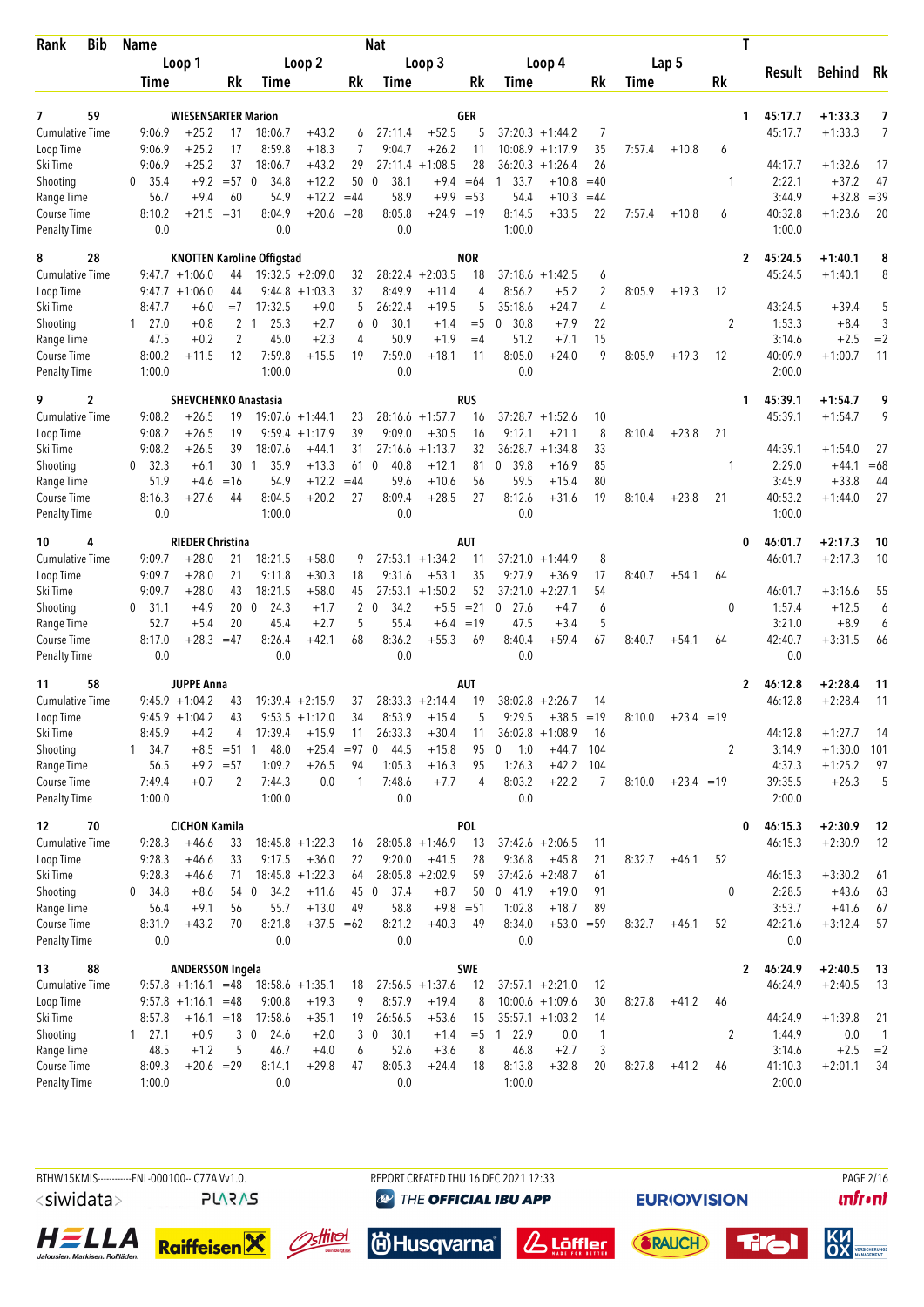| Rank | Bib | Name | | | | | | Nat | | | | | | | | | T | | | |
|---|---|---|---|---|---|---|---|---|---|---|---|---|---|---|---|---|---|---|---|---|
| | | Loop 1 | | | Loop 2 | | | Loop 3 | | | Loop 4 | | | Lap 5 | | | | Result | Behind | Rk |
| | | Time | | Rk | Time | | Rk | Time | | Rk | Time | | Rk | Time | | Rk | | | | |
| 7 | 59 | WIESENSARTER Marion | | | | | | GER | | | | | | | | | 1 | 45:17.7 | +1:33.3 | 7 |
| Cumulative Time | | 9:06.9 | +25.2 | 17 | 18:06.7 | +43.2 | 6 | 27:11.4 | +52.5 | 5 | 37:20.3 | +1:44.2 | 7 | | | | | 45:17.7 | +1:33.3 | 7 |
| Loop Time | | 9:06.9 | +25.2 | 17 | 8:59.8 | +18.3 | 7 | 9:04.7 | +26.2 | 11 | 10:08.9 | +1:17.9 | 35 | 7:57.4 | +10.8 | 6 | | | | |
| Ski Time | | 9:06.9 | +25.2 | 37 | 18:06.7 | +43.2 | 29 | 27:11.4 | +1:08.5 | 28 | 36:20.3 | +1:26.4 | 26 | | | | | 44:17.7 | +1:32.6 | 17 |
| Shooting | | 0 35.4 | +9.2 | =57 | 0 34.8 | +12.2 | 50 | 0 38.1 | +9.4 | =64 | 1 33.7 | +10.8 | =40 | | | | 1 | 2:22.1 | +37.2 | 47 |
| Range Time | | 56.7 | +9.4 | 60 | 54.9 | +12.2 | =44 | 58.9 | +9.9 | =53 | 54.4 | +10.3 | =44 | | | | | 3:44.9 | +32.8 | =39 |
| Course Time | | 8:10.2 | +21.5 | =31 | 8:04.9 | +20.6 | =28 | 8:05.8 | +24.9 | =19 | 8:14.5 | +33.5 | 22 | 7:57.4 | +10.8 | 6 | | 40:32.8 | +1:23.6 | 20 |
| Penalty Time | | 0.0 | | | 0.0 | | | 0.0 | | | 1:00.0 | | | | | | | 1:00.0 | | |
| 8 | 28 | KNOTTEN Karoline Offigstad | | | | | | NOR | | | | | | | | | 2 | 45:24.5 | +1:40.1 | 8 |
| Cumulative Time | | 9:47.7 | +1:06.0 | 44 | 19:32.5 | +2:09.0 | 32 | 28:22.4 | +2:03.5 | 18 | 37:18.6 | +1:42.5 | 6 | | | | | 45:24.5 | +1:40.1 | 8 |
| Loop Time | | 9:47.7 | +1:06.0 | 44 | 9:44.8 | +1:03.3 | 32 | 8:49.9 | +11.4 | 4 | 8:56.2 | +5.2 | 2 | 8:05.9 | +19.3 | 12 | | | | |
| Ski Time | | 8:47.7 | +6.0 | =7 | 17:32.5 | +9.0 | 5 | 26:22.4 | +19.5 | 5 | 35:18.6 | +24.7 | 4 | | | | | 43:24.5 | +39.4 | 5 |
| Shooting | | 1 27.0 | +0.8 | 2 | 1 25.3 | +2.7 | 6 | 0 30.1 | +1.4 | =5 | 0 30.8 | +7.9 | 22 | | | | 2 | 1:53.3 | +8.4 | 3 |
| Range Time | | 47.5 | +0.2 | 2 | 45.0 | +2.3 | 4 | 50.9 | +1.9 | =4 | 51.2 | +7.1 | 15 | | | | | 3:14.6 | +2.5 | =2 |
| Course Time | | 8:00.2 | +11.5 | 12 | 7:59.8 | +15.5 | 19 | 7:59.0 | +18.1 | 11 | 8:05.0 | +24.0 | 9 | 8:05.9 | +19.3 | 12 | | 40:09.9 | +1:00.7 | 11 |
| Penalty Time | | 1:00.0 | | | 1:00.0 | | | 0.0 | | | 0.0 | | | | | | | 2:00.0 | | |
| 9 | 2 | SHEVCHENKO Anastasia | | | | | | RUS | | | | | | | | | 1 | 45:39.1 | +1:54.7 | 9 |
| Cumulative Time | | 9:08.2 | +26.5 | 19 | 19:07.6 | +1:44.1 | 23 | 28:16.6 | +1:57.7 | 16 | 37:28.7 | +1:52.6 | 10 | | | | | 45:39.1 | +1:54.7 | 9 |
| Loop Time | | 9:08.2 | +26.5 | 19 | 9:59.4 | +1:17.9 | 39 | 9:09.0 | +30.5 | 16 | 9:12.1 | +21.1 | 8 | 8:10.4 | +23.8 | 21 | | | | |
| Ski Time | | 9:08.2 | +26.5 | 39 | 18:07.6 | +44.1 | 31 | 27:16.6 | +1:13.7 | 32 | 36:28.7 | +1:34.8 | 33 | | | | | 44:39.1 | +1:54.0 | 27 |
| Shooting | | 0 32.3 | +6.1 | 30 | 1 35.9 | +13.3 | 61 | 0 40.8 | +12.1 | 81 | 0 39.8 | +16.9 | 85 | | | | 1 | 2:29.0 | +44.1 | =68 |
| Range Time | | 51.9 | +4.6 | =16 | 54.9 | +12.2 | =44 | 59.6 | +10.6 | 56 | 59.5 | +15.4 | 80 | | | | | 3:45.9 | +33.8 | 44 |
| Course Time | | 8:16.3 | +27.6 | 44 | 8:04.5 | +20.2 | 27 | 8:09.4 | +28.5 | 27 | 8:12.6 | +31.6 | 19 | 8:10.4 | +23.8 | 21 | | 40:53.2 | +1:44.0 | 27 |
| Penalty Time | | 0.0 | | | 1:00.0 | | | 0.0 | | | 0.0 | | | | | | | 1:00.0 | | |
| 10 | 4 | RIEDER Christina | | | | | | AUT | | | | | | | | | 0 | 46:01.7 | +2:17.3 | 10 |
| Cumulative Time | | 9:09.7 | +28.0 | 21 | 18:21.5 | +58.0 | 9 | 27:53.1 | +1:34.2 | 11 | 37:21.0 | +1:44.9 | 8 | | | | | 46:01.7 | +2:17.3 | 10 |
| Loop Time | | 9:09.7 | +28.0 | 21 | 9:11.8 | +30.3 | 18 | 9:31.6 | +53.1 | 35 | 9:27.9 | +36.9 | 17 | 8:40.7 | +54.1 | 64 | | | | |
| Ski Time | | 9:09.7 | +28.0 | 43 | 18:21.5 | +58.0 | 45 | 27:53.1 | +1:50.2 | 52 | 37:21.0 | +2:27.1 | 54 | | | | | 46:01.7 | +3:16.6 | 55 |
| Shooting | | 0 31.1 | +4.9 | 20 | 0 24.3 | +1.7 | 2 | 0 34.2 | +5.5 | =21 | 0 27.6 | +4.7 | 6 | | | | 0 | 1:57.4 | +12.5 | 6 |
| Range Time | | 52.7 | +5.4 | 20 | 45.4 | +2.7 | 5 | 55.4 | +6.4 | =19 | 47.5 | +3.4 | 5 | | | | | 3:21.0 | +8.9 | 6 |
| Course Time | | 8:17.0 | +28.3 | =47 | 8:26.4 | +42.1 | 68 | 8:36.2 | +55.3 | 69 | 8:40.4 | +59.4 | 67 | 8:40.7 | +54.1 | 64 | | 42:40.7 | +3:31.5 | 66 |
| Penalty Time | | 0.0 | | | 0.0 | | | 0.0 | | | 0.0 | | | | | | | 0.0 | | |
| 11 | 58 | JUPPE Anna | | | | | | AUT | | | | | | | | | 2 | 46:12.8 | +2:28.4 | 11 |
| Cumulative Time | | 9:45.9 | +1:04.2 | 43 | 19:39.4 | +2:15.9 | 37 | 28:33.3 | +2:14.4 | 19 | 38:02.8 | +2:26.7 | 14 | | | | | 46:12.8 | +2:28.4 | 11 |
| Loop Time | | 9:45.9 | +1:04.2 | 43 | 9:53.5 | +1:12.0 | 34 | 8:53.9 | +15.4 | 5 | 9:29.5 | +38.5 | =19 | 8:10.0 | +23.4 | =19 | | | | |
| Ski Time | | 8:45.9 | +4.2 | 4 | 17:39.4 | +15.9 | 11 | 26:33.3 | +30.4 | 11 | 36:02.8 | +1:08.9 | 16 | | | | | 44:12.8 | +1:27.7 | 14 |
| Shooting | | 1 34.7 | +8.5 | =51 | 1 48.0 | +25.4 | =97 | 0 44.5 | +15.8 | 95 | 0 1:0 | +44.7 | 104 | | | | 2 | 3:14.9 | +1:30.0 | 101 |
| Range Time | | 56.5 | +9.2 | =57 | 1:09.2 | +26.5 | 94 | 1:05.3 | +16.3 | 95 | 1:26.3 | +42.2 | 104 | | | | | 4:37.3 | +1:25.2 | 97 |
| Course Time | | 7:49.4 | +0.7 | 2 | 7:44.3 | 0.0 | 1 | 7:48.6 | +7.7 | 4 | 8:03.2 | +22.2 | 7 | 8:10.0 | +23.4 | =19 | | 39:35.5 | +26.3 | 5 |
| Penalty Time | | 1:00.0 | | | 1:00.0 | | | 0.0 | | | 0.0 | | | | | | | 2:00.0 | | |
| 12 | 70 | CICHON Kamila | | | | | | POL | | | | | | | | | 0 | 46:15.3 | +2:30.9 | 12 |
| Cumulative Time | | 9:28.3 | +46.6 | 33 | 18:45.8 | +1:22.3 | 16 | 28:05.8 | +1:46.9 | 13 | 37:42.6 | +2:06.5 | 11 | | | | | 46:15.3 | +2:30.9 | 12 |
| Loop Time | | 9:28.3 | +46.6 | 33 | 9:17.5 | +36.0 | 22 | 9:20.0 | +41.5 | 28 | 9:36.8 | +45.8 | 21 | 8:32.7 | +46.1 | 52 | | | | |
| Ski Time | | 9:28.3 | +46.6 | 71 | 18:45.8 | +1:22.3 | 64 | 28:05.8 | +2:02.9 | 59 | 37:42.6 | +2:48.7 | 61 | | | | | 46:15.3 | +3:30.2 | 61 |
| Shooting | | 0 34.8 | +8.6 | 54 | 0 34.2 | +11.6 | 45 | 0 37.4 | +8.7 | 50 | 0 41.9 | +19.0 | 91 | | | | 0 | 2:28.5 | +43.6 | 63 |
| Range Time | | 56.4 | +9.1 | 56 | 55.7 | +13.0 | 49 | 58.8 | +9.8 | =51 | 1:02.8 | +18.7 | 89 | | | | | 3:53.7 | +41.6 | 67 |
| Course Time | | 8:31.9 | +43.2 | 70 | 8:21.8 | +37.5 | =62 | 8:21.2 | +40.3 | 49 | 8:34.0 | +53.0 | =59 | 8:32.7 | +46.1 | 52 | | 42:21.6 | +3:12.4 | 57 |
| Penalty Time | | 0.0 | | | 0.0 | | | 0.0 | | | 0.0 | | | | | | | 0.0 | | |
| 13 | 88 | ANDERSSON Ingela | | | | | | SWE | | | | | | | | | 2 | 46:24.9 | +2:40.5 | 13 |
| Cumulative Time | | 9:57.8 | +1:16.1 | =48 | 18:58.6 | +1:35.1 | 18 | 27:56.5 | +1:37.6 | 12 | 37:57.1 | +2:21.0 | 12 | | | | | 46:24.9 | +2:40.5 | 13 |
| Loop Time | | 9:57.8 | +1:16.1 | =48 | 9:00.8 | +19.3 | 9 | 8:57.9 | +19.4 | 8 | 10:00.6 | +1:09.6 | 30 | 8:27.8 | +41.2 | 46 | | | | |
| Ski Time | | 8:57.8 | +16.1 | =18 | 17:58.6 | +35.1 | 19 | 26:56.5 | +53.6 | 15 | 35:57.1 | +1:03.2 | 14 | | | | | 44:24.9 | +1:39.8 | 21 |
| Shooting | | 1 27.1 | +0.9 | 3 | 0 24.6 | +2.0 | 3 | 0 30.1 | +1.4 | =5 | 1 22.9 | 0.0 | 1 | | | | 2 | 1:44.9 | 0.0 | 1 |
| Range Time | | 48.5 | +1.2 | 5 | 46.7 | +4.0 | 6 | 52.6 | +3.6 | 8 | 46.8 | +2.7 | 3 | | | | | 3:14.6 | +2.5 | =2 |
| Course Time | | 8:09.3 | +20.6 | =29 | 8:14.1 | +29.8 | 47 | 8:05.3 | +24.4 | 18 | 8:13.8 | +32.8 | 20 | 8:27.8 | +41.2 | 46 | | 41:10.3 | +2:01.1 | 34 |
| Penalty Time | | 1:00.0 | | | 0.0 | | | 0.0 | | | 1:00.0 | | | | | | | 2:00.0 | | |

BTHW15KMIS-----------FNL-000100-- C77A Vv1.0. REPORT CREATED THU 16 DEC 2021 12:33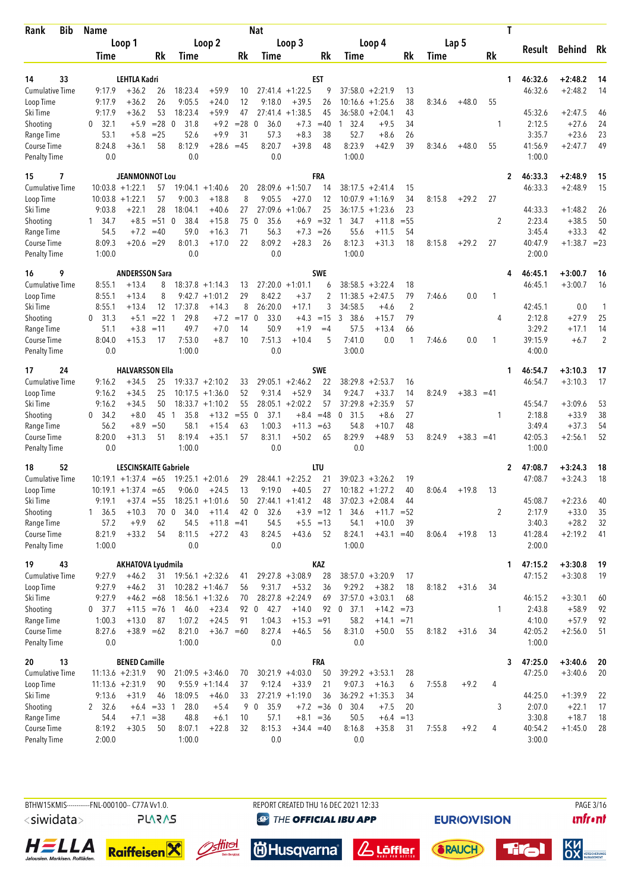| Rank | Bib | Name | | | | | | | Nat | | | | | | | | | T | Result | Behind | Rk |
|---|---|---|---|---|---|---|---|---|---|---|---|---|---|---|---|---|---|---|---|---|---|
| | | Loop 1 | | | Loop 2 | | | Loop 3 | | | Loop 4 | | | Lap 5 | | | | | | | |
| | | Time | | Rk | Time | | Rk | Time | | Rk | Time | | Rk | Time | | Rk | | | | | |
| 14 | 33 | LEHTLA Kadri | | | | | | | EST | | | | | | | | | 1 | 46:32.6 | +2:48.2 | 14 |
| Cumulative Time | | 9:17.9 | +36.2 | 26 | 18:23.4 | +59.9 | 10 | 27:41.4 | +1:22.5 | 9 | 37:58.0 | +2:21.9 | 13 | | | | | | 46:32.6 | +2:48.2 | 14 |
| Loop Time | | 9:17.9 | +36.2 | 26 | 9:05.5 | +24.0 | 12 | 9:18.0 | +39.5 | 26 | 10:16.6 | +1:25.6 | 38 | 8:34.6 | +48.0 | 55 | | | | | |
| Ski Time | | 9:17.9 | +36.2 | 53 | 18:23.4 | +59.9 | 47 | 27:41.4 | +1:38.5 | 45 | 36:58.0 | +2:04.1 | 43 | | | | | | 45:32.6 | +2:47.5 | 46 |
| Shooting | | 0  32.1 | +5.9 | =28 | 0  31.8 | +9.2 | =28 | 0  36.0 | +7.3 | =40 | 1  32.4 | +9.5 | 34 | | | | | 1 | 2:12.5 | +27.6 | 24 |
| Range Time | | 53.1 | +5.8 | =25 | 52.6 | +9.9 | 31 | 57.3 | +8.3 | 38 | 52.7 | +8.6 | 26 | | | | | | 3:35.7 | +23.6 | 23 |
| Course Time | | 8:24.8 | +36.1 | 58 | 8:12.9 | +28.6 | =45 | 8:20.7 | +39.8 | 48 | 8:23.9 | +42.9 | 39 | 8:34.6 | +48.0 | 55 | | | 41:56.9 | +2:47.7 | 49 |
| Penalty Time | | 0.0 | | | 0.0 | | | 0.0 | | | 1:00.0 | | | | | | | | 1:00.0 | | |
| 15 | 7 | JEANMONNOT Lou | | | | | | | FRA | | | | | | | | | 2 | 46:33.3 | +2:48.9 | 15 |
| Cumulative Time | | 10:03.8 | +1:22.1 | 57 | 19:04.1 | +1:40.6 | 20 | 28:09.6 | +1:50.7 | 14 | 38:17.5 | +2:41.4 | 15 | | | | | | 46:33.3 | +2:48.9 | 15 |
| Loop Time | | 10:03.8 | +1:22.1 | 57 | 9:00.3 | +18.8 | 8 | 9:05.5 | +27.0 | 12 | 10:07.9 | +1:16.9 | 34 | 8:15.8 | +29.2 | 27 | | | | | |
| Ski Time | | 9:03.8 | +22.1 | 28 | 18:04.1 | +40.6 | 27 | 27:09.6 | +1:06.7 | 25 | 36:17.5 | +1:23.6 | 23 | | | | | | 44:33.3 | +1:48.2 | 26 |
| Shooting | | 1  34.7 | +8.5 | =51 | 0  38.4 | +15.8 | 75 | 0  35.6 | +6.9 | =32 | 1  34.7 | +11.8 | =55 | | | | | 2 | 2:23.4 | +38.5 | 50 |
| Range Time | | 54.5 | +7.2 | =40 | 59.0 | +16.3 | 71 | 56.3 | +7.3 | =26 | 55.6 | +11.5 | 54 | | | | | | 3:45.4 | +33.3 | 42 |
| Course Time | | 8:09.3 | +20.6 | =29 | 8:01.3 | +17.0 | 22 | 8:09.2 | +28.3 | 26 | 8:12.3 | +31.3 | 18 | 8:15.8 | +29.2 | 27 | | | 40:47.9 | +1:38.7 | =23 |
| Penalty Time | | 1:00.0 | | | 0.0 | | | 0.0 | | | 1:00.0 | | | | | | | | 2:00.0 | | |
| 16 | 9 | ANDERSSON Sara | | | | | | | SWE | | | | | | | | | 4 | 46:45.1 | +3:00.7 | 16 |
| Cumulative Time | | 8:55.1 | +13.4 | 8 | 18:37.8 | +1:14.3 | 13 | 27:20.0 | +1:01.1 | 6 | 38:58.5 | +3:22.4 | 18 | | | | | | 46:45.1 | +3:00.7 | 16 |
| Loop Time | | 8:55.1 | +13.4 | 8 | 9:42.7 | +1:01.2 | 29 | 8:42.2 | +3.7 | 2 | 11:38.5 | +2:47.5 | 79 | 7:46.6 | 0.0 | 1 | | | | | |
| Ski Time | | 8:55.1 | +13.4 | 12 | 17:37.8 | +14.3 | 8 | 26:20.0 | +17.1 | 3 | 34:58.5 | +4.6 | 2 | | | | | | 42:45.1 | 0.0 | 1 |
| Shooting | | 0  31.3 | +5.1 | =22 | 1  29.8 | +7.2 | =17 | 0  33.0 | +4.3 | =15 | 3  38.6 | +15.7 | 79 | | | | | 4 | 2:12.8 | +27.9 | 25 |
| Range Time | | 51.1 | +3.8 | =11 | 49.7 | +7.0 | 14 | 50.9 | +1.9 | =4 | 57.5 | +13.4 | 66 | | | | | | 3:29.2 | +17.1 | 14 |
| Course Time | | 8:04.0 | +15.3 | 17 | 7:53.0 | +8.7 | 10 | 7:51.3 | +10.4 | 5 | 7:41.0 | 0.0 | 1 | 7:46.6 | 0.0 | 1 | | | 39:15.9 | +6.7 | 2 |
| Penalty Time | | 0.0 | | | 1:00.0 | | | 0.0 | | | 3:00.0 | | | | | | | | 4:00.0 | | |
| 17 | 24 | HALVARSSON Ella | | | | | | | SWE | | | | | | | | | 1 | 46:54.7 | +3:10.3 | 17 |
| Cumulative Time | | 9:16.2 | +34.5 | 25 | 19:33.7 | +2:10.2 | 33 | 29:05.1 | +2:46.2 | 22 | 38:29.8 | +2:53.7 | 16 | | | | | | 46:54.7 | +3:10.3 | 17 |
| Loop Time | | 9:16.2 | +34.5 | 25 | 10:17.5 | +1:36.0 | 52 | 9:31.4 | +52.9 | 34 | 9:24.7 | +33.7 | 14 | 8:24.9 | +38.3 | =41 | | | | | |
| Ski Time | | 9:16.2 | +34.5 | 50 | 18:33.7 | +1:10.2 | 55 | 28:05.1 | +2:02.2 | 57 | 37:29.8 | +2:35.9 | 57 | | | | | | 45:54.7 | +3:09.6 | 53 |
| Shooting | | 0  34.2 | +8.0 | 45 | 1  35.8 | +13.2 | =55 | 0  37.1 | +8.4 | =48 | 0  31.5 | +8.6 | 27 | | | | | 1 | 2:18.8 | +33.9 | 38 |
| Range Time | | 56.2 | +8.9 | =50 | 58.1 | +15.4 | 63 | 1:00.3 | +11.3 | =63 | 54.8 | +10.7 | 48 | | | | | | 3:49.4 | +37.3 | 54 |
| Course Time | | 8:20.0 | +31.3 | 51 | 8:19.4 | +35.1 | 57 | 8:31.1 | +50.2 | 65 | 8:29.9 | +48.9 | 53 | 8:24.9 | +38.3 | =41 | | | 42:05.3 | +2:56.1 | 52 |
| Penalty Time | | 0.0 | | | 1:00.0 | | | 0.0 | | | 0.0 | | | | | | | | 1:00.0 | | |
| 18 | 52 | LESCINSKAITE Gabriele | | | | | | | LTU | | | | | | | | | 2 | 47:08.7 | +3:24.3 | 18 |
| Cumulative Time | | 10:19.1 | +1:37.4 | =65 | 19:25.1 | +2:01.6 | 29 | 28:44.1 | +2:25.2 | 21 | 39:02.3 | +3:26.2 | 19 | | | | | | 47:08.7 | +3:24.3 | 18 |
| Loop Time | | 10:19.1 | +1:37.4 | =65 | 9:06.0 | +24.5 | 13 | 9:19.0 | +40.5 | 27 | 10:18.2 | +1:27.2 | 40 | 8:06.4 | +19.8 | 13 | | | | | |
| Ski Time | | 9:19.1 | +37.4 | =55 | 18:25.1 | +1:01.6 | 50 | 27:44.1 | +1:41.2 | 48 | 37:02.3 | +2:08.4 | 44 | | | | | | 45:08.7 | +2:23.6 | 40 |
| Shooting | | 1  36.5 | +10.3 | 70 | 0  34.0 | +11.4 | 42 | 0  32.6 | +3.9 | =12 | 1  34.6 | +11.7 | =52 | | | | | 2 | 2:17.9 | +33.0 | 35 |
| Range Time | | 57.2 | +9.9 | 62 | 54.5 | +11.8 | =41 | 54.5 | +5.5 | =13 | 54.1 | +10.0 | 39 | | | | | | 3:40.3 | +28.2 | 32 |
| Course Time | | 8:21.9 | +33.2 | 54 | 8:11.5 | +27.2 | 43 | 8:24.5 | +43.6 | 52 | 8:24.1 | +43.1 | =40 | 8:06.4 | +19.8 | 13 | | | 41:28.4 | +2:19.2 | 41 |
| Penalty Time | | 1:00.0 | | | 0.0 | | | 0.0 | | | 1:00.0 | | | | | | | | 2:00.0 | | |
| 19 | 43 | AKHATOVA Lyudmila | | | | | | | KAZ | | | | | | | | | 1 | 47:15.2 | +3:30.8 | 19 |
| Cumulative Time | | 9:27.9 | +46.2 | 31 | 19:56.1 | +2:32.6 | 41 | 29:27.8 | +3:08.9 | 28 | 38:57.0 | +3:20.9 | 17 | | | | | | 47:15.2 | +3:30.8 | 19 |
| Loop Time | | 9:27.9 | +46.2 | 31 | 10:28.2 | +1:46.7 | 56 | 9:31.7 | +53.2 | 36 | 9:29.2 | +38.2 | 18 | 8:18.2 | +31.6 | 34 | | | | | |
| Ski Time | | 9:27.9 | +46.2 | =68 | 18:56.1 | +1:32.6 | 70 | 28:27.8 | +2:24.9 | 69 | 37:57.0 | +3:03.1 | 68 | | | | | | 46:15.2 | +3:30.1 | 60 |
| Shooting | | 0  37.7 | +11.5 | =76 | 1  46.0 | +23.4 | 92 | 0  42.7 | +14.0 | 92 | 0  37.1 | +14.2 | =73 | | | | | 1 | 2:43.8 | +58.9 | 92 |
| Range Time | | 1:00.3 | +13.0 | 87 | 1:07.2 | +24.5 | 91 | 1:04.3 | +15.3 | =91 | 58.2 | +14.1 | =71 | | | | | | 4:10.0 | +57.9 | 92 |
| Course Time | | 8:27.6 | +38.9 | =62 | 8:21.0 | +36.7 | =60 | 8:27.4 | +46.5 | 56 | 8:31.0 | +50.0 | 55 | 8:18.2 | +31.6 | 34 | | | 42:05.2 | +2:56.0 | 51 |
| Penalty Time | | 0.0 | | | 1:00.0 | | | 0.0 | | | 0.0 | | | | | | | | 1:00.0 | | |
| 20 | 13 | BENED Camille | | | | | | | FRA | | | | | | | | | 3 | 47:25.0 | +3:40.6 | 20 |
| Cumulative Time | | 11:13.6 | +2:31.9 | 90 | 21:09.5 | +3:46.0 | 70 | 30:21.9 | +4:03.0 | 50 | 39:29.2 | +3:53.1 | 28 | | | | | | 47:25.0 | +3:40.6 | 20 |
| Loop Time | | 11:13.6 | +2:31.9 | 90 | 9:55.9 | +1:14.4 | 37 | 9:12.4 | +33.9 | 21 | 9:07.3 | +16.3 | 6 | 7:55.8 | +9.2 | 4 | | | | | |
| Ski Time | | 9:13.6 | +31.9 | 46 | 18:09.5 | +46.0 | 33 | 27:21.9 | +1:19.0 | 36 | 36:29.2 | +1:35.3 | 34 | | | | | | 44:25.0 | +1:39.9 | 22 |
| Shooting | | 2  32.6 | +6.4 | =33 | 1  28.0 | +5.4 | 9 | 0  35.9 | +7.2 | =36 | 0  30.4 | +7.5 | 20 | | | | | 3 | 2:07.0 | +22.1 | 17 |
| Range Time | | 54.4 | +7.1 | =38 | 48.8 | +6.1 | 10 | 57.1 | +8.1 | =36 | 50.5 | +6.4 | =13 | | | | | | 3:30.8 | +18.7 | 18 |
| Course Time | | 8:19.2 | +30.5 | 50 | 8:07.1 | +22.8 | 32 | 8:15.3 | +34.4 | =40 | 8:16.8 | +35.8 | 31 | 7:55.8 | +9.2 | 4 | | | 40:54.2 | +1:45.0 | 28 |
| Penalty Time | | 2:00.0 | | | 1:00.0 | | | 0.0 | | | 0.0 | | | | | | | | 3:00.0 | | |

BTHW15KMIS------------FNL-000100-- C77A Vv1.0. REPORT CREATED THU 16 DEC 2021 12:33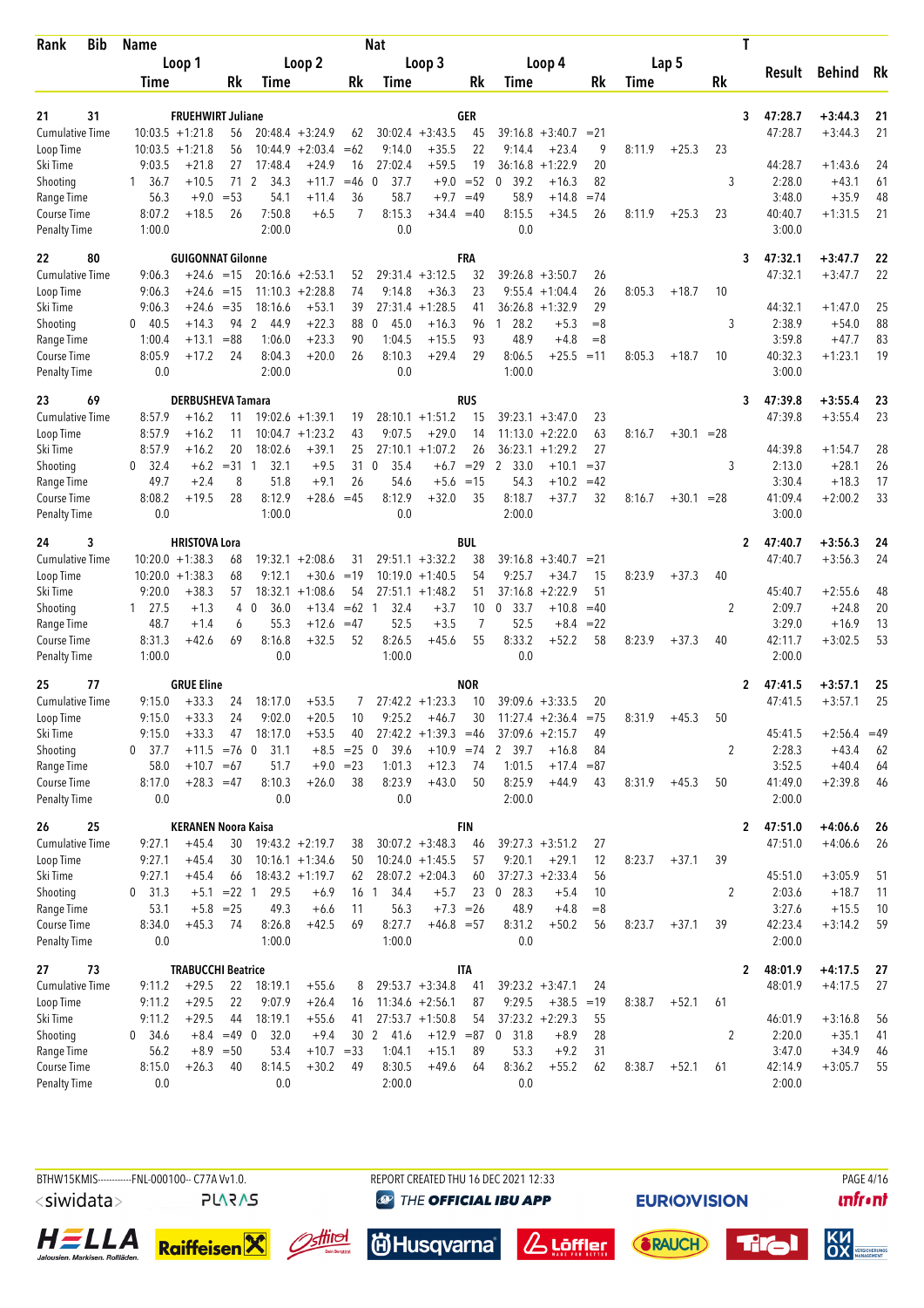| Rank | Bib | Name | | | | | | | Nat | | | | | | | | | | T | Result | Behind | Rk |
|---|---|---|---|---|---|---|---|---|---|---|---|---|---|---|---|---|---|---|---|---|---|---|
| | | Loop 1 | | | Loop 2 | | | Loop 3 | | | Loop 4 | | | Lap 5 | | | | | | | | |
| | | Time | | Rk | Time | | Rk | Time | | Rk | Time | | Rk | Time | | Rk | | | | | | |
| 21 | 31 | FRUEHWIRT Juliane | | | | | | | GER | | | | | | | | | | 3 | 47:28.7 | +3:44.3 | 21 |
| Cumulative Time | | 10:03.5 | +1:21.8 | 56 | 20:48.4 | +3:24.9 | 62 | 30:02.4 | +3:43.5 | 45 | 39:16.8 | +3:40.7 | =21 | | | | | | | 47:28.7 | +3:44.3 | 21 |
| Loop Time | | 10:03.5 | +1:21.8 | 56 | 10:44.9 | +2:03.4 | =62 | 9:14.0 | +35.5 | 22 | 9:14.4 | +23.4 | 9 | 8:11.9 | +25.3 | 23 | | | | | | |
| Ski Time | | 9:03.5 | +21.8 | 27 | 17:48.4 | +24.9 | 16 | 27:02.4 | +59.5 | 19 | 36:16.8 | +1:22.9 | 20 | | | | | | | 44:28.7 | +1:43.6 | 24 |
| Shooting | | 1 36.7 | +10.5 | 71 | 2 34.3 | +11.7 | =46 | 0 37.7 | +9.0 | =52 | 0 39.2 | +16.3 | 82 | | | | | | 3 | 2:28.0 | +43.1 | 61 |
| Range Time | | 56.3 | +9.0 | =53 | 54.1 | +11.4 | 36 | 58.7 | +9.7 | =49 | 58.9 | +14.8 | =74 | | | | | | | 3:48.0 | +35.9 | 48 |
| Course Time | | 8:07.2 | +18.5 | 26 | 7:50.8 | +6.5 | 7 | 8:15.3 | +34.4 | =40 | 8:15.5 | +34.5 | 26 | 8:11.9 | +25.3 | 23 | | | | 40:40.7 | +1:31.5 | 21 |
| Penalty Time | | 1:00.0 | | | 2:00.0 | | | 0.0 | | | 0.0 | | | | | | | | | 3:00.0 | | |
| 22 | 80 | GUIGONNAT Gilonne | | | | | | | FRA | | | | | | | | | | 3 | 47:32.1 | +3:47.7 | 22 |
| Cumulative Time | | 9:06.3 | +24.6 | =15 | 20:16.6 | +2:53.1 | 52 | 29:31.4 | +3:12.5 | 32 | 39:26.8 | +3:50.7 | 26 | | | | | | | 47:32.1 | +3:47.7 | 22 |
| Loop Time | | 9:06.3 | +24.6 | =15 | 11:10.3 | +2:28.8 | 74 | 9:14.8 | +36.3 | 23 | 9:55.4 | +1:04.4 | 26 | 8:05.3 | +18.7 | 10 | | | | | | |
| Ski Time | | 9:06.3 | +24.6 | =35 | 18:16.6 | +53.1 | 39 | 27:31.4 | +1:28.5 | 41 | 36:26.8 | +1:32.9 | 29 | | | | | | | 44:32.1 | +1:47.0 | 25 |
| Shooting | | 0 40.5 | +14.3 | 94 | 2 44.9 | +22.3 | 88 | 0 45.0 | +16.3 | 96 | 1 28.2 | +5.3 | =8 | | | | | | 3 | 2:38.9 | +54.0 | 88 |
| Range Time | | 1:00.4 | +13.1 | =88 | 1:06.0 | +23.3 | 90 | 1:04.5 | +15.5 | 93 | 48.9 | +4.8 | =8 | | | | | | | 3:59.8 | +47.7 | 83 |
| Course Time | | 8:05.9 | +17.2 | 24 | 8:04.3 | +20.0 | 26 | 8:10.3 | +29.4 | 29 | 8:06.5 | +25.5 | =11 | 8:05.3 | +18.7 | 10 | | | | 40:32.3 | +1:23.1 | 19 |
| Penalty Time | | 0.0 | | | 2:00.0 | | | 0.0 | | | 1:00.0 | | | | | | | | | 3:00.0 | | |
| 23 | 69 | DERBUSHEVA Tamara | | | | | | | RUS | | | | | | | | | | 3 | 47:39.8 | +3:55.4 | 23 |
| Cumulative Time | | 8:57.9 | +16.2 | 11 | 19:02.6 | +1:39.1 | 19 | 28:10.1 | +1:51.2 | 15 | 39:23.1 | +3:47.0 | 23 | | | | | | | 47:39.8 | +3:55.4 | 23 |
| Loop Time | | 8:57.9 | +16.2 | 11 | 10:04.7 | +1:23.2 | 43 | 9:07.5 | +29.0 | 14 | 11:13.0 | +2:22.0 | 63 | 8:16.7 | +30.1 | =28 | | | | | | |
| Ski Time | | 8:57.9 | +16.2 | 20 | 18:02.6 | +39.1 | 25 | 27:10.1 | +1:07.2 | 26 | 36:23.1 | +1:29.2 | 27 | | | | | | | 44:39.8 | +1:54.7 | 28 |
| Shooting | | 0 32.4 | +6.2 | =31 | 1 32.1 | +9.5 | 31 | 0 35.4 | +6.7 | =29 | 2 33.0 | +10.1 | =37 | | | | | | 3 | 2:13.0 | +28.1 | 26 |
| Range Time | | 49.7 | +2.4 | 8 | 51.8 | +9.1 | 26 | 54.6 | +5.6 | =15 | 54.3 | +10.2 | =42 | | | | | | | 3:30.4 | +18.3 | 17 |
| Course Time | | 8:08.2 | +19.5 | 28 | 8:12.9 | +28.6 | =45 | 8:12.9 | +32.0 | 35 | 8:18.7 | +37.7 | 32 | 8:16.7 | +30.1 | =28 | | | | 41:09.4 | +2:00.2 | 33 |
| Penalty Time | | 0.0 | | | 1:00.0 | | | 0.0 | | | 2:00.0 | | | | | | | | | 3:00.0 | | |
| 24 | 3 | HRISTOVA Lora | | | | | | | BUL | | | | | | | | | | 2 | 47:40.7 | +3:56.3 | 24 |
| Cumulative Time | | 10:20.0 | +1:38.3 | 68 | 19:32.1 | +2:08.6 | 31 | 29:51.1 | +3:32.2 | 38 | 39:16.8 | +3:40.7 | =21 | | | | | | | 47:40.7 | +3:56.3 | 24 |
| Loop Time | | 10:20.0 | +1:38.3 | 68 | 9:12.1 | +30.6 | =19 | 10:19.0 | +1:40.5 | 54 | 9:25.7 | +34.7 | 15 | 8:23.9 | +37.3 | 40 | | | | | | |
| Ski Time | | 9:20.0 | +38.3 | 57 | 18:32.1 | +1:08.6 | 54 | 27:51.1 | +1:48.2 | 51 | 37:16.8 | +2:22.9 | 51 | | | | | | | 45:40.7 | +2:55.6 | 48 |
| Shooting | | 1 27.5 | +1.3 | 4 | 0 36.0 | +13.4 | =62 | 1 32.4 | +3.7 | 10 | 0 33.7 | +10.8 | =40 | | | | | | 2 | 2:09.7 | +24.8 | 20 |
| Range Time | | 48.7 | +1.4 | 6 | 55.3 | +12.6 | =47 | 52.5 | +3.5 | 7 | 52.5 | +8.4 | =22 | | | | | | | 3:29.0 | +16.9 | 13 |
| Course Time | | 8:31.3 | +42.6 | 69 | 8:16.8 | +32.5 | 52 | 8:26.5 | +45.6 | 55 | 8:33.2 | +52.2 | 58 | 8:23.9 | +37.3 | 40 | | | | 42:11.7 | +3:02.5 | 53 |
| Penalty Time | | 1:00.0 | | | 0.0 | | | 1:00.0 | | | 0.0 | | | | | | | | | 2:00.0 | | |
| 25 | 77 | GRUE Eline | | | | | | | NOR | | | | | | | | | | 2 | 47:41.5 | +3:57.1 | 25 |
| Cumulative Time | | 9:15.0 | +33.3 | 24 | 18:17.0 | +53.5 | 7 | 27:42.2 | +1:23.3 | 10 | 39:09.6 | +3:33.5 | 20 | | | | | | | 47:41.5 | +3:57.1 | 25 |
| Loop Time | | 9:15.0 | +33.3 | 24 | 9:02.0 | +20.5 | 10 | 9:25.2 | +46.7 | 30 | 11:27.4 | +2:36.4 | =75 | 8:31.9 | +45.3 | 50 | | | | | | |
| Ski Time | | 9:15.0 | +33.3 | 47 | 18:17.0 | +53.5 | 40 | 27:42.2 | +1:39.3 | =46 | 37:09.6 | +2:15.7 | 49 | | | | | | | 45:41.5 | +2:56.4 | =49 |
| Shooting | | 0 37.7 | +11.5 | =76 | 0 31.1 | +8.5 | =25 | 0 39.6 | +10.9 | =74 | 2 39.7 | +16.8 | 84 | | | | | | 2 | 2:28.3 | +43.4 | 62 |
| Range Time | | 58.0 | +10.7 | =67 | 51.7 | +9.0 | =23 | 1:01.3 | +12.3 | 74 | 1:01.5 | +17.4 | =87 | | | | | | | 3:52.5 | +40.4 | 64 |
| Course Time | | 8:17.0 | +28.3 | =47 | 8:10.3 | +26.0 | 38 | 8:23.9 | +43.0 | 50 | 8:25.9 | +44.9 | 43 | 8:31.9 | +45.3 | 50 | | | | 41:49.0 | +2:39.8 | 46 |
| Penalty Time | | 0.0 | | | 0.0 | | | 0.0 | | | 2:00.0 | | | | | | | | | 2:00.0 | | |
| 26 | 25 | KERANEN Noora Kaisa | | | | | | | FIN | | | | | | | | | | 2 | 47:51.0 | +4:06.6 | 26 |
| Cumulative Time | | 9:27.1 | +45.4 | 30 | 19:43.2 | +2:19.7 | 38 | 30:07.2 | +3:48.3 | 46 | 39:27.3 | +3:51.2 | 27 | | | | | | | 47:51.0 | +4:06.6 | 26 |
| Loop Time | | 9:27.1 | +45.4 | 30 | 10:16.1 | +1:34.6 | 50 | 10:24.0 | +1:45.5 | 57 | 9:20.1 | +29.1 | 12 | 8:23.7 | +37.1 | 39 | | | | | | |
| Ski Time | | 9:27.1 | +45.4 | 66 | 18:43.2 | +1:19.7 | 62 | 28:07.2 | +2:04.3 | 60 | 37:27.3 | +2:33.4 | 56 | | | | | | | 45:51.0 | +3:05.9 | 51 |
| Shooting | | 0 31.3 | +5.1 | =22 | 1 29.5 | +6.9 | 16 | 1 34.4 | +5.7 | 23 | 0 28.3 | +5.4 | 10 | | | | | | 2 | 2:03.6 | +18.7 | 11 |
| Range Time | | 53.1 | +5.8 | =25 | 49.3 | +6.6 | 11 | 56.3 | +7.3 | =26 | 48.9 | +4.8 | =8 | | | | | | | 3:27.6 | +15.5 | 10 |
| Course Time | | 8:34.0 | +45.3 | 74 | 8:26.8 | +42.5 | 69 | 8:27.7 | +46.8 | =57 | 8:31.2 | +50.2 | 56 | 8:23.7 | +37.1 | 39 | | | | 42:23.4 | +3:14.2 | 59 |
| Penalty Time | | 0.0 | | | 1:00.0 | | | 1:00.0 | | | 0.0 | | | | | | | | | 2:00.0 | | |
| 27 | 73 | TRABUCCHI Beatrice | | | | | | | ITA | | | | | | | | | | 2 | 48:01.9 | +4:17.5 | 27 |
| Cumulative Time | | 9:11.2 | +29.5 | 22 | 18:19.1 | +55.6 | 8 | 29:53.7 | +3:34.8 | 41 | 39:23.2 | +3:47.1 | 24 | | | | | | | 48:01.9 | +4:17.5 | 27 |
| Loop Time | | 9:11.2 | +29.5 | 22 | 9:07.9 | +26.4 | 16 | 11:34.6 | +2:56.1 | 87 | 9:29.5 | +38.5 | =19 | 8:38.7 | +52.1 | 61 | | | | | | |
| Ski Time | | 9:11.2 | +29.5 | 44 | 18:19.1 | +55.6 | 41 | 27:53.7 | +1:50.8 | 54 | 37:23.2 | +2:29.3 | 55 | | | | | | | 46:01.9 | +3:16.8 | 56 |
| Shooting | | 0 34.6 | +8.4 | =49 | 0 32.0 | +9.4 | 30 | 2 41.6 | +12.9 | =87 | 0 31.8 | +8.9 | 28 | | | | | | 2 | 2:20.0 | +35.1 | 41 |
| Range Time | | 56.2 | +8.9 | =50 | 53.4 | +10.7 | =33 | 1:04.1 | +15.1 | 89 | 53.3 | +9.2 | 31 | | | | | | | 3:47.0 | +34.9 | 46 |
| Course Time | | 8:15.0 | +26.3 | 40 | 8:14.5 | +30.2 | 49 | 8:30.5 | +49.6 | 64 | 8:36.2 | +55.2 | 62 | 8:38.7 | +52.1 | 61 | | | | 42:14.9 | +3:05.7 | 55 |
| Penalty Time | | 0.0 | | | 0.0 | | | 2:00.0 | | | 0.0 | | | | | | | | | 2:00.0 | | |

BTHW15KMIS-----------FNL-000100-- C77A Vv1.0. REPORT CREATED THU 16 DEC 2021 12:33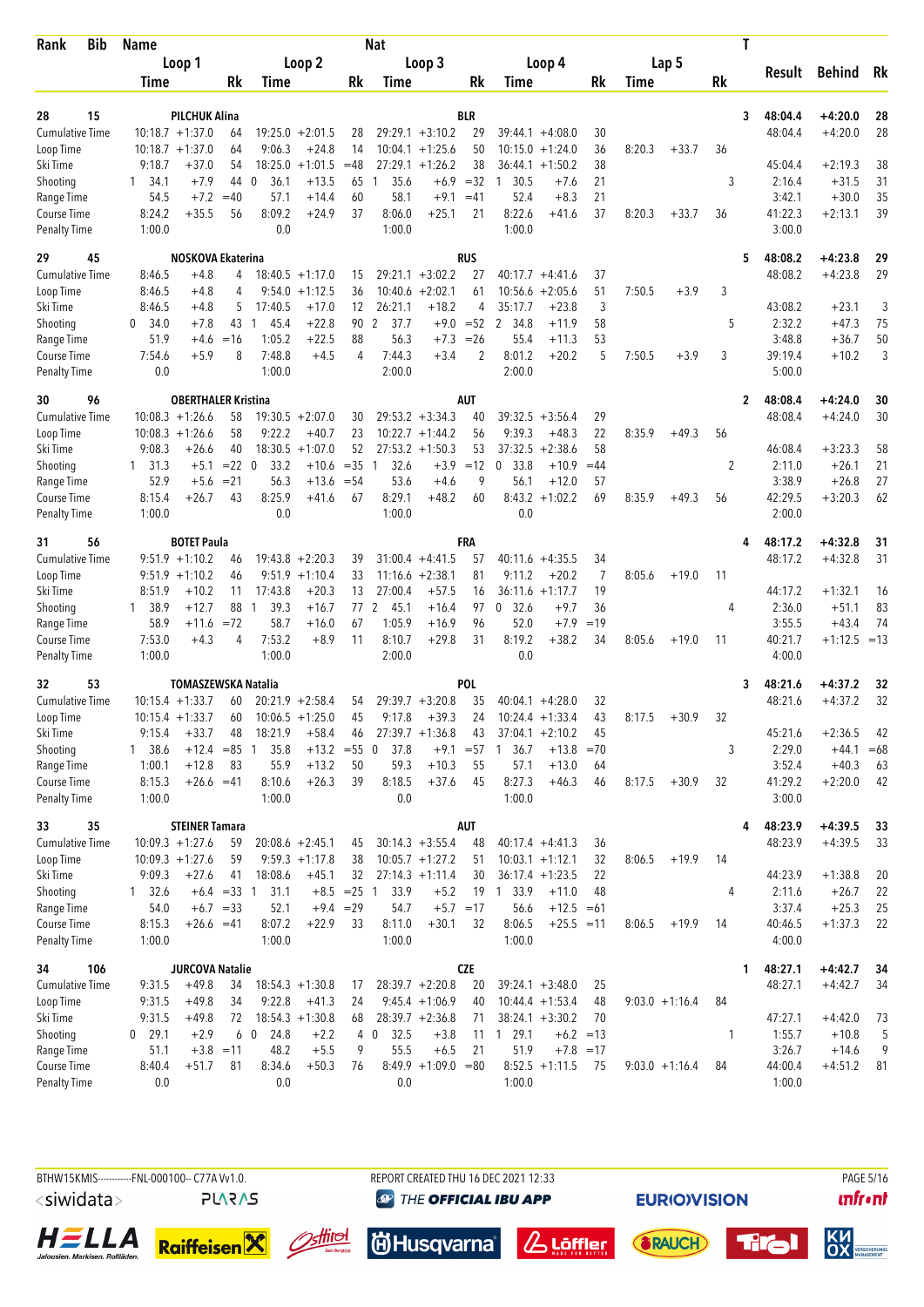| Rank | Bib | Name | | | Nat | | | | | | | | | T | Result | Behind | Rk |
|---|---|---|---|---|---|---|---|---|---|---|---|---|---|---|---|---|---|
| | | Loop 1 | | | Loop 2 | | | Loop 3 | | | Loop 4 | | | Lap 5 | | | |
| | | Time | | Rk | Time | | Rk | Time | | Rk | Time | | Rk | Time | | Rk | |
| **28** | **15** | **PILCHUK Alina** | | | | | | **BLR** | | | | | | | **3** | **48:04.4** | **+4:20.0** | **28** |
| Cumulative Time | | 10:18.7 | +1:37.0 | 64 | 19:25.0 | +2:01.5 | 28 | 29:29.1 | +3:10.2 | 29 | 39:44.1 | +4:08.0 | 30 | | | | 48:04.4 | +4:20.0 | 28 |
| Loop Time | | 10:18.7 | +1:37.0 | 64 | 9:06.3 | +24.8 | 14 | 10:04.1 | +1:25.6 | 50 | 10:15.0 | +1:24.0 | 36 | 8:20.3 | +33.7 | 36 | | | |
| Ski Time | | 9:18.7 | +37.0 | 54 | 18:25.0 | +1:01.5 | =48 | 27:29.1 | +1:26.2 | 38 | 36:44.1 | +1:50.2 | 38 | | | | 45:04.4 | +2:19.3 | 38 |
| Shooting | | 1 34.1 | +7.9 | 44 | 0 36.1 | +13.5 | 65 | 1 35.6 | +6.9 | =32 | 1 30.5 | +7.6 | 21 | | | 3 | 2:16.4 | +31.5 | 31 |
| Range Time | | 54.5 | +7.2 | =40 | 57.1 | +14.4 | 60 | 58.1 | +9.1 | =41 | 52.4 | +8.3 | 21 | | | | 3:42.1 | +30.0 | 35 |
| Course Time | | 8:24.2 | +35.5 | 56 | 8:09.2 | +24.9 | 37 | 8:06.0 | +25.1 | 21 | 8:22.6 | +41.6 | 37 | 8:20.3 | +33.7 | 36 | 41:22.3 | +2:13.1 | 39 |
| Penalty Time | | 1:00.0 | | | 0.0 | | | 1:00.0 | | | 1:00.0 | | | | | | 3:00.0 | | |
| **29** | **45** | **NOSKOVA Ekaterina** | | | | | | **RUS** | | | | | | | **5** | **48:08.2** | **+4:23.8** | **29** |
| Cumulative Time | | 8:46.5 | +4.8 | 4 | 18:40.5 | +1:17.0 | 15 | 29:21.1 | +3:02.2 | 27 | 40:17.7 | +4:41.6 | 37 | | | | 48:08.2 | +4:23.8 | 29 |
| Loop Time | | 8:46.5 | +4.8 | 4 | 9:54.0 | +1:12.5 | 36 | 10:40.6 | +2:02.1 | 61 | 10:56.6 | +2:05.6 | 51 | 7:50.5 | +3.9 | 3 | | | |
| Ski Time | | 8:46.5 | +4.8 | 5 | 17:40.5 | +17.0 | 12 | 26:21.1 | +18.2 | 4 | 35:17.7 | +23.8 | 3 | | | | 43:08.2 | +23.1 | 3 |
| Shooting | | 0 34.0 | +7.8 | 43 | 1 45.4 | +22.8 | 90 | 2 37.7 | +9.0 | =52 | 2 34.8 | +11.9 | 58 | | | 5 | 2:32.2 | +47.3 | 75 |
| Range Time | | 51.9 | +4.6 | =16 | 1:05.2 | +22.5 | 88 | 56.3 | +7.3 | =26 | 55.4 | +11.3 | 53 | | | | 3:48.8 | +36.7 | 50 |
| Course Time | | 7:54.6 | +5.9 | 8 | 7:48.8 | +4.5 | 4 | 7:44.3 | +3.4 | 2 | 8:01.2 | +20.2 | 5 | 7:50.5 | +3.9 | 3 | 39:19.4 | +10.2 | 3 |
| Penalty Time | | 0.0 | | | 1:00.0 | | | 2:00.0 | | | 2:00.0 | | | | | | 5:00.0 | | |
| **30** | **96** | **OBERTHALER Kristina** | | | | | | **AUT** | | | | | | | **2** | **48:08.4** | **+4:24.0** | **30** |
| Cumulative Time | | 10:08.3 | +1:26.6 | 58 | 19:30.5 | +2:07.0 | 30 | 29:53.2 | +3:34.3 | 40 | 39:32.5 | +3:56.4 | 29 | | | | 48:08.4 | +4:24.0 | 30 |
| Loop Time | | 10:08.3 | +1:26.6 | 58 | 9:22.2 | +40.7 | 23 | 10:22.7 | +1:44.2 | 56 | 9:39.3 | +48.3 | 22 | 8:35.9 | +49.3 | 56 | | | |
| Ski Time | | 9:08.3 | +26.6 | 40 | 18:30.5 | +1:07.0 | 52 | 27:53.2 | +1:50.3 | 53 | 37:32.5 | +2:38.6 | 58 | | | | 46:08.4 | +3:23.3 | 58 |
| Shooting | | 1 31.3 | +5.1 | =22 | 0 33.2 | +10.6 | =35 | 1 32.6 | +3.9 | =12 | 0 33.8 | +10.9 | =44 | | | 2 | 2:11.0 | +26.1 | 21 |
| Range Time | | 52.9 | +5.6 | =21 | 56.3 | +13.6 | =54 | 53.6 | +4.6 | 9 | 56.1 | +12.0 | 57 | | | | 3:38.9 | +26.8 | 27 |
| Course Time | | 8:15.4 | +26.7 | 43 | 8:25.9 | +41.6 | 67 | 8:29.1 | +48.2 | 60 | 8:43.2 | +1:02.2 | 69 | 8:35.9 | +49.3 | 56 | 42:29.5 | +3:20.3 | 62 |
| Penalty Time | | 1:00.0 | | | 0.0 | | | 1:00.0 | | | 0.0 | | | | | | 2:00.0 | | |
| **31** | **56** | **BOTET Paula** | | | | | | **FRA** | | | | | | | **4** | **48:17.2** | **+4:32.8** | **31** |
| Cumulative Time | | 9:51.9 | +1:10.2 | 46 | 19:43.8 | +2:20.3 | 39 | 31:00.4 | +4:41.5 | 57 | 40:11.6 | +4:35.5 | 34 | | | | 48:17.2 | +4:32.8 | 31 |
| Loop Time | | 9:51.9 | +1:10.2 | 46 | 9:51.9 | +1:10.4 | 33 | 11:16.6 | +2:38.1 | 81 | 9:11.2 | +20.2 | 7 | 8:05.6 | +19.0 | 11 | | | |
| Ski Time | | 8:51.9 | +10.2 | 11 | 17:43.8 | +20.3 | 13 | 27:00.4 | +57.5 | 16 | 36:11.6 | +1:17.7 | 19 | | | | 44:17.2 | +1:32.1 | 16 |
| Shooting | | 1 38.9 | +12.7 | 88 | 1 39.3 | +16.7 | 77 | 2 45.1 | +16.4 | 97 | 0 32.6 | +9.7 | 36 | | | 4 | 2:36.0 | +51.1 | 83 |
| Range Time | | 58.9 | +11.6 | =72 | 58.7 | +16.0 | 67 | 1:05.9 | +16.9 | 96 | 52.0 | +7.9 | =19 | | | | 3:55.5 | +43.4 | 74 |
| Course Time | | 7:53.0 | +4.3 | 4 | 7:53.2 | +8.9 | 11 | 8:10.7 | +29.8 | 31 | 8:19.2 | +38.2 | 34 | 8:05.6 | +19.0 | 11 | 40:21.7 | +1:12.5 | =13 |
| Penalty Time | | 1:00.0 | | | 1:00.0 | | | 2:00.0 | | | 0.0 | | | | | | 4:00.0 | | |
| **32** | **53** | **TOMASZEWSKA Natalia** | | | | | | **POL** | | | | | | | **3** | **48:21.6** | **+4:37.2** | **32** |
| Cumulative Time | | 10:15.4 | +1:33.7 | 60 | 20:21.9 | +2:58.4 | 54 | 29:39.7 | +3:20.8 | 35 | 40:04.1 | +4:28.0 | 32 | | | | 48:21.6 | +4:37.2 | 32 |
| Loop Time | | 10:15.4 | +1:33.7 | 60 | 10:06.5 | +1:25.0 | 45 | 9:17.8 | +39.3 | 24 | 10:24.4 | +1:33.4 | 43 | 8:17.5 | +30.9 | 32 | | | |
| Ski Time | | 9:15.4 | +33.7 | 48 | 18:21.9 | +58.4 | 46 | 27:39.7 | +1:36.8 | 43 | 37:04.1 | +2:10.2 | 45 | | | | 45:21.6 | +2:36.5 | 42 |
| Shooting | | 1 38.6 | +12.4 | =85 | 1 35.8 | +13.2 | =55 | 0 37.8 | +9.1 | =57 | 1 36.7 | +13.8 | =70 | | | 3 | 2:29.0 | +44.1 | =68 |
| Range Time | | 1:00.1 | +12.8 | 83 | 55.9 | +13.2 | 50 | 59.3 | +10.3 | 55 | 57.1 | +13.0 | 64 | | | | 3:52.4 | +40.3 | 63 |
| Course Time | | 8:15.3 | +26.6 | =41 | 8:10.6 | +26.3 | 39 | 8:18.5 | +37.6 | 45 | 8:27.3 | +46.3 | 46 | 8:17.5 | +30.9 | 32 | 41:29.2 | +2:20.0 | 42 |
| Penalty Time | | 1:00.0 | | | 1:00.0 | | | 0.0 | | | 1:00.0 | | | | | | 3:00.0 | | |
| **33** | **35** | **STEINER Tamara** | | | | | | **AUT** | | | | | | | **4** | **48:23.9** | **+4:39.5** | **33** |
| Cumulative Time | | 10:09.3 | +1:27.6 | 59 | 20:08.6 | +2:45.1 | 45 | 30:14.3 | +3:55.4 | 48 | 40:17.4 | +4:41.3 | 36 | | | | 48:23.9 | +4:39.5 | 33 |
| Loop Time | | 10:09.3 | +1:27.6 | 59 | 9:59.3 | +1:17.8 | 38 | 10:05.7 | +1:27.2 | 51 | 10:03.1 | +1:12.1 | 32 | 8:06.5 | +19.9 | 14 | | | |
| Ski Time | | 9:09.3 | +27.6 | 41 | 18:08.6 | +45.1 | 32 | 27:14.3 | +1:11.4 | 30 | 36:17.4 | +1:23.5 | 22 | | | | 44:23.9 | +1:38.8 | 20 |
| Shooting | | 1 32.6 | +6.4 | =33 | 1 31.1 | +8.5 | =25 | 1 33.9 | +5.2 | 19 | 1 33.9 | +11.0 | 48 | | | 4 | 2:11.6 | +26.7 | 22 |
| Range Time | | 54.0 | +6.7 | =33 | 52.1 | +9.4 | =29 | 54.7 | +5.7 | =17 | 56.6 | +12.5 | =61 | | | | 3:37.4 | +25.3 | 25 |
| Course Time | | 8:15.3 | +26.6 | =41 | 8:07.2 | +22.9 | 33 | 8:11.0 | +30.1 | 32 | 8:06.5 | +25.5 | =11 | 8:06.5 | +19.9 | 14 | 40:46.5 | +1:37.3 | 22 |
| Penalty Time | | 1:00.0 | | | 1:00.0 | | | 1:00.0 | | | 1:00.0 | | | | | | 4:00.0 | | |
| **34** | **106** | **JURCOVA Natalie** | | | | | | **CZE** | | | | | | | **1** | **48:27.1** | **+4:42.7** | **34** |
| Cumulative Time | | 9:31.5 | +49.8 | 34 | 18:54.3 | +1:30.8 | 17 | 28:39.7 | +2:20.8 | 20 | 39:24.1 | +3:48.0 | 25 | | | | 48:27.1 | +4:42.7 | 34 |
| Loop Time | | 9:31.5 | +49.8 | 34 | 9:22.8 | +41.3 | 24 | 9:45.4 | +1:06.9 | 40 | 10:44.4 | +1:53.4 | 48 | 9:03.0 | +1:16.4 | 84 | | | |
| Ski Time | | 9:31.5 | +49.8 | 72 | 18:54.3 | +1:30.8 | 68 | 28:39.7 | +2:36.8 | 71 | 38:24.1 | +3:30.2 | 70 | | | | 47:27.1 | +4:42.0 | 73 |
| Shooting | | 0 29.1 | +2.9 | 6 | 0 24.8 | +2.2 | 4 | 0 32.5 | +3.8 | 11 | 1 29.1 | +6.2 | =13 | | | 1 | 1:55.7 | +10.8 | 5 |
| Range Time | | 51.1 | +3.8 | =11 | 48.2 | +5.5 | 9 | 55.5 | +6.5 | 21 | 51.9 | +7.8 | =17 | | | | 3:26.7 | +14.6 | 9 |
| Course Time | | 8:40.4 | +51.7 | 81 | 8:34.6 | +50.3 | 76 | 8:49.9 | +1:09.0 | =80 | 8:52.5 | +1:11.5 | 75 | 9:03.0 | +1:16.4 | 84 | 44:00.4 | +4:51.2 | 81 |
| Penalty Time | | 0.0 | | | 0.0 | | | 0.0 | | | 1:00.0 | | | | | | 1:00.0 | | |

BTHW15KMIS-----------FNL-000100-- C77A Vv1.0. REPORT CREATED THU 16 DEC 2021 12:33 PAGE 5/16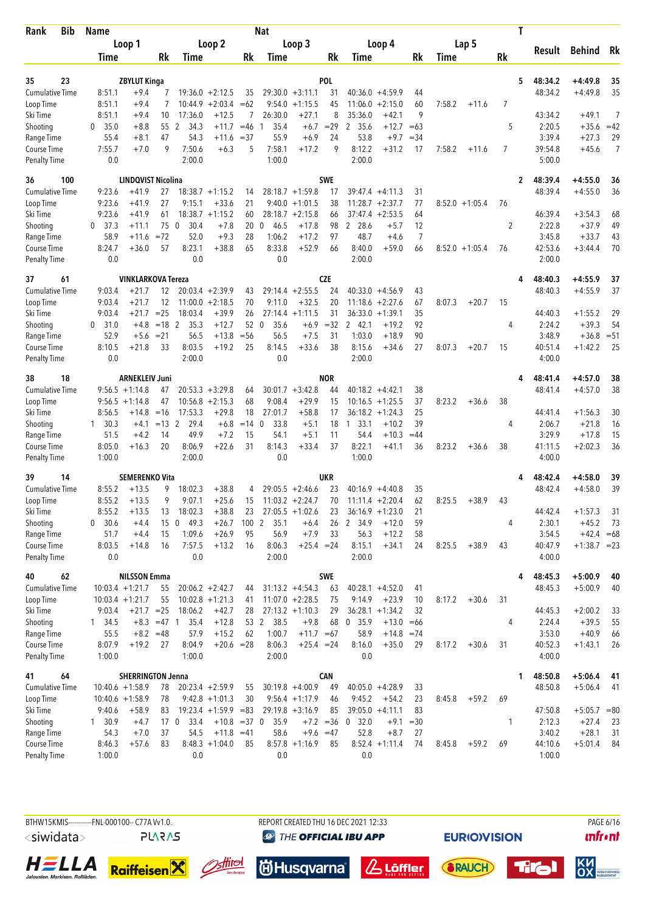| Rank | Bib | Name | | | | | | Nat | | | | | | | | | T | Result | Behind | Rk |
|---|---|---|---|---|---|---|---|---|---|---|---|---|---|---|---|---|---|---|---|---|
| | | Loop 1 | | | Loop 2 | | | Loop 3 | | | Loop 4 | | | Lap 5 | | | | | | |
| | | Time | | Rk | Time | | Rk | Time | | Rk | Time | | Rk | Time | | Rk | | | | |
| 35 | 23 | ZBYLUT Kinga | | | | | | POL | | | | | | | | | 5 | 48:34.2 | +4:49.8 | 35 |
| Cumulative Time | | 8:51.1 | +9.4 | 7 | 19:36.0 | +2:12.5 | 35 | 29:30.0 | +3:11.1 | 31 | 40:36.0 | +4:59.9 | 44 | | | | | 48:34.2 | +4:49.8 | 35 |
| Loop Time | | 8:51.1 | +9.4 | 7 | 10:44.9 | +2:03.4 | =62 | 9:54.0 | +1:15.5 | 45 | 11:06.0 | +2:15.0 | 60 | 7:58.2 | +11.6 | 7 | | | | |
| Ski Time | | 8:51.1 | +9.4 | 10 | 17:36.0 | +12.5 | 7 | 26:30.0 | +27.1 | 8 | 35:36.0 | +42.1 | 9 | | | | | 43:34.2 | +49.1 | 7 |
| Shooting | | 0 35.0 | +8.8 | 55 | 2 34.3 | +11.7 | =46 | 1 35.4 | +6.7 | =29 | 2 35.6 | +12.7 | =63 | | | | 5 | 2:20.5 | +35.6 | =42 |
| Range Time | | 55.4 | +8.1 | 47 | 54.3 | +11.6 | =37 | 55.9 | +6.9 | 24 | 53.8 | +9.7 | =34 | | | | | 3:39.4 | +27.3 | 29 |
| Course Time | | 7:55.7 | +7.0 | 9 | 7:50.6 | +6.3 | 5 | 7:58.1 | +17.2 | 9 | 8:12.2 | +31.2 | 17 | 7:58.2 | +11.6 | 7 | | 39:54.8 | +45.6 | 7 |
| Penalty Time | | 0.0 | | | 2:00.0 | | | 1:00.0 | | | 2:00.0 | | | | | | | 5:00.0 | | |
| 36 | 100 | LINDQVIST Nicolina | | | | | | SWE | | | | | | | | | 2 | 48:39.4 | +4:55.0 | 36 |
| Cumulative Time | | 9:23.6 | +41.9 | 27 | 18:38.7 | +1:15.2 | 14 | 28:18.7 | +1:59.8 | 17 | 39:47.4 | +4:11.3 | 31 | | | | | 48:39.4 | +4:55.0 | 36 |
| Loop Time | | 9:23.6 | +41.9 | 27 | 9:15.1 | +33.6 | 21 | 9:40.0 | +1:01.5 | 38 | 11:28.7 | +2:37.7 | 77 | 8:52.0 | +1:05.4 | 76 | | | | |
| Ski Time | | 9:23.6 | +41.9 | 61 | 18:38.7 | +1:15.2 | 60 | 28:18.7 | +2:15.8 | 66 | 37:47.4 | +2:53.5 | 64 | | | | | 46:39.4 | +3:54.3 | 68 |
| Shooting | | 0 37.3 | +11.1 | 75 | 0 30.4 | +7.8 | 20 | 0 46.5 | +17.8 | 98 | 2 28.6 | +5.7 | 12 | | | | 2 | 2:22.8 | +37.9 | 49 |
| Range Time | | 58.9 | +11.6 | =72 | 52.0 | +9.3 | 28 | 1:06.2 | +17.2 | 97 | 48.7 | +4.6 | 7 | | | | | 3:45.8 | +33.7 | 43 |
| Course Time | | 8:24.7 | +36.0 | 57 | 8:23.1 | +38.8 | 65 | 8:33.8 | +52.9 | 66 | 8:40.0 | +59.0 | 66 | 8:52.0 | +1:05.4 | 76 | | 42:53.6 | +3:44.4 | 70 |
| Penalty Time | | 0.0 | | | 0.0 | | | 0.0 | | | 2:00.0 | | | | | | | 2:00.0 | | |
| 37 | 61 | VINKLARKOVA Tereza | | | | | | CZE | | | | | | | | | 4 | 48:40.3 | +4:55.9 | 37 |
| Cumulative Time | | 9:03.4 | +21.7 | 12 | 20:03.4 | +2:39.9 | 43 | 29:14.4 | +2:55.5 | 24 | 40:33.0 | +4:56.9 | 43 | | | | | 48:40.3 | +4:55.9 | 37 |
| Loop Time | | 9:03.4 | +21.7 | 12 | 11:00.0 | +2:18.5 | 70 | 9:11.0 | +32.5 | 20 | 11:18.6 | +2:27.6 | 67 | 8:07.3 | +20.7 | 15 | | | | |
| Ski Time | | 9:03.4 | +21.7 | =25 | 18:03.4 | +39.9 | 26 | 27:14.4 | +1:11.5 | 31 | 36:33.0 | +1:39.1 | 35 | | | | | 44:40.3 | +1:55.2 | 29 |
| Shooting | | 0 31.0 | +4.8 | =18 | 2 35.3 | +12.7 | 52 | 0 35.6 | +6.9 | =32 | 2 42.1 | +19.2 | 92 | | | | 4 | 2:24.2 | +39.3 | 54 |
| Range Time | | 52.9 | +5.6 | =21 | 56.5 | +13.8 | =56 | 56.5 | +7.5 | 31 | 1:03.0 | +18.9 | 90 | | | | | 3:48.9 | +36.8 | =51 |
| Course Time | | 8:10.5 | +21.8 | 33 | 8:03.5 | +19.2 | 25 | 8:14.5 | +33.6 | 38 | 8:15.6 | +34.6 | 27 | 8:07.3 | +20.7 | 15 | | 40:51.4 | +1:42.2 | 25 |
| Penalty Time | | 0.0 | | | 2:00.0 | | | 0.0 | | | 2:00.0 | | | | | | | 4:00.0 | | |
| 38 | 18 | ARNEKLEIV Juni | | | | | | NOR | | | | | | | | | 4 | 48:41.4 | +4:57.0 | 38 |
| Cumulative Time | | 9:56.5 | +1:14.8 | 47 | 20:53.3 | +3:29.8 | 64 | 30:01.7 | +3:42.8 | 44 | 40:18.2 | +4:42.1 | 38 | | | | | 48:41.4 | +4:57.0 | 38 |
| Loop Time | | 9:56.5 | +1:14.8 | 47 | 10:56.8 | +2:15.3 | 68 | 9:08.4 | +29.9 | 15 | 10:16.5 | +1:25.5 | 37 | 8:23.2 | +36.6 | 38 | | | | |
| Ski Time | | 8:56.5 | +14.8 | =16 | 17:53.3 | +29.8 | 18 | 27:01.7 | +58.8 | 17 | 36:18.2 | +1:24.3 | 25 | | | | | 44:41.4 | +1:56.3 | 30 |
| Shooting | | 1 30.3 | +4.1 | =13 | 2 29.4 | +6.8 | =14 | 0 33.8 | +5.1 | 18 | 1 33.1 | +10.2 | 39 | | | | 4 | 2:06.7 | +21.8 | 16 |
| Range Time | | 51.5 | +4.2 | 14 | 49.9 | +7.2 | 15 | 54.1 | +5.1 | 11 | 54.4 | +10.3 | =44 | | | | | 3:29.9 | +17.8 | 15 |
| Course Time | | 8:05.0 | +16.3 | 20 | 8:06.9 | +22.6 | 31 | 8:14.3 | +33.4 | 37 | 8:22.1 | +41.1 | 36 | 8:23.2 | +36.6 | 38 | | 41:11.5 | +2:02.3 | 36 |
| Penalty Time | | 1:00.0 | | | 2:00.0 | | | 0.0 | | | 1:00.0 | | | | | | | 4:00.0 | | |
| 39 | 14 | SEMERENKO Vita | | | | | | UKR | | | | | | | | | 4 | 48:42.4 | +4:58.0 | 39 |
| Cumulative Time | | 8:55.2 | +13.5 | 9 | 18:02.3 | +38.8 | 4 | 29:05.5 | +2:46.6 | 23 | 40:16.9 | +4:40.8 | 35 | | | | | 48:42.4 | +4:58.0 | 39 |
| Loop Time | | 8:55.2 | +13.5 | 9 | 9:07.1 | +25.6 | 15 | 11:03.2 | +2:24.7 | 70 | 11:11.4 | +2:20.4 | 62 | 8:25.5 | +38.9 | 43 | | | | |
| Ski Time | | 8:55.2 | +13.5 | 13 | 18:02.3 | +38.8 | 23 | 27:05.5 | +1:02.6 | 23 | 36:16.9 | +1:23.0 | 21 | | | | | 44:42.4 | +1:57.3 | 31 |
| Shooting | | 0 30.6 | +4.4 | 15 | 0 49.3 | +26.7 | 100 | 2 35.1 | +6.4 | 26 | 2 34.9 | +12.0 | 59 | | | | 4 | 2:30.1 | +45.2 | 73 |
| Range Time | | 51.7 | +4.4 | 15 | 1:09.6 | +26.9 | 95 | 56.9 | +7.9 | 33 | 56.3 | +12.2 | 58 | | | | | 3:54.5 | +42.4 | =68 |
| Course Time | | 8:03.5 | +14.8 | 16 | 7:57.5 | +13.2 | 16 | 8:06.3 | +25.4 | =24 | 8:15.1 | +34.1 | 24 | 8:25.5 | +38.9 | 43 | | 40:47.9 | +1:38.7 | =23 |
| Penalty Time | | 0.0 | | | 0.0 | | | 2:00.0 | | | 2:00.0 | | | | | | | 4:00.0 | | |
| 40 | 62 | NILSSON Emma | | | | | | SWE | | | | | | | | | 4 | 48:45.3 | +5:00.9 | 40 |
| Cumulative Time | | 10:03.4 | +1:21.7 | 55 | 20:06.2 | +2:42.7 | 44 | 31:13.2 | +4:54.3 | 63 | 40:28.1 | +4:52.0 | 41 | | | | | 48:45.3 | +5:00.9 | 40 |
| Loop Time | | 10:03.4 | +1:21.7 | 55 | 10:02.8 | +1:21.3 | 41 | 11:07.0 | +2:28.5 | 75 | 9:14.9 | +23.9 | 10 | 8:17.2 | +30.6 | 31 | | | | |
| Ski Time | | 9:03.4 | +21.7 | =25 | 18:06.2 | +42.7 | 28 | 27:13.2 | +1:10.3 | 29 | 36:28.1 | +1:34.2 | 32 | | | | | 44:45.3 | +2:00.2 | 33 |
| Shooting | | 1 34.5 | +8.3 | =47 | 1 35.4 | +12.8 | 53 | 2 38.5 | +9.8 | 68 | 0 35.9 | +13.0 | =66 | | | | 4 | 2:24.4 | +39.5 | 55 |
| Range Time | | 55.5 | +8.2 | =48 | 57.9 | +15.2 | 62 | 1:00.7 | +11.7 | =67 | 58.9 | +14.8 | =74 | | | | | 3:53.0 | +40.9 | 66 |
| Course Time | | 8:07.9 | +19.2 | 27 | 8:04.9 | +20.6 | =28 | 8:06.3 | +25.4 | =24 | 8:16.0 | +35.0 | 29 | 8:17.2 | +30.6 | 31 | | 40:52.3 | +1:43.1 | 26 |
| Penalty Time | | 1:00.0 | | | 1:00.0 | | | 2:00.0 | | | 0.0 | | | | | | | 4:00.0 | | |
| 41 | 64 | SHERRINGTON Jenna | | | | | | CAN | | | | | | | | | 1 | 48:50.8 | +5:06.4 | 41 |
| Cumulative Time | | 10:40.6 | +1:58.9 | 78 | 20:23.4 | +2:59.9 | 55 | 30:19.8 | +4:00.9 | 49 | 40:05.0 | +4:28.9 | 33 | | | | | 48:50.8 | +5:06.4 | 41 |
| Loop Time | | 10:40.6 | +1:58.9 | 78 | 9:42.8 | +1:01.3 | 30 | 9:56.4 | +1:17.9 | 46 | 9:45.2 | +54.2 | 23 | 8:45.8 | +59.2 | 69 | | | | |
| Ski Time | | 9:40.6 | +58.9 | 83 | 19:23.4 | +1:59.9 | =83 | 29:19.8 | +3:16.9 | 85 | 39:05.0 | +4:11.1 | 83 | | | | | 47:50.8 | +5:05.7 | =80 |
| Shooting | | 1 30.9 | +4.7 | 17 | 0 33.4 | +10.8 | =37 | 0 35.9 | +7.2 | =36 | 0 32.0 | +9.1 | =30 | | | | 1 | 2:12.3 | +27.4 | 23 |
| Range Time | | 54.3 | +7.0 | 37 | 54.5 | +11.8 | =41 | 58.6 | +9.6 | =47 | 52.8 | +8.7 | 27 | | | | | 3:40.2 | +28.1 | 31 |
| Course Time | | 8:46.3 | +57.6 | 83 | 8:48.3 | +1:04.0 | 85 | 8:57.8 | +1:16.9 | 85 | 8:52.4 | +1:11.4 | 74 | 8:45.8 | +59.2 | 69 | | 44:10.6 | +5:01.4 | 84 |
| Penalty Time | | 1:00.0 | | | 0.0 | | | 0.0 | | | 0.0 | | | | | | | 1:00.0 | | |

BTHW15KMIS-----------FNL-000100-- C77A Vv1.0. REPORT CREATED THU 16 DEC 2021 12:33

THE OFFICIAL IBU APP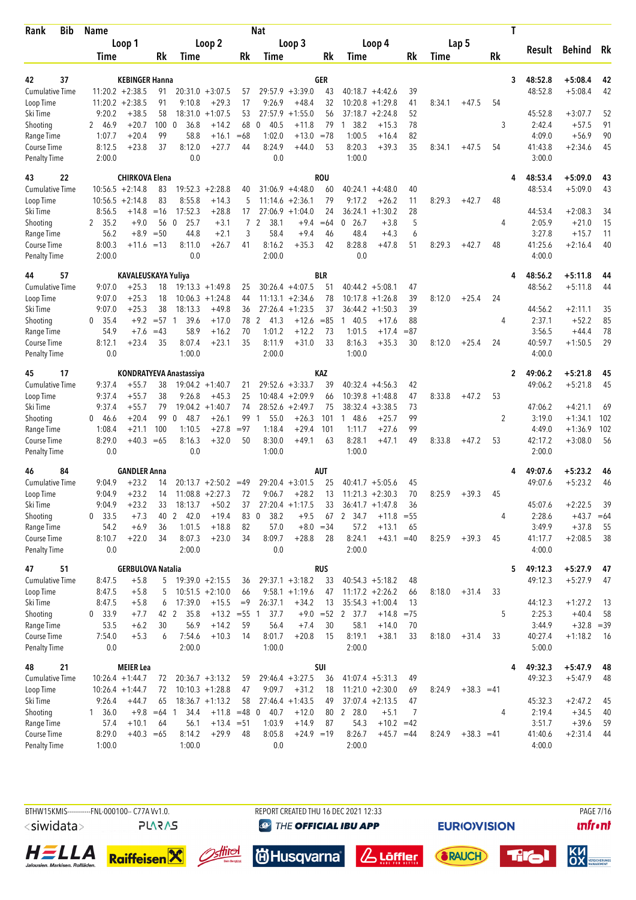| Rank | Bib | Name | | | | | | Nat | | | | | | | | | T | Result | Behind | Rk |
|---|---|---|---|---|---|---|---|---|---|---|---|---|---|---|---|---|---|---|---|---|
| | | Loop 1 | | | Loop 2 | | | Loop 3 | | | Loop 4 | | | Lap 5 | | | | | | |
| | | Time | | Rk | Time | | Rk | Time | | Rk | Time | | Rk | Time | | Rk | | | | |
| 42 | 37 | KEBINGER Hanna | | | | | | GER | | | | | | | | | 3 | 48:52.8 | +5:08.4 | 42 |
| Cumulative Time | | 11:20.2 | +2:38.5 | 91 | 20:31.0 | +3:07.5 | 57 | 29:57.9 | +3:39.0 | 43 | 40:18.7 | +4:42.6 | 39 | | | | | 48:52.8 | +5:08.4 | 42 |
| Loop Time | | 11:20.2 | +2:38.5 | 91 | 9:10.8 | +29.3 | 17 | 9:26.9 | +48.4 | 32 | 10:20.8 | +1:29.8 | 41 | 8:34.1 | +47.5 | 54 | | | | |
| Ski Time | | 9:20.2 | +38.5 | 58 | 18:31.0 | +1:07.5 | 53 | 27:57.9 | +1:55.0 | 56 | 37:18.7 | +2:24.8 | 52 | | | | | 45:52.8 | +3:07.7 | 52 |
| Shooting | | 2 46.9 | +20.7 | 100 | 0 36.8 | +14.2 | 68 | 0 40.5 | +11.8 | 79 | 1 38.2 | +15.3 | 78 | | | | 3 | 2:42.4 | +57.5 | 91 |
| Range Time | | 1:07.7 | +20.4 | 99 | 58.8 | +16.1 | =68 | 1:02.0 | +13.0 | =78 | 1:00.5 | +16.4 | 82 | | | | | 4:09.0 | +56.9 | 90 |
| Course Time | | 8:12.5 | +23.8 | 37 | 8:12.0 | +27.7 | 44 | 8:24.9 | +44.0 | 53 | 8:20.3 | +39.3 | 35 | 8:34.1 | +47.5 | 54 | | 41:43.8 | +2:34.6 | 45 |
| Penalty Time | | 2:00.0 | | | 0.0 | | | 0.0 | | | 1:00.0 | | | | | | | 3:00.0 | | |
| 43 | 22 | CHIRKOVA Elena | | | | | | ROU | | | | | | | | | 4 | 48:53.4 | +5:09.0 | 43 |
| Cumulative Time | | 10:56.5 | +2:14.8 | 83 | 19:52.3 | +2:28.8 | 40 | 31:06.9 | +4:48.0 | 60 | 40:24.1 | +4:48.0 | 40 | | | | | 48:53.4 | +5:09.0 | 43 |
| Loop Time | | 10:56.5 | +2:14.8 | 83 | 8:55.8 | +14.3 | 5 | 11:14.6 | +2:36.1 | 79 | 9:17.2 | +26.2 | 11 | 8:29.3 | +42.7 | 48 | | | | |
| Ski Time | | 8:56.5 | +14.8 | =16 | 17:52.3 | +28.8 | 17 | 27:06.9 | +1:04.0 | 24 | 36:24.1 | +1:30.2 | 28 | | | | | 44:53.4 | +2:08.3 | 34 |
| Shooting | | 2 35.2 | +9.0 | 56 | 0 25.7 | +3.1 | 7 | 2 38.1 | +9.4 | =64 | 0 26.7 | +3.8 | 5 | | | | 4 | 2:05.9 | +21.0 | 15 |
| Range Time | | 56.2 | +8.9 | =50 | 44.8 | +2.1 | 3 | 58.4 | +9.4 | 46 | 48.4 | +4.3 | 6 | | | | | 3:27.8 | +15.7 | 11 |
| Course Time | | 8:00.3 | +11.6 | =13 | 8:11.0 | +26.7 | 41 | 8:16.2 | +35.3 | 42 | 8:28.8 | +47.8 | 51 | 8:29.3 | +42.7 | 48 | | 41:25.6 | +2:16.4 | 40 |
| Penalty Time | | 2:00.0 | | | 0.0 | | | 2:00.0 | | | 0.0 | | | | | | | 4:00.0 | | |
| 44 | 57 | KAVALEUSKAYA Yuliya | | | | | | BLR | | | | | | | | | 4 | 48:56.2 | +5:11.8 | 44 |
| Cumulative Time | | 9:07.0 | +25.3 | 18 | 19:13.3 | +1:49.8 | 25 | 30:26.4 | +4:07.5 | 51 | 40:44.2 | +5:08.1 | 47 | | | | | 48:56.2 | +5:11.8 | 44 |
| Loop Time | | 9:07.0 | +25.3 | 18 | 10:06.3 | +1:24.8 | 44 | 11:13.1 | +2:34.6 | 78 | 10:17.8 | +1:26.8 | 39 | 8:12.0 | +25.4 | 24 | | | | |
| Ski Time | | 9:07.0 | +25.3 | 38 | 18:13.3 | +49.8 | 36 | 27:26.4 | +1:23.5 | 37 | 36:44.2 | +1:50.3 | 39 | | | | | 44:56.2 | +2:11.1 | 35 |
| Shooting | | 0 35.4 | +9.2 | =57 | 1 39.6 | +17.0 | 78 | 2 41.3 | +12.6 | =85 | 1 40.5 | +17.6 | 88 | | | | 4 | 2:37.1 | +52.2 | 85 |
| Range Time | | 54.9 | +7.6 | =43 | 58.9 | +16.2 | 70 | 1:01.2 | +12.2 | 73 | 1:01.5 | +17.4 | =87 | | | | | 3:56.5 | +44.4 | 78 |
| Course Time | | 8:12.1 | +23.4 | 35 | 8:07.4 | +23.1 | 35 | 8:11.9 | +31.0 | 33 | 8:16.3 | +35.3 | 30 | 8:12.0 | +25.4 | 24 | | 40:59.7 | +1:50.5 | 29 |
| Penalty Time | | 0.0 | | | 1:00.0 | | | 2:00.0 | | | 1:00.0 | | | | | | | 4:00.0 | | |
| 45 | 17 | KONDRATYEVA Anastassiya | | | | | | KAZ | | | | | | | | | 2 | 49:06.2 | +5:21.8 | 45 |
| Cumulative Time | | 9:37.4 | +55.7 | 38 | 19:04.2 | +1:40.7 | 21 | 29:52.6 | +3:33.7 | 39 | 40:32.4 | +4:56.3 | 42 | | | | | 49:06.2 | +5:21.8 | 45 |
| Loop Time | | 9:37.4 | +55.7 | 38 | 9:26.8 | +45.3 | 25 | 10:48.4 | +2:09.9 | 66 | 10:39.8 | +1:48.8 | 47 | 8:33.8 | +47.2 | 53 | | | | |
| Ski Time | | 9:37.4 | +55.7 | 79 | 19:04.2 | +1:40.7 | 74 | 28:52.6 | +2:49.7 | 75 | 38:32.4 | +3:38.5 | 73 | | | | | 47:06.2 | +4:21.1 | 69 |
| Shooting | | 0 46.6 | +20.4 | 99 | 0 48.7 | +26.1 | 99 | 1 55.0 | +26.3 | 101 | 1 48.6 | +25.7 | 99 | | | | 2 | 3:19.0 | +1:34.1 | 102 |
| Range Time | | 1:08.4 | +21.1 | 100 | 1:10.5 | +27.8 | =97 | 1:18.4 | +29.4 | 101 | 1:11.7 | +27.6 | 99 | | | | | 4:49.0 | +1:36.9 | 102 |
| Course Time | | 8:29.0 | +40.3 | =65 | 8:16.3 | +32.0 | 50 | 8:30.0 | +49.1 | 63 | 8:28.1 | +47.1 | 49 | 8:33.8 | +47.2 | 53 | | 42:17.2 | +3:08.0 | 56 |
| Penalty Time | | 0.0 | | | 0.0 | | | 1:00.0 | | | 1:00.0 | | | | | | | 2:00.0 | | |
| 46 | 84 | GANDLER Anna | | | | | | AUT | | | | | | | | | 4 | 49:07.6 | +5:23.2 | 46 |
| Cumulative Time | | 9:04.9 | +23.2 | 14 | 20:13.7 | +2:50.2 | =49 | 29:20.4 | +3:01.5 | 25 | 40:41.7 | +5:05.6 | 45 | | | | | 49:07.6 | +5:23.2 | 46 |
| Loop Time | | 9:04.9 | +23.2 | 14 | 11:08.8 | +2:27.3 | 72 | 9:06.7 | +28.2 | 13 | 11:21.3 | +2:30.3 | 70 | 8:25.9 | +39.3 | 45 | | | | |
| Ski Time | | 9:04.9 | +23.2 | 33 | 18:13.7 | +50.2 | 37 | 27:20.4 | +1:17.5 | 33 | 36:41.7 | +1:47.8 | 36 | | | | | 45:07.6 | +2:22.5 | 39 |
| Shooting | | 0 33.5 | +7.3 | 40 | 2 42.0 | +19.4 | 83 | 0 38.2 | +9.5 | 67 | 2 34.7 | +11.8 | =55 | | | | 4 | 2:28.6 | +43.7 | =64 |
| Range Time | | 54.2 | +6.9 | 36 | 1:01.5 | +18.8 | 82 | 57.0 | +8.0 | =34 | 57.2 | +13.1 | 65 | | | | | 3:49.9 | +37.8 | 55 |
| Course Time | | 8:10.7 | +22.0 | 34 | 8:07.3 | +23.0 | 34 | 8:09.7 | +28.8 | 28 | 8:24.1 | +43.1 | =40 | 8:25.9 | +39.3 | 45 | | 41:17.7 | +2:08.5 | 38 |
| Penalty Time | | 0.0 | | | 2:00.0 | | | 0.0 | | | 2:00.0 | | | | | | | 4:00.0 | | |
| 47 | 51 | GERBULOVA Natalia | | | | | | RUS | | | | | | | | | 5 | 49:12.3 | +5:27.9 | 47 |
| Cumulative Time | | 8:47.5 | +5.8 | 5 | 19:39.0 | +2:15.5 | 36 | 29:37.1 | +3:18.2 | 33 | 40:54.3 | +5:18.2 | 48 | | | | | 49:12.3 | +5:27.9 | 47 |
| Loop Time | | 8:47.5 | +5.8 | 5 | 10:51.5 | +2:10.0 | 66 | 9:58.1 | +1:19.6 | 47 | 11:17.2 | +2:26.2 | 66 | 8:18.0 | +31.4 | 33 | | | | |
| Ski Time | | 8:47.5 | +5.8 | 6 | 17:39.0 | +15.5 | =9 | 26:37.1 | +34.2 | 13 | 35:54.3 | +1:00.4 | 13 | | | | | 44:12.3 | +1:27.2 | 13 |
| Shooting | | 0 33.9 | +7.7 | 42 | 2 35.8 | +13.2 | =55 | 1 37.7 | +9.0 | =52 | 2 37.7 | +14.8 | =75 | | | | 5 | 2:25.3 | +40.4 | 58 |
| Range Time | | 53.5 | +6.2 | 30 | 56.9 | +14.2 | 59 | 56.4 | +7.4 | 30 | 58.1 | +14.0 | 70 | | | | | 3:44.9 | +32.8 | =39 |
| Course Time | | 7:54.0 | +5.3 | 6 | 7:54.6 | +10.3 | 14 | 8:01.7 | +20.8 | 15 | 8:19.1 | +38.1 | 33 | 8:18.0 | +31.4 | 33 | | 40:27.4 | +1:18.2 | 16 |
| Penalty Time | | 0.0 | | | 2:00.0 | | | 1:00.0 | | | 2:00.0 | | | | | | | 5:00.0 | | |
| 48 | 21 | MEIER Lea | | | | | | SUI | | | | | | | | | 4 | 49:32.3 | +5:47.9 | 48 |
| Cumulative Time | | 10:26.4 | +1:44.7 | 72 | 20:36.7 | +3:13.2 | 59 | 29:46.4 | +3:27.5 | 36 | 41:07.4 | +5:31.3 | 49 | | | | | 49:32.3 | +5:47.9 | 48 |
| Loop Time | | 10:26.4 | +1:44.7 | 72 | 10:10.3 | +1:28.8 | 47 | 9:09.7 | +31.2 | 18 | 11:21.0 | +2:30.0 | 69 | 8:24.9 | +38.3 | =41 | | | | |
| Ski Time | | 9:26.4 | +44.7 | 65 | 18:36.7 | +1:13.2 | 58 | 27:46.4 | +1:43.5 | 49 | 37:07.4 | +2:13.5 | 47 | | | | | 45:32.3 | +2:47.2 | 45 |
| Shooting | | 1 36.0 | +9.8 | =64 | 1 34.4 | +11.8 | =48 | 0 40.7 | +12.0 | 80 | 2 28.0 | +5.1 | 7 | | | | 4 | 2:19.4 | +34.5 | 40 |
| Range Time | | 57.4 | +10.1 | 64 | 56.1 | +13.4 | =51 | 1:03.9 | +14.9 | 87 | 54.3 | +10.2 | =42 | | | | | 3:51.7 | +39.6 | 59 |
| Course Time | | 8:29.0 | +40.3 | =65 | 8:14.2 | +29.9 | 48 | 8:05.8 | +24.9 | =19 | 8:26.7 | +45.7 | =44 | 8:24.9 | +38.3 | =41 | | 41:40.6 | +2:31.4 | 44 |
| Penalty Time | | 1:00.0 | | | 1:00.0 | | | 0.0 | | | 2:00.0 | | | | | | | 4:00.0 | | |

BTHW15KMIS-----------FNL-000100-- C77A Vv1.0. REPORT CREATED THU 16 DEC 2021 12:33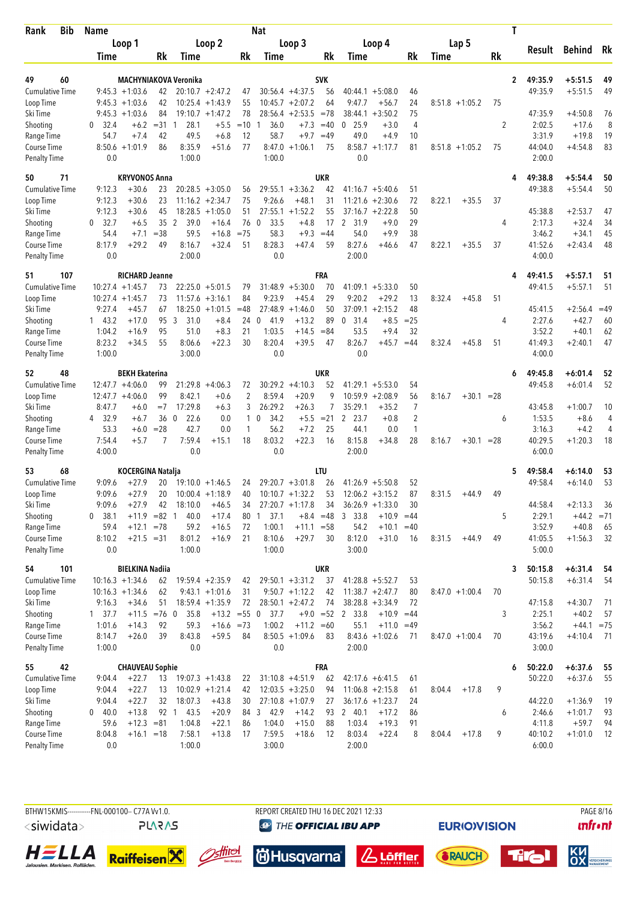| Rank | Bib | Name | | | | Nat | | | | | | | T | | | |
|---|---|---|---|---|---|---|---|---|---|---|---|---|---|---|---|---|
| | | Loop 1 | | Loop 2 | | Loop 3 | | Loop 4 | | Lap 5 | | | | Result | Behind | Rk |
| | | Time | Rk | Time | Rk | Time | Rk | Time | Rk | Time | Rk | | | | | |
| **49** | **60** | **MACHYNIAKOVA Veronika** | | | | **SVK** | | | | | | | **2** | **49:35.9** | **+5:51.5** | **49** |
| Cumulative Time | | 9:45.3 +1:03.6 | 42 | 20:10.7 +2:47.2 | 47 | 30:56.4 +4:37.5 | 56 | 40:44.1 +5:08.0 | 46 | | | | | 49:35.9 | +5:51.5 | 49 |
| Loop Time | | 9:45.3 +1:03.6 | 42 | 10:25.4 +1:43.9 | 55 | 10:45.7 +2:07.2 | 64 | 9:47.7 +56.7 | 24 | 8:51.8 +1:05.2 | 75 | | | | | |
| Ski Time | | 9:45.3 +1:03.6 | 84 | 19:10.7 +1:47.2 | 78 | 28:56.4 +2:53.5 | =78 | 38:44.1 +3:50.2 | 75 | | | | | 47:35.9 | +4:50.8 | 76 |
| Shooting | | 0 32.4 +6.2 | =31 | 1 28.1 +5.5 | =10 | 1 36.0 +7.3 | =40 | 0 25.9 +3.0 | 4 | | | 2 | | 2:02.5 | +17.6 | 8 |
| Range Time | | 54.7 +7.4 | 42 | 49.5 +6.8 | 12 | 58.7 +9.7 | =49 | 49.0 +4.9 | 10 | | | | | 3:31.9 | +19.8 | 19 |
| Course Time | | 8:50.6 +1:01.9 | 86 | 8:35.9 +51.6 | 77 | 8:47.0 +1:06.1 | 75 | 8:58.7 +1:17.7 | 81 | 8:51.8 +1:05.2 | 75 | | | 44:04.0 | +4:54.8 | 83 |
| Penalty Time | | 0.0 | | 1:00.0 | | 1:00.0 | | 0.0 | | | | | | 2:00.0 | | |
| **50** | **71** | **KRYVONOS Anna** | | | | **UKR** | | | | | | | **4** | **49:38.8** | **+5:54.4** | **50** |
| Cumulative Time | | 9:12.3 +30.6 | 23 | 20:28.5 +3:05.0 | 56 | 29:55.1 +3:36.2 | 42 | 41:16.7 +5:40.6 | 51 | | | | | 49:38.8 | +5:54.4 | 50 |
| Loop Time | | 9:12.3 +30.6 | 23 | 11:16.2 +2:34.7 | 75 | 9:26.6 +48.1 | 31 | 11:21.6 +2:30.6 | 72 | 8:22.1 +35.5 | 37 | | | | | |
| Ski Time | | 9:12.3 +30.6 | 45 | 18:28.5 +1:05.0 | 51 | 27:55.1 +1:52.2 | 55 | 37:16.7 +2:22.8 | 50 | | | | | 45:38.8 | +2:53.7 | 47 |
| Shooting | | 0 32.7 +6.5 | 35 | 2 39.0 +16.4 | 76 | 0 33.5 +4.8 | 17 | 2 31.9 +9.0 | 29 | | | 4 | | 2:17.3 | +32.4 | 34 |
| Range Time | | 54.4 +7.1 | =38 | 59.5 +16.8 | =75 | 58.3 +9.3 | =44 | 54.0 +9.9 | 38 | | | | | 3:46.2 | +34.1 | 45 |
| Course Time | | 8:17.9 +29.2 | 49 | 8:16.7 +32.4 | 51 | 8:28.3 +47.4 | 59 | 8:27.6 +46.6 | 47 | 8:22.1 +35.5 | 37 | | | 41:52.6 | +2:43.4 | 48 |
| Penalty Time | | 0.0 | | 2:00.0 | | 0.0 | | 2:00.0 | | | | | | 4:00.0 | | |
| **51** | **107** | **RICHARD Jeanne** | | | | **FRA** | | | | | | | **4** | **49:41.5** | **+5:57.1** | **51** |
| Cumulative Time | | 10:27.4 +1:45.7 | 73 | 22:25.0 +5:01.5 | 79 | 31:48.9 +5:30.0 | 70 | 41:09.1 +5:33.0 | 50 | | | | | 49:41.5 | +5:57.1 | 51 |
| Loop Time | | 10:27.4 +1:45.7 | 73 | 11:57.6 +3:16.1 | 84 | 9:23.9 +45.4 | 29 | 9:20.2 +29.2 | 13 | 8:32.4 +45.8 | 51 | | | | | |
| Ski Time | | 9:27.4 +45.7 | 67 | 18:25.0 +1:01.5 | =48 | 27:48.9 +1:46.0 | 50 | 37:09.1 +2:15.2 | 48 | | | | | 45:41.5 | +2:56.4 | =49 |
| Shooting | | 1 43.2 +17.0 | 95 | 3 31.0 +8.4 | 24 | 0 41.9 +13.2 | 89 | 0 31.4 +8.5 | =25 | | | 4 | | 2:27.6 | +42.7 | 60 |
| Range Time | | 1:04.2 +16.9 | 95 | 51.0 +8.3 | 21 | 1:03.5 +14.5 | =84 | 53.5 +9.4 | 32 | | | | | 3:52.2 | +40.1 | 62 |
| Course Time | | 8:23.2 +34.5 | 55 | 8:06.6 +22.3 | 30 | 8:20.4 +39.5 | 47 | 8:26.7 +45.7 | =44 | 8:32.4 +45.8 | 51 | | | 41:49.3 | +2:40.1 | 47 |
| Penalty Time | | 1:00.0 | | 3:00.0 | | 0.0 | | 0.0 | | | | | | 4:00.0 | | |
| **52** | **48** | **BEKH Ekaterina** | | | | **UKR** | | | | | | | **6** | **49:45.8** | **+6:01.4** | **52** |
| Cumulative Time | | 12:47.7 +4:06.0 | 99 | 21:29.8 +4:06.3 | 72 | 30:29.2 +4:10.3 | 52 | 41:29.1 +5:53.0 | 54 | | | | | 49:45.8 | +6:01.4 | 52 |
| Loop Time | | 12:47.7 +4:06.0 | 99 | 8:42.1 +0.6 | 2 | 8:59.4 +20.9 | 9 | 10:59.9 +2:08.9 | 56 | 8:16.7 +30.1 | =28 | | | | | |
| Ski Time | | 8:47.7 +6.0 | =7 | 17:29.8 +6.3 | 3 | 26:29.2 +26.3 | 7 | 35:29.1 +35.2 | 7 | | | | | 43:45.8 | +1:00.7 | 10 |
| Shooting | | 4 32.9 +6.7 | 36 | 0 22.6 0.0 | 1 | 0 34.2 +5.5 | =21 | 2 23.7 +0.8 | 2 | | | 6 | | 1:53.5 | +8.6 | 4 |
| Range Time | | 53.3 +6.0 | =28 | 42.7 0.0 | 1 | 56.2 +7.2 | 25 | 44.1 0.0 | 1 | | | | | 3:16.3 | +4.2 | 4 |
| Course Time | | 7:54.4 +5.7 | 7 | 7:59.4 +15.1 | 18 | 8:03.2 +22.3 | 16 | 8:15.8 +34.8 | 28 | 8:16.7 +30.1 | =28 | | | 40:29.5 | +1:20.3 | 18 |
| Penalty Time | | 4:00.0 | | 0.0 | | 0.0 | | 2:00.0 | | | | | | 6:00.0 | | |
| **53** | **68** | **KOCERGINA Natalja** | | | | **LTU** | | | | | | | **5** | **49:58.4** | **+6:14.0** | **53** |
| Cumulative Time | | 9:09.6 +27.9 | 20 | 19:10.0 +1:46.5 | 24 | 29:20.7 +3:01.8 | 26 | 41:26.9 +5:50.8 | 52 | | | | | 49:58.4 | +6:14.0 | 53 |
| Loop Time | | 9:09.6 +27.9 | 20 | 10:00.4 +1:18.9 | 40 | 10:10.7 +1:32.2 | 53 | 12:06.2 +3:15.2 | 87 | 8:31.5 +44.9 | 49 | | | | | |
| Ski Time | | 9:09.6 +27.9 | 42 | 18:10.0 +46.5 | 34 | 27:20.7 +1:17.8 | 34 | 36:26.9 +1:33.0 | 30 | | | | | 44:58.4 | +2:13.3 | 36 |
| Shooting | | 0 38.1 +11.9 | =82 | 1 40.0 +17.4 | 80 | 1 37.1 +8.4 | =48 | 3 33.8 +10.9 | =44 | | | 5 | | 2:29.1 | +44.2 | =71 |
| Range Time | | 59.4 +12.1 | =78 | 59.2 +16.5 | 72 | 1:00.1 +11.1 | =58 | 54.2 +10.1 | =40 | | | | | 3:52.9 | +40.8 | 65 |
| Course Time | | 8:10.2 +21.5 | =31 | 8:01.2 +16.9 | 21 | 8:10.6 +29.7 | 30 | 8:12.0 +31.0 | 16 | 8:31.5 +44.9 | 49 | | | 41:05.5 | +1:56.3 | 32 |
| Penalty Time | | 0.0 | | 1:00.0 | | 1:00.0 | | 3:00.0 | | | | | | 5:00.0 | | |
| **54** | **101** | **BIELKINA Nadiia** | | | | **UKR** | | | | | | | **3** | **50:15.8** | **+6:31.4** | **54** |
| Cumulative Time | | 10:16.3 +1:34.6 | 62 | 19:59.4 +2:35.9 | 42 | 29:50.1 +3:31.2 | 37 | 41:28.8 +5:52.7 | 53 | | | | | 50:15.8 | +6:31.4 | 54 |
| Loop Time | | 10:16.3 +1:34.6 | 62 | 9:43.1 +1:01.6 | 31 | 9:50.7 +1:12.2 | 42 | 11:38.7 +2:47.7 | 80 | 8:47.0 +1:00.4 | 70 | | | | | |
| Ski Time | | 9:16.3 +34.6 | 51 | 18:59.4 +1:35.9 | 72 | 28:50.1 +2:47.2 | 74 | 38:28.8 +3:34.9 | 72 | | | | | 47:15.8 | +4:30.7 | 71 |
| Shooting | | 1 37.7 +11.5 | =76 | 0 35.8 +13.2 | =55 | 0 37.7 +9.0 | =52 | 2 33.8 +10.9 | =44 | | | 3 | | 2:25.1 | +40.2 | 57 |
| Range Time | | 1:01.6 +14.3 | 92 | 59.3 +16.6 | =73 | 1:00.2 +11.2 | =60 | 55.1 +11.0 | =49 | | | | | 3:56.2 | +44.1 | =75 |
| Course Time | | 8:14.7 +26.0 | 39 | 8:43.8 +59.5 | 84 | 8:50.5 +1:09.6 | 83 | 8:43.6 +1:02.6 | 71 | 8:47.0 +1:00.4 | 70 | | | 43:19.6 | +4:10.4 | 71 |
| Penalty Time | | 1:00.0 | | 0.0 | | 0.0 | | 2:00.0 | | | | | | 3:00.0 | | |
| **55** | **42** | **CHAUVEAU Sophie** | | | | **FRA** | | | | | | | **6** | **50:22.0** | **+6:37.6** | **55** |
| Cumulative Time | | 9:04.4 +22.7 | 13 | 19:07.3 +1:43.8 | 22 | 31:10.8 +4:51.9 | 62 | 42:17.6 +6:41.5 | 61 | | | | | 50:22.0 | +6:37.6 | 55 |
| Loop Time | | 9:04.4 +22.7 | 13 | 10:02.9 +1:21.4 | 42 | 12:03.5 +3:25.0 | 94 | 11:06.8 +2:15.8 | 61 | 8:04.4 +17.8 | 9 | | | | | |
| Ski Time | | 9:04.4 +22.7 | 32 | 18:07.3 +43.8 | 30 | 27:10.8 +1:07.9 | 27 | 36:17.6 +1:23.7 | 24 | | | | | 44:22.0 | +1:36.9 | 19 |
| Shooting | | 0 40.0 +13.8 | 92 | 1 43.5 +20.9 | 84 | 3 42.9 +14.2 | 93 | 2 40.1 +17.2 | 86 | | | 6 | | 2:46.6 | +1:01.7 | 93 |
| Range Time | | 59.6 +12.3 | =81 | 1:04.8 +22.1 | 86 | 1:04.0 +15.0 | 88 | 1:03.4 +19.3 | 91 | | | | | 4:11.8 | +59.7 | 94 |
| Course Time | | 8:04.8 +16.1 | =18 | 7:58.1 +13.8 | 17 | 7:59.5 +18.6 | 12 | 8:03.4 +22.4 | 8 | 8:04.4 +17.8 | 9 | | | 40:10.2 | +1:01.0 | 12 |
| Penalty Time | | 0.0 | | 1:00.0 | | 3:00.0 | | 2:00.0 | | | | | | 6:00.0 | | |

BTHW15KMIS-----------FNL-000100-- C77A Vv1.0. REPORT CREATED THU 16 DEC 2021 12:33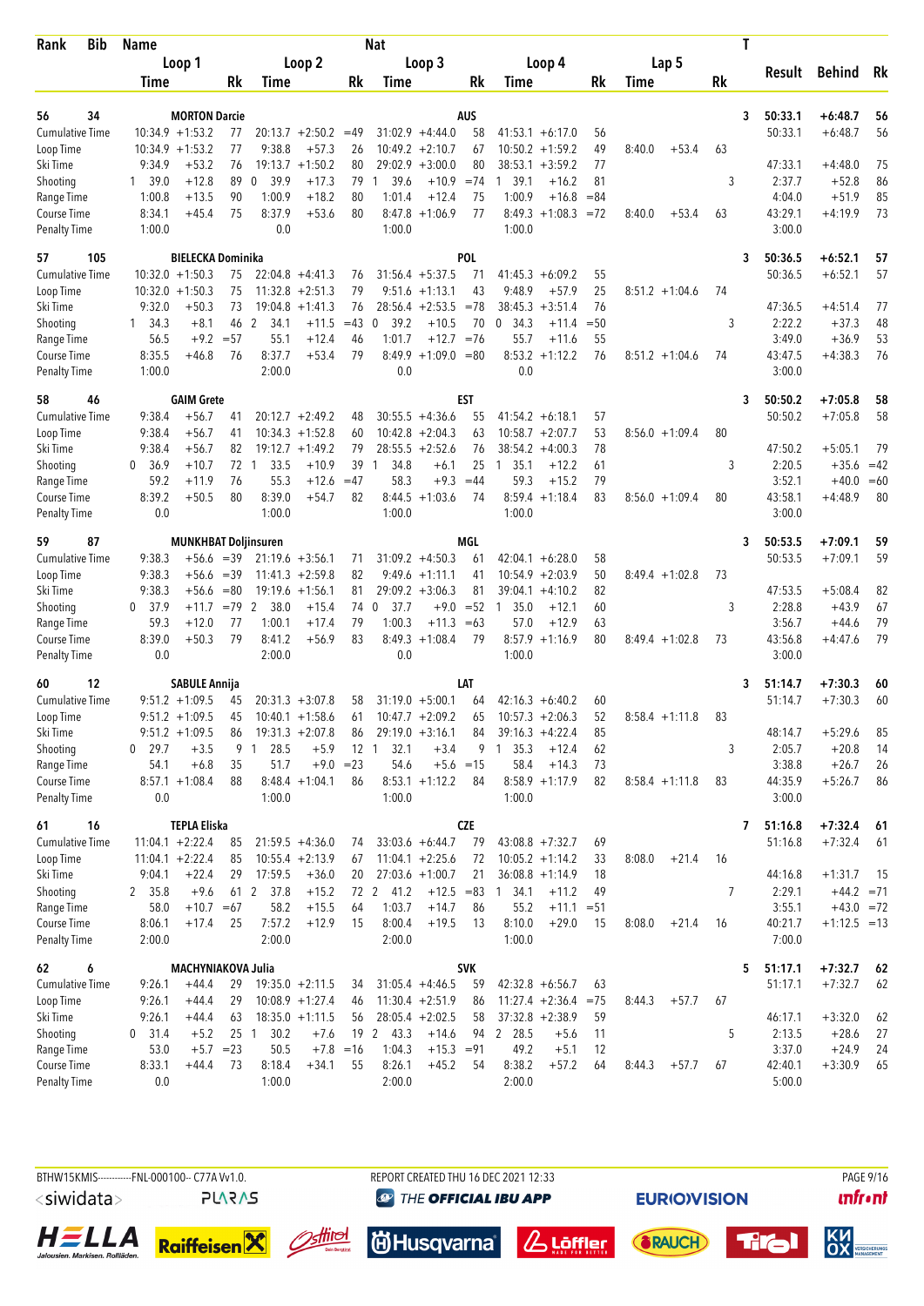| Rank | Bib | Name | | | | | | Nat | | | | | | | | | T | Result | Behind | Rk |
|---|---|---|---|---|---|---|---|---|---|---|---|---|---|---|---|---|---|---|---|---|
| | | Loop 1 | | | Loop 2 | | | Loop 3 | | | Loop 4 | | | Lap 5 | | | | | | |
| | | Time | | Rk | Time | | Rk | Time | | Rk | Time | | Rk | Time | | Rk | | | | |
| 56 | 34 | MORTON Darcie | | | | | | AUS | | | | | | | | | 3 | 50:33.1 | +6:48.7 | 56 |
| Cumulative Time | | 10:34.9 | +1:53.2 | 77 | 20:13.7 | +2:50.2 | =49 | 31:02.9 | +4:44.0 | 58 | 41:53.1 | +6:17.0 | 56 | | | | | 50:33.1 | +6:48.7 | 56 |
| Loop Time | | 10:34.9 | +1:53.2 | 77 | 9:38.8 | +57.3 | 26 | 10:49.2 | +2:10.7 | 67 | 10:50.2 | +1:59.2 | 49 | 8:40.0 | +53.4 | 63 | | | | |
| Ski Time | | 9:34.9 | +53.2 | 76 | 19:13.7 | +1:50.2 | 80 | 29:02.9 | +3:00.0 | 80 | 38:53.1 | +3:59.2 | 77 | | | | | 47:33.1 | +4:48.0 | 75 |
| Shooting | | 1 39.0 | +12.8 | 89 | 0 39.9 | +17.3 | 79 | 1 39.6 | +10.9 | =74 | 1 39.1 | +16.2 | 81 | | | | 3 | 2:37.7 | +52.8 | 86 |
| Range Time | | 1:00.8 | +13.5 | 90 | 1:00.9 | +18.2 | 80 | 1:01.4 | +12.4 | 75 | 1:00.9 | +16.8 | =84 | | | | | 4:04.0 | +51.9 | 85 |
| Course Time | | 8:34.1 | +45.4 | 75 | 8:37.9 | +53.6 | 80 | 8:47.8 | +1:06.9 | 77 | 8:49.3 | +1:08.3 | =72 | 8:40.0 | +53.4 | 63 | | 43:29.1 | +4:19.9 | 73 |
| Penalty Time | | 1:00.0 | | | 0.0 | | | 1:00.0 | | | 1:00.0 | | | | | | | 3:00.0 | | |
| 57 | 105 | BIELECKA Dominika | | | | | | POL | | | | | | | | | 3 | 50:36.5 | +6:52.1 | 57 |
| Cumulative Time | | 10:32.0 | +1:50.3 | 75 | 22:04.8 | +4:41.3 | 76 | 31:56.4 | +5:37.5 | 71 | 41:45.3 | +6:09.2 | 55 | | | | | 50:36.5 | +6:52.1 | 57 |
| Loop Time | | 10:32.0 | +1:50.3 | 75 | 11:32.8 | +2:51.3 | 79 | 9:51.6 | +1:13.1 | 43 | 9:48.9 | +57.9 | 25 | 8:51.2 | +1:04.6 | 74 | | | | |
| Ski Time | | 9:32.0 | +50.3 | 73 | 19:04.8 | +1:41.3 | 76 | 28:56.4 | +2:53.5 | =78 | 38:45.3 | +3:51.4 | 76 | | | | | 47:36.5 | +4:51.4 | 77 |
| Shooting | | 1 34.3 | +8.1 | 46 | 2 34.1 | +11.5 | =43 | 0 39.2 | +10.5 | 70 | 0 34.3 | +11.4 | =50 | | | | 3 | 2:22.2 | +37.3 | 48 |
| Range Time | | 56.5 | +9.2 | =57 | 55.1 | +12.4 | 46 | 1:01.7 | +12.7 | =76 | 55.7 | +11.6 | 55 | | | | | 3:49.0 | +36.9 | 53 |
| Course Time | | 8:35.5 | +46.8 | 76 | 8:37.7 | +53.4 | 79 | 8:49.9 | +1:09.0 | =80 | 8:53.2 | +1:12.2 | 76 | 8:51.2 | +1:04.6 | 74 | | 43:47.5 | +4:38.3 | 76 |
| Penalty Time | | 1:00.0 | | | 2:00.0 | | | 0.0 | | | 0.0 | | | | | | | 3:00.0 | | |
| 58 | 46 | GAIM Grete | | | | | | EST | | | | | | | | | 3 | 50:50.2 | +7:05.8 | 58 |
| Cumulative Time | | 9:38.4 | +56.7 | 41 | 20:12.7 | +2:49.2 | 48 | 30:55.5 | +4:36.6 | 55 | 41:54.2 | +6:18.1 | 57 | | | | | 50:50.2 | +7:05.8 | 58 |
| Loop Time | | 9:38.4 | +56.7 | 41 | 10:34.3 | +1:52.8 | 60 | 10:42.8 | +2:04.3 | 63 | 10:58.7 | +2:07.7 | 53 | 8:56.0 | +1:09.4 | 80 | | | | |
| Ski Time | | 9:38.4 | +56.7 | 82 | 19:12.7 | +1:49.2 | 79 | 28:55.5 | +2:52.6 | 76 | 38:54.2 | +4:00.3 | 78 | | | | | 47:50.2 | +5:05.1 | 79 |
| Shooting | | 0 36.9 | +10.7 | 72 | 1 33.5 | +10.9 | 39 | 1 34.8 | +6.1 | 25 | 1 35.1 | +12.2 | 61 | | | | 3 | 2:20.5 | +35.6 | =42 |
| Range Time | | 59.2 | +11.9 | 76 | 55.3 | +12.6 | =47 | 58.3 | +9.3 | =44 | 59.3 | +15.2 | 79 | | | | | 3:52.1 | +40.0 | =60 |
| Course Time | | 8:39.2 | +50.5 | 80 | 8:39.0 | +54.7 | 82 | 8:44.5 | +1:03.6 | 74 | 8:59.4 | +1:18.4 | 83 | 8:56.0 | +1:09.4 | 80 | | 43:58.1 | +4:48.9 | 80 |
| Penalty Time | | 0.0 | | | 1:00.0 | | | 1:00.0 | | | 1:00.0 | | | | | | | 3:00.0 | | |
| 59 | 87 | MUNKHBAT Doljinsuren | | | | | | MGL | | | | | | | | | 3 | 50:53.5 | +7:09.1 | 59 |
| Cumulative Time | | 9:38.3 | +56.6 | =39 | 21:19.6 | +3:56.1 | 71 | 31:09.2 | +4:50.3 | 61 | 42:04.1 | +6:28.0 | 58 | | | | | 50:53.5 | +7:09.1 | 59 |
| Loop Time | | 9:38.3 | +56.6 | =39 | 11:41.3 | +2:59.8 | 82 | 9:49.6 | +1:11.1 | 41 | 10:54.9 | +2:03.9 | 50 | 8:49.4 | +1:02.8 | 73 | | | | |
| Ski Time | | 9:38.3 | +56.6 | =80 | 19:19.6 | +1:56.1 | 81 | 29:09.2 | +3:06.3 | 81 | 39:04.1 | +4:10.2 | 82 | | | | | 47:53.5 | +5:08.4 | 82 |
| Shooting | | 0 37.9 | +11.7 | =79 | 2 38.0 | +15.4 | 74 | 0 37.7 | +9.0 | =52 | 1 35.0 | +12.1 | 60 | | | | 3 | 2:28.8 | +43.9 | 67 |
| Range Time | | 59.3 | +12.0 | 77 | 1:00.1 | +17.4 | 79 | 1:00.3 | +11.3 | =63 | 57.0 | +12.9 | 63 | | | | | 3:56.7 | +44.6 | 79 |
| Course Time | | 8:39.0 | +50.3 | 79 | 8:41.2 | +56.9 | 83 | 8:49.3 | +1:08.4 | 79 | 8:57.9 | +1:16.9 | 80 | 8:49.4 | +1:02.8 | 73 | | 43:56.8 | +4:47.6 | 79 |
| Penalty Time | | 0.0 | | | 2:00.0 | | | 0.0 | | | 1:00.0 | | | | | | | 3:00.0 | | |
| 60 | 12 | SABULE Annija | | | | | | LAT | | | | | | | | | 3 | 51:14.7 | +7:30.3 | 60 |
| Cumulative Time | | 9:51.2 | +1:09.5 | 45 | 20:31.3 | +3:07.8 | 58 | 31:19.0 | +5:00.1 | 64 | 42:16.3 | +6:40.2 | 60 | | | | | 51:14.7 | +7:30.3 | 60 |
| Loop Time | | 9:51.2 | +1:09.5 | 45 | 10:40.1 | +1:58.6 | 61 | 10:47.7 | +2:09.2 | 65 | 10:57.3 | +2:06.3 | 52 | 8:58.4 | +1:11.8 | 83 | | | | |
| Ski Time | | 9:51.2 | +1:09.5 | 86 | 19:31.3 | +2:07.8 | 86 | 29:19.0 | +3:16.1 | 84 | 39:16.3 | +4:22.4 | 85 | | | | | 48:14.7 | +5:29.6 | 85 |
| Shooting | | 0 29.7 | +3.5 | 9 | 1 28.5 | +5.9 | 12 | 1 32.1 | +3.4 | 9 | 1 35.3 | +12.4 | 62 | | | | 3 | 2:05.7 | +20.8 | 14 |
| Range Time | | 54.1 | +6.8 | 35 | 51.7 | +9.0 | =23 | 54.6 | +5.6 | =15 | 58.4 | +14.3 | 73 | | | | | 3:38.8 | +26.7 | 26 |
| Course Time | | 8:57.1 | +1:08.4 | 88 | 8:48.4 | +1:04.1 | 86 | 8:53.1 | +1:12.2 | 84 | 8:58.9 | +1:17.9 | 82 | 8:58.4 | +1:11.8 | 83 | | 44:35.9 | +5:26.7 | 86 |
| Penalty Time | | 0.0 | | | 1:00.0 | | | 1:00.0 | | | 1:00.0 | | | | | | | 3:00.0 | | |
| 61 | 16 | TEPLA Eliska | | | | | | CZE | | | | | | | | | 7 | 51:16.8 | +7:32.4 | 61 |
| Cumulative Time | | 11:04.1 | +2:22.4 | 85 | 21:59.5 | +4:36.0 | 74 | 33:03.6 | +6:44.7 | 79 | 43:08.8 | +7:32.7 | 69 | | | | | 51:16.8 | +7:32.4 | 61 |
| Loop Time | | 11:04.1 | +2:22.4 | 85 | 10:55.4 | +2:13.9 | 67 | 11:04.1 | +2:25.6 | 72 | 10:05.2 | +1:14.2 | 33 | 8:08.0 | +21.4 | 16 | | | | |
| Ski Time | | 9:04.1 | +22.4 | 29 | 17:59.5 | +36.0 | 20 | 27:03.6 | +1:00.7 | 21 | 36:08.8 | +1:14.9 | 18 | | | | | 44:16.8 | +1:31.7 | 15 |
| Shooting | | 2 35.8 | +9.6 | 61 | 2 37.8 | +15.2 | 72 | 2 41.2 | +12.5 | =83 | 1 34.1 | +11.2 | 49 | | | | 7 | 2:29.1 | +44.2 | =71 |
| Range Time | | 58.0 | +10.7 | =67 | 58.2 | +15.5 | 64 | 1:03.7 | +14.7 | 86 | 55.2 | +11.1 | =51 | | | | | 3:55.1 | +43.0 | =72 |
| Course Time | | 8:06.1 | +17.4 | 25 | 7:57.2 | +12.9 | 15 | 8:00.4 | +19.5 | 13 | 8:10.0 | +29.0 | 15 | 8:08.0 | +21.4 | 16 | | 40:21.7 | +1:12.5 | =13 |
| Penalty Time | | 2:00.0 | | | 2:00.0 | | | 2:00.0 | | | 1:00.0 | | | | | | | 7:00.0 | | |
| 62 | 6 | MACHYNIAKOVA Julia | | | | | | SVK | | | | | | | | | 5 | 51:17.1 | +7:32.7 | 62 |
| Cumulative Time | | 9:26.1 | +44.4 | 29 | 19:35.0 | +2:11.5 | 34 | 31:05.4 | +4:46.5 | 59 | 42:32.8 | +6:56.7 | 63 | | | | | 51:17.1 | +7:32.7 | 62 |
| Loop Time | | 9:26.1 | +44.4 | 29 | 10:08.9 | +1:27.4 | 46 | 11:30.4 | +2:51.9 | 86 | 11:27.4 | +2:36.4 | =75 | 8:44.3 | +57.7 | 67 | | | | |
| Ski Time | | 9:26.1 | +44.4 | 63 | 18:35.0 | +1:11.5 | 56 | 28:05.4 | +2:02.5 | 58 | 37:32.8 | +2:38.9 | 59 | | | | | 46:17.1 | +3:32.0 | 62 |
| Shooting | | 0 31.4 | +5.2 | 25 | 1 30.2 | +7.6 | 19 | 2 43.3 | +14.6 | 94 | 2 28.5 | +5.6 | 11 | | | | 5 | 2:13.5 | +28.6 | 27 |
| Range Time | | 53.0 | +5.7 | =23 | 50.5 | +7.8 | =16 | 1:04.3 | +15.3 | =91 | 49.2 | +5.1 | 12 | | | | | 3:37.0 | +24.9 | 24 |
| Course Time | | 8:33.1 | +44.4 | 73 | 8:18.4 | +34.1 | 55 | 8:26.1 | +45.2 | 54 | 8:38.2 | +57.2 | 64 | 8:44.3 | +57.7 | 67 | | 42:40.1 | +3:30.9 | 65 |
| Penalty Time | | 0.0 | | | 1:00.0 | | | 2:00.0 | | | 2:00.0 | | | | | | | 5:00.0 | | |

BTHW15KMIS------------FNL-000100-- C77A Vv1.0. REPORT CREATED THU 16 DEC 2021 12:33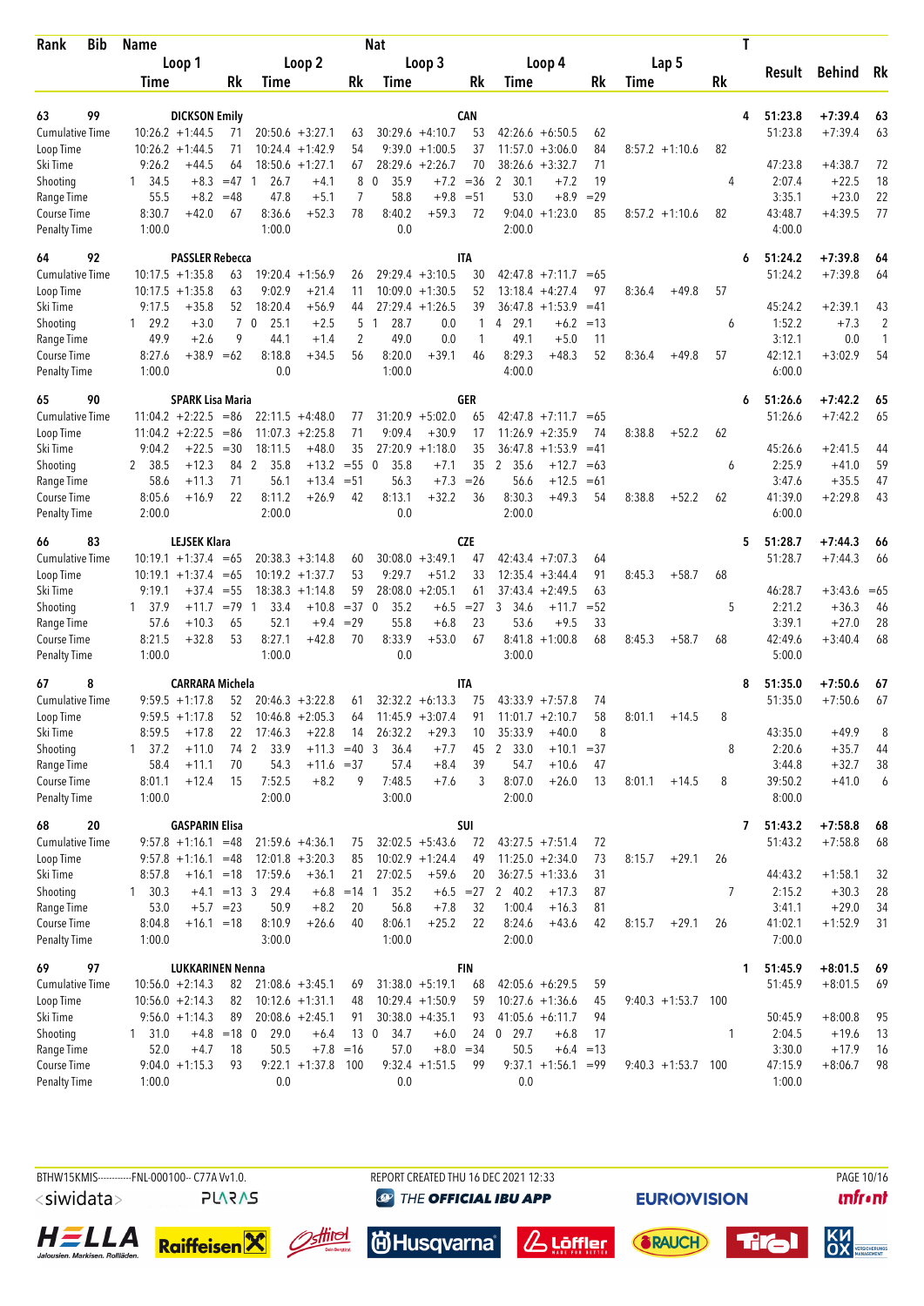| Rank | Bib | Name | | | | Nat | | | | | | | | T | Result | Behind | Rk |
|---|---|---|---|---|---|---|---|---|---|---|---|---|---|---|---|---|---|
| | | Loop 1 | | Loop 2 | | Loop 3 | | Loop 4 | | Lap 5 | | | | | | | |
| | | Time | Rk | Time | Rk | Time | Rk | Time | Rk | Time | Rk | | | | | | |
| 63 | 99 | DICKSON Emily | | | | CAN | | | | | | | | 4 | 51:23.8 | +7:39.4 | 63 |
| Cumulative Time | | 10:26.2 +1:44.5 | 71 | 20:50.6 +3:27.1 | 63 | 30:29.6 +4:10.7 | 53 | 42:26.6 +6:50.5 | 62 | | | | | | 51:23.8 | +7:39.4 | 63 |
| Loop Time | | 10:26.2 +1:44.5 | 71 | 10:24.4 +1:42.9 | 54 | 9:39.0 +1:00.5 | 37 | 11:57.0 +3:06.0 | 84 | 8:57.2 +1:10.6 | 82 | | | | | | |
| Ski Time | | 9:26.2 +44.5 | 64 | 18:50.6 +1:27.1 | 67 | 28:29.6 +2:26.7 | 70 | 38:26.6 +3:32.7 | 71 | | | | | | 47:23.8 | +4:38.7 | 72 |
| Shooting | | 1 34.5 +8.3 | =47 | 1 26.7 +4.1 | 8 | 0 35.9 +7.2 | =36 | 2 30.1 +7.2 | 19 | | | | | 4 | 2:07.4 | +22.5 | 18 |
| Range Time | | 55.5 +8.2 | =48 | 47.8 +5.1 | 7 | 58.8 +9.8 | =51 | 53.0 +8.9 | =29 | | | | | | 3:35.1 | +23.0 | 22 |
| Course Time | | 8:30.7 +42.0 | 67 | 8:36.6 +52.3 | 78 | 8:40.2 +59.3 | 72 | 9:04.0 +1:23.0 | 85 | 8:57.2 +1:10.6 | 82 | | | | 43:48.7 | +4:39.5 | 77 |
| Penalty Time | | 1:00.0 | | 1:00.0 | | 0.0 | | 2:00.0 | | | | | | | 4:00.0 | | |
| 64 | 92 | PASSLER Rebecca | | | | ITA | | | | | | | | 6 | 51:24.2 | +7:39.8 | 64 |
| Cumulative Time | | 10:17.5 +1:35.8 | 63 | 19:20.4 +1:56.9 | 26 | 29:29.4 +3:10.5 | 30 | 42:47.8 +7:11.7 | =65 | | | | | | 51:24.2 | +7:39.8 | 64 |
| Loop Time | | 10:17.5 +1:35.8 | 63 | 9:02.9 +21.4 | 11 | 10:09.0 +1:30.5 | 52 | 13:18.4 +4:27.4 | 97 | 8:36.4 +49.8 | 57 | | | | | | |
| Ski Time | | 9:17.5 +35.8 | 52 | 18:20.4 +56.9 | 44 | 27:29.4 +1:26.5 | 39 | 36:47.8 +1:53.9 | =41 | | | | | | 45:24.2 | +2:39.1 | 43 |
| Shooting | | 1 29.2 +3.0 | 7 | 0 25.1 +2.5 | 5 | 1 28.7 0.0 | 1 | 4 29.1 +6.2 | =13 | | | | | 6 | 1:52.2 | +7.3 | 2 |
| Range Time | | 49.9 +2.6 | 9 | 44.1 +1.4 | 2 | 49.0 0.0 | 1 | 49.1 +5.0 | 11 | | | | | | 3:12.1 | 0.0 | 1 |
| Course Time | | 8:27.6 +38.9 | =62 | 8:18.8 +34.5 | 56 | 8:20.0 +39.1 | 46 | 8:29.3 +48.3 | 52 | 8:36.4 +49.8 | 57 | | | | 42:12.1 | +3:02.9 | 54 |
| Penalty Time | | 1:00.0 | | 0.0 | | 1:00.0 | | 4:00.0 | | | | | | | 6:00.0 | | |
| 65 | 90 | SPARK Lisa Maria | | | | GER | | | | | | | | 6 | 51:26.6 | +7:42.2 | 65 |
| Cumulative Time | | 11:04.2 +2:22.5 | =86 | 22:11.5 +4:48.0 | 77 | 31:20.9 +5:02.0 | 65 | 42:47.8 +7:11.7 | =65 | | | | | | 51:26.6 | +7:42.2 | 65 |
| Loop Time | | 11:04.2 +2:22.5 | =86 | 11:07.3 +2:25.8 | 71 | 9:09.4 +30.9 | 17 | 11:26.9 +2:35.9 | 74 | 8:38.8 +52.2 | 62 | | | | | | |
| Ski Time | | 9:04.2 +22.5 | =30 | 18:11.5 +48.0 | 35 | 27:20.9 +1:18.0 | 35 | 36:47.8 +1:53.9 | =41 | | | | | | 45:26.6 | +2:41.5 | 44 |
| Shooting | | 2 38.5 +12.3 | 84 | 2 35.8 +13.2 | =85 | 0 35.8 +7.1 | 35 | 2 35.6 +12.7 | =63 | | | | | 6 | 2:25.9 | +41.0 | 59 |
| Range Time | | 58.6 +11.3 | 71 | 56.1 +13.4 | =51 | 56.3 +7.3 | =26 | 56.6 +12.5 | =61 | | | | | | 3:47.6 | +35.5 | 47 |
| Course Time | | 8:05.6 +16.9 | 22 | 8:11.2 +26.9 | 42 | 8:13.1 +32.2 | 36 | 8:30.3 +49.3 | 54 | 8:38.8 +52.2 | 62 | | | | 41:39.0 | +2:29.8 | 43 |
| Penalty Time | | 2:00.0 | | 2:00.0 | | 0.0 | | 2:00.0 | | | | | | | 6:00.0 | | |
| 66 | 83 | LEJSEK Klara | | | | CZE | | | | | | | | 5 | 51:28.7 | +7:44.3 | 66 |
| Cumulative Time | | 10:19.1 +1:37.4 | =65 | 20:38.3 +3:14.8 | 60 | 30:08.0 +3:49.1 | 47 | 42:43.4 +7:07.3 | 64 | | | | | | 51:28.7 | +7:44.3 | 66 |
| Loop Time | | 10:19.1 +1:37.4 | =65 | 10:19.2 +1:37.7 | 53 | 9:29.7 +51.2 | 33 | 12:35.4 +3:44.4 | 91 | 8:45.3 +58.7 | 68 | | | | | | |
| Ski Time | | 9:19.1 +37.4 | =55 | 18:38.3 +1:14.8 | 59 | 28:08.0 +2:05.1 | 61 | 37:43.4 +2:49.5 | 63 | | | | | | 46:28.7 | +3:43.6 | =65 |
| Shooting | | 1 37.9 +11.7 | =79 | 1 33.4 +10.8 | =37 | 0 35.2 +6.5 | =27 | 3 34.6 +11.7 | =52 | | | | | 5 | 2:21.2 | +36.3 | 46 |
| Range Time | | 57.6 +10.3 | 65 | 52.1 +9.4 | =29 | 55.8 +6.8 | 23 | 53.6 +9.5 | 33 | | | | | | 3:39.1 | +27.0 | 28 |
| Course Time | | 8:21.5 +32.8 | 53 | 8:27.1 +42.8 | 70 | 8:33.9 +53.0 | 67 | 8:41.8 +1:00.8 | 68 | 8:45.3 +58.7 | 68 | | | | 42:49.6 | +3:40.4 | 68 |
| Penalty Time | | 1:00.0 | | 1:00.0 | | 0.0 | | 3:00.0 | | | | | | | 5:00.0 | | |
| 67 | 8 | CARRARA Michela | | | | ITA | | | | | | | | 8 | 51:35.0 | +7:50.6 | 67 |
| Cumulative Time | | 9:59.5 +1:17.8 | 52 | 20:46.3 +3:22.8 | 61 | 32:32.2 +6:13.3 | 75 | 43:33.9 +7:57.8 | 74 | | | | | | 51:35.0 | +7:50.6 | 67 |
| Loop Time | | 9:59.5 +1:17.8 | 52 | 10:46.8 +2:05.3 | 64 | 11:45.9 +3:07.4 | 91 | 11:01.7 +2:10.7 | 58 | 8:01.1 +14.5 | 8 | | | | | | |
| Ski Time | | 8:59.5 +17.8 | 22 | 17:46.3 +22.8 | 14 | 26:32.2 +29.3 | 10 | 35:33.9 +40.0 | 8 | | | | | | 43:35.0 | +49.9 | 8 |
| Shooting | | 1 37.2 +11.0 | 74 | 2 33.9 +11.3 | =40 | 3 36.4 +7.7 | 45 | 2 33.0 +10.1 | =37 | | | | | 8 | 2:20.6 | +35.7 | 44 |
| Range Time | | 58.4 +11.1 | 70 | 54.3 +11.6 | =37 | 57.4 +8.4 | 39 | 54.7 +10.6 | 47 | | | | | | 3:44.8 | +32.7 | 38 |
| Course Time | | 8:01.1 +12.4 | 15 | 7:52.5 +8.2 | 9 | 7:48.5 +7.6 | 3 | 8:07.0 +26.0 | 13 | 8:01.1 +14.5 | 8 | | | | 39:50.2 | +41.0 | 6 |
| Penalty Time | | 1:00.0 | | 2:00.0 | | 3:00.0 | | 2:00.0 | | | | | | | 8:00.0 | | |
| 68 | 20 | GASPARIN Elisa | | | | SUI | | | | | | | | 7 | 51:43.2 | +7:58.8 | 68 |
| Cumulative Time | | 9:57.8 +1:16.1 | =48 | 21:59.6 +4:36.1 | 75 | 32:02.5 +5:43.6 | 72 | 43:27.5 +7:51.4 | 72 | | | | | | 51:43.2 | +7:58.8 | 68 |
| Loop Time | | 9:57.8 +1:16.1 | =48 | 12:01.8 +3:20.3 | 85 | 10:02.9 +1:24.4 | 49 | 11:25.0 +2:34.0 | 73 | 8:15.7 +29.1 | 26 | | | | | | |
| Ski Time | | 8:57.8 +16.1 | =18 | 17:59.6 +36.1 | 21 | 27:02.5 +59.6 | 20 | 36:27.5 +1:33.6 | 31 | | | | | | 44:43.2 | +1:58.1 | 32 |
| Shooting | | 1 30.3 +4.1 | =13 | 3 29.4 +6.8 | =14 | 1 35.2 +6.5 | =27 | 2 40.2 +17.3 | 87 | | | | | 7 | 2:15.2 | +30.3 | 28 |
| Range Time | | 53.0 +5.7 | =23 | 50.9 +8.2 | 20 | 56.8 +7.8 | 32 | 1:00.4 +16.3 | 81 | | | | | | 3:41.1 | +29.0 | 34 |
| Course Time | | 8:04.8 +16.1 | =18 | 8:10.9 +26.6 | 40 | 8:06.1 +25.2 | 22 | 8:24.6 +43.6 | 42 | 8:15.7 +29.1 | 26 | | | | 41:02.1 | +1:52.9 | 31 |
| Penalty Time | | 1:00.0 | | 3:00.0 | | 1:00.0 | | 2:00.0 | | | | | | | 7:00.0 | | |
| 69 | 97 | LUKKARINEN Nenna | | | | FIN | | | | | | | | 1 | 51:45.9 | +8:01.5 | 69 |
| Cumulative Time | | 10:56.0 +2:14.3 | 82 | 21:08.6 +3:45.1 | 69 | 31:38.0 +5:19.1 | 68 | 42:05.6 +6:29.5 | 59 | | | | | | 51:45.9 | +8:01.5 | 69 |
| Loop Time | | 10:56.0 +2:14.3 | 82 | 10:12.6 +1:31.1 | 48 | 10:29.4 +1:50.9 | 59 | 10:27.6 +1:36.6 | 45 | 9:40.3 +1:53.7 | 100 | | | | | | |
| Ski Time | | 9:56.0 +1:14.3 | 89 | 20:08.6 +2:45.1 | 91 | 30:38.0 +4:35.1 | 93 | 41:05.6 +6:11.7 | 94 | | | | | | 50:45.9 | +8:00.8 | 95 |
| Shooting | | 1 31.0 +4.8 | =18 | 0 29.0 +6.4 | 13 | 0 34.7 +6.0 | 24 | 0 29.7 +6.8 | 17 | | | | | 1 | 2:04.5 | +19.6 | 13 |
| Range Time | | 52.0 +4.7 | 18 | 50.5 +7.8 | =16 | 57.0 +8.0 | =34 | 50.5 +6.4 | =13 | | | | | | 3:30.0 | +17.9 | 16 |
| Course Time | | 9:04.0 +1:15.3 | 93 | 9:22.1 +1:37.8 | 100 | 9:32.4 +1:51.5 | 99 | 9:37.1 +1:56.1 | =99 | 9:40.3 +1:53.7 | 100 | | | | 47:15.9 | +8:06.7 | 98 |
| Penalty Time | | 1:00.0 | | 0.0 | | 0.0 | | 0.0 | | | | | | | 1:00.0 | | |

BTHW15KMIS-----------FNL-000100-- C77A Vv1.0. REPORT CREATED THU 16 DEC 2021 12:33 PAGE 10/16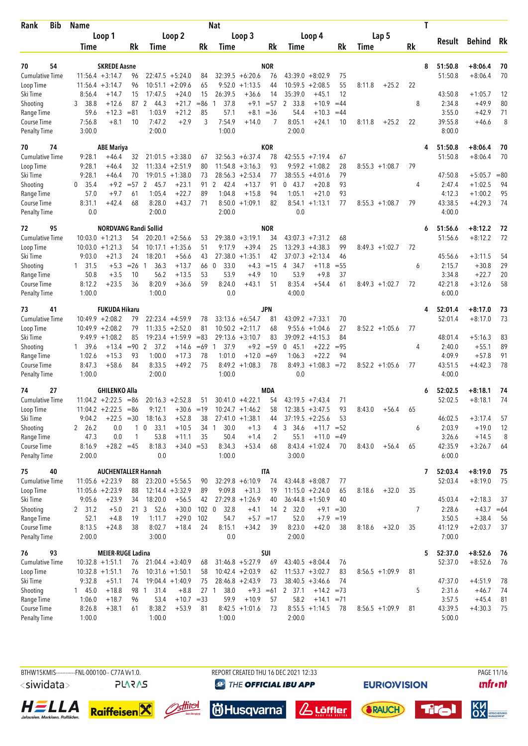| Rank | Bib | Name | | | | | | Nat | | | | | | | | | T | Result | Behind | Rk |
|---|---|---|---|---|---|---|---|---|---|---|---|---|---|---|---|---|---|---|---|---|
| | | Loop 1 | | | Loop 2 | | | Loop 3 | | | Loop 4 | | | Lap 5 | | | | | | |
| | | Time | | Rk | Time | | Rk | Time | | Rk | Time | | Rk | Time | | Rk | | | | |
| 70 | 54 | SKREDE Aasne | | | | | | NOR | | | | | | | | | 8 | 51:50.8 | +8:06.4 | 70 |
| Cumulative Time | | 11:56.4 | +3:14.7 | 96 | 22:47.5 | +5:24.0 | 84 | 32:39.5 | +6:20.6 | 76 | 43:39.0 | +8:02.9 | 75 | | | | | 51:50.8 | +8:06.4 | 70 |
| Loop Time | | 11:56.4 | +3:14.7 | 96 | 10:51.1 | +2:09.6 | 65 | 9:52.0 | +1:13.5 | 44 | 10:59.5 | +2:08.5 | 55 | 8:11.8 | +25.2 | 22 | | | | |
| Ski Time | | 8:56.4 | +14.7 | 15 | 17:47.5 | +24.0 | 15 | 26:39.5 | +36.6 | 14 | 35:39.0 | +45.1 | 12 | | | | | 43:50.8 | +1:05.7 | 12 |
| Shooting | | 3 38.8 | +12.6 | 87 | 2 44.3 | +21.7 | =86 | 1 37.8 | +9.1 | =57 | 2 33.8 | +10.9 | =44 | | | | 8 | 2:34.8 | +49.9 | 80 |
| Range Time | | 59.6 | +12.3 | =81 | 1:03.9 | +21.2 | 85 | 57.1 | +8.1 | =36 | 54.4 | +10.3 | =44 | | | | | 3:55.0 | +42.9 | 71 |
| Course Time | | 7:56.8 | +8.1 | 10 | 7:47.2 | +2.9 | 3 | 7:54.9 | +14.0 | 7 | 8:05.1 | +24.1 | 10 | 8:11.8 | +25.2 | 22 | | 39:55.8 | +46.6 | 8 |
| Penalty Time | | 3:00.0 | | | 2:00.0 | | | 1:00.0 | | | 2:00.0 | | | | | | | 8:00.0 | | |
| 70 | 74 | ABE Mariya | | | | | | KOR | | | | | | | | | 4 | 51:50.8 | +8:06.4 | 70 |
| Cumulative Time | | 9:28.1 | +46.4 | 32 | 21:01.5 | +3:38.0 | 67 | 32:56.3 | +6:37.4 | 78 | 42:55.5 | +7:19.4 | 67 | | | | | 51:50.8 | +8:06.4 | 70 |
| Loop Time | | 9:28.1 | +46.4 | 32 | 11:33.4 | +2:51.9 | 80 | 11:54.8 | +3:16.3 | 93 | 9:59.2 | +1:08.2 | 28 | 8:55.3 | +1:08.7 | 79 | | | | |
| Ski Time | | 9:28.1 | +46.4 | 70 | 19:01.5 | +1:38.0 | 73 | 28:56.3 | +2:53.4 | 77 | 38:55.5 | +4:01.6 | 79 | | | | | 47:50.8 | +5:05.7 | =80 |
| Shooting | | 0 35.4 | +9.2 | =57 | 2 45.7 | +23.1 | 91 | 2 42.4 | +13.7 | 91 | 0 43.7 | +20.8 | 93 | | | | 4 | 2:47.4 | +1:02.5 | 94 |
| Range Time | | 57.0 | +9.7 | 61 | 1:05.4 | +22.7 | 89 | 1:04.8 | +15.8 | 94 | 1:05.1 | +21.0 | 93 | | | | | 4:12.3 | +1:00.2 | 95 |
| Course Time | | 8:31.1 | +42.4 | 68 | 8:28.0 | +43.7 | 71 | 8:50.0 | +1:09.1 | 82 | 8:54.1 | +1:13.1 | 77 | 8:55.3 | +1:08.7 | 79 | | 43:38.5 | +4:29.3 | 74 |
| Penalty Time | | 0.0 | | | 2:00.0 | | | 2:00.0 | | | 0.0 | | | | | | | 4:00.0 | | |
| 72 | 95 | NORDVANG Randi Sollid | | | | | | NOR | | | | | | | | | 6 | 51:56.6 | +8:12.2 | 72 |
| Cumulative Time | | 10:03.0 | +1:21.3 | 54 | 20:20.1 | +2:56.6 | 53 | 29:38.0 | +3:19.1 | 34 | 43:07.3 | +7:31.2 | 68 | | | | | 51:56.6 | +8:12.2 | 72 |
| Loop Time | | 10:03.0 | +1:21.3 | 54 | 10:17.1 | +1:35.6 | 51 | 9:17.9 | +39.4 | 25 | 13:29.3 | +4:38.3 | 99 | 8:49.3 | +1:02.7 | 72 | | | | |
| Ski Time | | 9:03.0 | +21.3 | 24 | 18:20.1 | +56.6 | 43 | 27:38.0 | +1:35.1 | 42 | 37:07.3 | +2:13.4 | 46 | | | | | 45:56.6 | +3:11.5 | 54 |
| Shooting | | 1 31.5 | +5.3 | =26 | 1 36.3 | +13.7 | 66 | 0 33.0 | +4.3 | =15 | 4 34.7 | +11.8 | =55 | | | | 6 | 2:15.7 | +30.8 | 29 |
| Range Time | | 50.8 | +3.5 | 10 | 56.2 | +13.5 | 53 | 53.9 | +4.9 | 10 | 53.9 | +9.8 | 37 | | | | | 3:34.8 | +22.7 | 20 |
| Course Time | | 8:12.2 | +23.5 | 36 | 8:20.9 | +36.6 | 59 | 8:24.0 | +43.1 | 51 | 8:35.4 | +54.4 | 61 | 8:49.3 | +1:02.7 | 72 | | 42:21.8 | +3:12.6 | 58 |
| Penalty Time | | 1:00.0 | | | 1:00.0 | | | 0.0 | | | 4:00.0 | | | | | | | 6:00.0 | | |
| 73 | 41 | FUKUDA Hikaru | | | | | | JPN | | | | | | | | | 4 | 52:01.4 | +8:17.0 | 73 |
| Cumulative Time | | 10:49.9 | +2:08.2 | 79 | 22:23.4 | +4:59.9 | 78 | 33:13.6 | +6:54.7 | 81 | 43:09.2 | +7:33.1 | 70 | | | | | 52:01.4 | +8:17.0 | 73 |
| Loop Time | | 10:49.9 | +2:08.2 | 79 | 11:33.5 | +2:52.0 | 81 | 10:50.2 | +2:11.7 | 68 | 9:55.6 | +1:04.6 | 27 | 8:52.2 | +1:05.6 | 77 | | | | |
| Ski Time | | 9:49.9 | +1:08.2 | 85 | 19:23.4 | +1:59.9 | =83 | 29:13.6 | +3:10.7 | 83 | 39:09.2 | +4:15.3 | 84 | | | | | 48:01.4 | +5:16.3 | 83 |
| Shooting | | 1 39.6 | +13.4 | =90 | 2 37.2 | +14.6 | =69 | 1 37.9 | +9.2 | =59 | 0 45.1 | +22.2 | =95 | | | | 4 | 2:40.0 | +55.1 | 89 |
| Range Time | | 1:02.6 | +15.3 | 93 | 1:00.0 | +17.3 | 78 | 1:01.0 | +12.0 | =69 | 1:06.3 | +22.2 | 94 | | | | | 4:09.9 | +57.8 | 91 |
| Course Time | | 8:47.3 | +58.6 | 84 | 8:33.5 | +49.2 | 75 | 8:49.2 | +1:08.3 | 78 | 8:49.3 | +1:08.3 | =72 | 8:52.2 | +1:05.6 | 77 | | 43:51.5 | +4:42.3 | 78 |
| Penalty Time | | 1:00.0 | | | 2:00.0 | | | 1:00.0 | | | 0.0 | | | | | | | 4:00.0 | | |
| 74 | 27 | GHILENKO Alla | | | | | | MDA | | | | | | | | | 6 | 52:02.5 | +8:18.1 | 74 |
| Cumulative Time | | 11:04.2 | +2:22.5 | =86 | 20:16.3 | +2:52.8 | 51 | 30:41.0 | +4:22.1 | 54 | 43:19.5 | +7:43.4 | 71 | | | | | 52:02.5 | +8:18.1 | 74 |
| Loop Time | | 11:04.2 | +2:22.5 | =86 | 9:12.1 | +30.6 | =19 | 10:24.7 | +1:46.2 | 58 | 12:38.5 | +3:47.5 | 93 | 8:43.0 | +56.4 | 65 | | | | |
| Ski Time | | 9:04.2 | +22.5 | =30 | 18:16.3 | +52.8 | 38 | 27:41.0 | +1:38.1 | 44 | 37:19.5 | +2:25.6 | 53 | | | | | 46:02.5 | +3:17.4 | 57 |
| Shooting | | 2 26.2 | 0.0 | 1 | 0 33.1 | +10.5 | 34 | 1 30.0 | +1.3 | 4 | 3 34.6 | +11.7 | =52 | | | | 6 | 2:03.9 | +19.0 | 12 |
| Range Time | | 47.3 | 0.0 | 1 | 53.8 | +11.1 | 35 | 50.4 | +1.4 | 2 | 55.1 | +11.0 | =49 | | | | | 3:26.6 | +14.5 | 8 |
| Course Time | | 8:16.9 | +28.2 | =45 | 8:18.3 | +34.0 | =53 | 8:34.3 | +53.4 | 68 | 8:43.4 | +1:02.4 | 70 | 8:43.0 | +56.4 | 65 | | 42:35.9 | +3:26.7 | 64 |
| Penalty Time | | 2:00.0 | | | 0.0 | | | 1:00.0 | | | 3:00.0 | | | | | | | 6:00.0 | | |
| 75 | 40 | AUCHENTALLER Hannah | | | | | | ITA | | | | | | | | | 7 | 52:03.4 | +8:19.0 | 75 |
| Cumulative Time | | 11:05.6 | +2:23.9 | 88 | 23:20.0 | +5:56.5 | 90 | 32:29.8 | +6:10.9 | 74 | 43:44.8 | +8:08.7 | 77 | | | | | 52:03.4 | +8:19.0 | 75 |
| Loop Time | | 11:05.6 | +2:23.9 | 88 | 12:14.4 | +3:32.9 | 89 | 9:09.8 | +31.3 | 19 | 11:15.0 | +2:24.0 | 65 | 8:18.6 | +32.0 | 35 | | | | |
| Ski Time | | 9:05.6 | +23.9 | 34 | 18:20.0 | +56.5 | 42 | 27:29.8 | +1:26.9 | 40 | 36:44.8 | +1:50.9 | 40 | | | | | 45:03.4 | +2:18.3 | 37 |
| Shooting | | 2 31.2 | +5.0 | 21 | 3 52.6 | +30.0 | 102 | 0 32.8 | +4.1 | 14 | 2 32.0 | +9.1 | =30 | | | | 7 | 2:28.6 | +43.7 | =64 |
| Range Time | | 52.1 | +4.8 | 19 | 1:11.7 | +29.0 | 102 | 54.7 | +5.7 | =17 | 52.0 | +7.9 | =19 | | | | | 3:50.5 | +38.4 | 56 |
| Course Time | | 8:13.5 | +24.8 | 38 | 8:02.7 | +18.4 | 24 | 8:15.1 | +34.2 | 39 | 8:23.0 | +42.0 | 38 | 8:18.6 | +32.0 | 35 | | 41:12.9 | +2:03.7 | 37 |
| Penalty Time | | 2:00.0 | | | 3:00.0 | | | 0.0 | | | 2:00.0 | | | | | | | 7:00.0 | | |
| 76 | 93 | MEIER-RUGE Ladina | | | | | | SUI | | | | | | | | | 5 | 52:37.0 | +8:52.6 | 76 |
| Cumulative Time | | 10:32.8 | +1:51.1 | 76 | 21:04.4 | +3:40.9 | 68 | 31:46.8 | +5:27.9 | 69 | 43:40.5 | +8:04.4 | 76 | | | | | 52:37.0 | +8:52.6 | 76 |
| Loop Time | | 10:32.8 | +1:51.1 | 76 | 10:31.6 | +1:50.1 | 58 | 10:42.4 | +2:03.9 | 62 | 11:53.7 | +3:02.7 | 83 | 8:56.5 | +1:09.9 | 81 | | | | |
| Ski Time | | 9:32.8 | +51.1 | 74 | 19:04.4 | +1:40.9 | 75 | 28:46.8 | +2:43.9 | 73 | 38:40.5 | +3:46.6 | 74 | | | | | 47:37.0 | +4:51.9 | 78 |
| Shooting | | 1 45.0 | +18.8 | 98 | 1 31.4 | +8.8 | 27 | 1 38.0 | +9.3 | =61 | 2 37.1 | +14.2 | =73 | | | | 5 | 2:31.6 | +46.7 | 74 |
| Range Time | | 1:06.0 | +18.7 | 96 | 53.4 | +10.7 | =33 | 59.9 | +10.9 | 57 | 58.2 | +14.1 | =71 | | | | | 3:57.5 | +45.4 | 81 |
| Course Time | | 8:26.8 | +38.1 | 61 | 8:38.2 | +53.9 | 81 | 8:42.5 | +1:01.6 | 73 | 8:55.5 | +1:14.5 | 78 | 8:56.5 | +1:09.9 | 81 | | 43:39.5 | +4:30.3 | 75 |
| Penalty Time | | 1:00.0 | | | 1:00.0 | | | 1:00.0 | | | 2:00.0 | | | | | | | 5:00.0 | | |

BTHW15KMIS-----------FNL-000100-- C77A Vv1.0. REPORT CREATED THU 16 DEC 2021 12:33 PAGE 11/16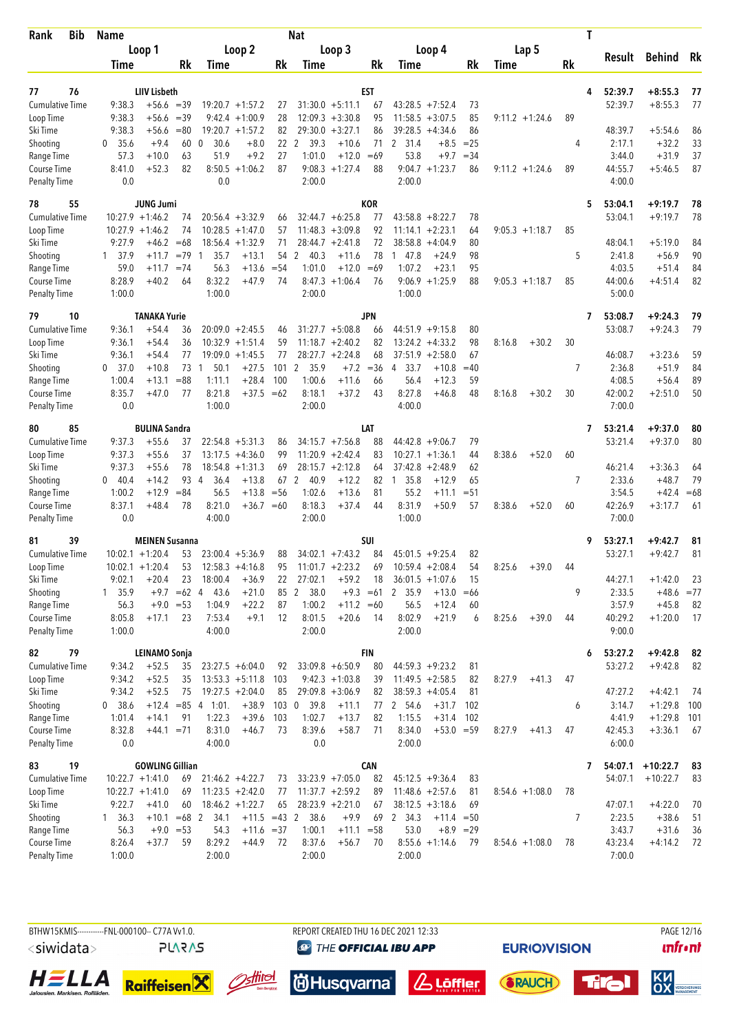| Rank | Bib | Name | | | | | | Nat | | | | | | | | | T | Result | Behind | Rk |
|---|---|---|---|---|---|---|---|---|---|---|---|---|---|---|---|---|---|---|---|---|
| | | Loop 1 | | | Loop 2 | | | Loop 3 | | | Loop 4 | | | Lap 5 | | | | | | |
| | | Time | | Rk | Time | | Rk | Time | | Rk | Time | | Rk | Time | | Rk | | | | |
| 77 | 76 | LIIV Lisbeth | | | | | | EST | | | | | | | | | 4 | 52:39.7 | +8:55.3 | 77 |
| Cumulative Time | | 9:38.3 | +56.6 | =39 | 19:20.7 | +1:57.2 | 27 | 31:30.0 | +5:11.1 | 67 | 43:28.5 | +7:52.4 | 73 | | | | | 52:39.7 | +8:55.3 | 77 |
| Loop Time | | 9:38.3 | +56.6 | =39 | 9:42.4 | +1:00.9 | 28 | 12:09.3 | +3:30.8 | 95 | 11:58.5 | +3:07.5 | 85 | 9:11.2 | +1:24.6 | 89 | | | | |
| Ski Time | | 9:38.3 | +56.6 | =80 | 19:20.7 | +1:57.2 | 82 | 29:30.0 | +3:27.1 | 86 | 39:28.5 | +4:34.6 | 86 | | | | | 48:39.7 | +5:54.6 | 86 |
| Shooting | | 0 35.6 | +9.4 | 60 | 0 30.6 | +8.0 | 22 | 2 39.3 | +10.6 | 71 | 2 31.4 | +8.5 | =25 | | | | 4 | 2:17.1 | +32.2 | 33 |
| Range Time | | 57.3 | +10.0 | 63 | 51.9 | +9.2 | 27 | 1:01.0 | +12.0 | =69 | 53.8 | +9.7 | =34 | | | | | 3:44.0 | +31.9 | 37 |
| Course Time | | 8:41.0 | +52.3 | 82 | 8:50.5 | +1:06.2 | 87 | 9:08.3 | +1:27.4 | 88 | 9:04.7 | +1:23.7 | 86 | 9:11.2 | +1:24.6 | 89 | | 44:55.7 | +5:46.5 | 87 |
| Penalty Time | | 0.0 | | | 0.0 | | | 2:00.0 | | | 2:00.0 | | | | | | | 4:00.0 | | |
| 78 | 55 | JUNG Jumi | | | | | | KOR | | | | | | | | | 5 | 53:04.1 | +9:19.7 | 78 |
| Cumulative Time | | 10:27.9 | +1:46.2 | 74 | 20:56.4 | +3:32.9 | 66 | 32:44.7 | +6:25.8 | 77 | 43:58.8 | +8:22.7 | 78 | | | | | 53:04.1 | +9:19.7 | 78 |
| Loop Time | | 10:27.9 | +1:46.2 | 74 | 10:28.5 | +1:47.0 | 57 | 11:48.3 | +3:09.8 | 92 | 11:14.1 | +2:23.1 | 64 | 9:05.3 | +1:18.7 | 85 | | | | |
| Ski Time | | 9:27.9 | +46.2 | =68 | 18:56.4 | +1:32.9 | 71 | 28:44.7 | +2:41.8 | 72 | 38:58.8 | +4:04.9 | 80 | | | | | 48:04.1 | +5:19.0 | 84 |
| Shooting | | 1 37.9 | +11.7 | =79 | 1 35.7 | +13.1 | 54 | 2 40.3 | +11.6 | 78 | 1 47.8 | +24.9 | 98 | | | | 5 | 2:41.8 | +56.9 | 90 |
| Range Time | | 59.0 | +11.7 | =74 | 56.3 | +13.6 | =54 | 1:01.0 | +12.0 | =69 | 1:07.2 | +23.1 | 95 | | | | | 4:03.5 | +51.4 | 84 |
| Course Time | | 8:28.9 | +40.2 | 64 | 8:32.2 | +47.9 | 74 | 8:47.3 | +1:06.4 | 76 | 9:06.9 | +1:25.9 | 88 | 9:05.3 | +1:18.7 | 85 | | 44:00.6 | +4:51.4 | 82 |
| Penalty Time | | 1:00.0 | | | 1:00.0 | | | 2:00.0 | | | 1:00.0 | | | | | | | 5:00.0 | | |
| 79 | 10 | TANAKA Yurie | | | | | | JPN | | | | | | | | | 7 | 53:08.7 | +9:24.3 | 79 |
| Cumulative Time | | 9:36.1 | +54.4 | 36 | 20:09.0 | +2:45.5 | 46 | 31:27.7 | +5:08.8 | 66 | 44:51.9 | +9:15.8 | 80 | | | | | 53:08.7 | +9:24.3 | 79 |
| Loop Time | | 9:36.1 | +54.4 | 36 | 10:32.9 | +1:51.4 | 59 | 11:18.7 | +2:40.2 | 82 | 13:24.2 | +4:33.2 | 98 | 8:16.8 | +30.2 | 30 | | | | |
| Ski Time | | 9:36.1 | +54.4 | 77 | 19:09.0 | +1:45.5 | 77 | 28:27.7 | +2:24.8 | 68 | 37:51.9 | +2:58.0 | 67 | | | | | 46:08.7 | +3:23.6 | 59 |
| Shooting | | 0 37.0 | +10.8 | 73 | 1 50.1 | +27.5 | 101 | 2 35.9 | +7.2 | =36 | 4 33.7 | +10.8 | =40 | | | | 7 | 2:36.8 | +51.9 | 84 |
| Range Time | | 1:00.4 | +13.1 | =88 | 1:11.1 | +28.4 | 100 | 1:00.6 | +11.6 | 66 | 56.4 | +12.3 | 59 | | | | | 4:08.5 | +56.4 | 89 |
| Course Time | | 8:35.7 | +47.0 | 77 | 8:21.8 | +37.5 | =62 | 8:18.1 | +37.2 | 43 | 8:27.8 | +46.8 | 48 | 8:16.8 | +30.2 | 30 | | 42:00.2 | +2:51.0 | 50 |
| Penalty Time | | 0.0 | | | 1:00.0 | | | 2:00.0 | | | 4:00.0 | | | | | | | 7:00.0 | | |
| 80 | 85 | BULINA Sandra | | | | | | LAT | | | | | | | | | 7 | 53:21.4 | +9:37.0 | 80 |
| Cumulative Time | | 9:37.3 | +55.6 | 37 | 22:54.8 | +5:31.3 | 86 | 34:15.7 | +7:56.8 | 88 | 44:42.8 | +9:06.7 | 79 | | | | | 53:21.4 | +9:37.0 | 80 |
| Loop Time | | 9:37.3 | +55.6 | 37 | 13:17.5 | +4:36.0 | 99 | 11:20.9 | +2:42.4 | 83 | 10:27.1 | +1:36.1 | 44 | 8:38.6 | +52.0 | 60 | | | | |
| Ski Time | | 9:37.3 | +55.6 | 78 | 18:54.8 | +1:31.3 | 69 | 28:15.7 | +2:12.8 | 64 | 37:42.8 | +2:48.9 | 62 | | | | | 46:21.4 | +3:36.3 | 64 |
| Shooting | | 0 40.4 | +14.2 | 93 | 4 36.4 | +13.8 | 67 | 2 40.9 | +12.2 | 82 | 1 35.8 | +12.9 | 65 | | | | 7 | 2:33.6 | +48.7 | 79 |
| Range Time | | 1:00.2 | +12.9 | =84 | 56.5 | +13.8 | =56 | 1:02.6 | +13.6 | 81 | 55.2 | +11.1 | =51 | | | | | 3:54.5 | +42.4 | =68 |
| Course Time | | 8:37.1 | +48.4 | 78 | 8:21.0 | +36.7 | =60 | 8:18.3 | +37.4 | 44 | 8:31.9 | +50.9 | 57 | 8:38.6 | +52.0 | 60 | | 42:26.9 | +3:17.7 | 61 |
| Penalty Time | | 0.0 | | | 4:00.0 | | | 2:00.0 | | | 1:00.0 | | | | | | | 7:00.0 | | |
| 81 | 39 | MEINEN Susanna | | | | | | SUI | | | | | | | | | 9 | 53:27.1 | +9:42.7 | 81 |
| Cumulative Time | | 10:02.1 | +1:20.4 | 53 | 23:00.4 | +5:36.9 | 88 | 34:02.1 | +7:43.2 | 84 | 45:01.5 | +9:25.4 | 82 | | | | | 53:27.1 | +9:42.7 | 81 |
| Loop Time | | 10:02.1 | +1:20.4 | 53 | 12:58.3 | +4:16.8 | 95 | 11:01.7 | +2:23.2 | 69 | 10:59.4 | +2:08.4 | 54 | 8:25.6 | +39.0 | 44 | | | | |
| Ski Time | | 9:02.1 | +20.4 | 23 | 18:00.4 | +36.9 | 22 | 27:02.1 | +59.2 | 18 | 36:01.5 | +1:07.6 | 15 | | | | | 44:27.1 | +1:42.0 | 23 |
| Shooting | | 1 35.9 | +9.7 | =62 | 4 43.6 | +21.0 | 85 | 2 38.0 | +9.3 | =61 | 2 35.9 | +13.0 | =66 | | | | 9 | 2:33.5 | +48.6 | =77 |
| Range Time | | 56.3 | +9.0 | =53 | 1:04.9 | +22.2 | 87 | 1:00.2 | +11.2 | =60 | 56.5 | +12.4 | 60 | | | | | 3:57.9 | +45.8 | 82 |
| Course Time | | 8:05.8 | +17.1 | 23 | 7:53.4 | +9.1 | 12 | 8:01.5 | +20.6 | 14 | 8:02.9 | +21.9 | 6 | 8:25.6 | +39.0 | 44 | | 40:29.2 | +1:20.0 | 17 |
| Penalty Time | | 1:00.0 | | | 4:00.0 | | | 2:00.0 | | | 2:00.0 | | | | | | | 9:00.0 | | |
| 82 | 79 | LEINAMO Sonja | | | | | | FIN | | | | | | | | | 6 | 53:27.2 | +9:42.8 | 82 |
| Cumulative Time | | 9:34.2 | +52.5 | 35 | 23:27.5 | +6:04.0 | 92 | 33:09.8 | +6:50.9 | 80 | 44:59.3 | +9:23.2 | 81 | | | | | 53:27.2 | +9:42.8 | 82 |
| Loop Time | | 9:34.2 | +52.5 | 35 | 13:53.3 | +5:11.8 | 103 | 9:42.3 | +1:03.8 | 39 | 11:49.5 | +2:58.5 | 82 | 8:27.9 | +41.3 | 47 | | | | |
| Ski Time | | 9:34.2 | +52.5 | 75 | 19:27.5 | +2:04.0 | 85 | 29:09.8 | +3:06.9 | 82 | 38:59.3 | +4:05.4 | 81 | | | | | 47:27.2 | +4:42.1 | 74 |
| Shooting | | 0 38.6 | +12.4 | =85 | 4 1:01. | +38.9 | 103 | 0 39.8 | +11.1 | 77 | 2 54.6 | +31.7 | 102 | | | | 6 | 3:14.7 | +1:29.8 | 100 |
| Range Time | | 1:01.4 | +14.1 | 91 | 1:22.3 | +39.6 | 103 | 1:02.7 | +13.7 | 82 | 1:15.5 | +31.4 | 102 | | | | | 4:41.9 | +1:29.8 | 101 |
| Course Time | | 8:32.8 | +44.1 | =71 | 8:31.0 | +46.7 | 73 | 8:39.6 | +58.7 | 71 | 8:34.0 | +53.0 | =59 | 8:27.9 | +41.3 | 47 | | 42:45.3 | +3:36.1 | 67 |
| Penalty Time | | 0.0 | | | 4:00.0 | | | 0.0 | | | 2:00.0 | | | | | | | 6:00.0 | | |
| 83 | 19 | GOWLING Gillian | | | | | | CAN | | | | | | | | | 7 | 54:07.1 | +10:22.7 | 83 |
| Cumulative Time | | 10:22.7 | +1:41.0 | 69 | 21:46.2 | +4:22.7 | 73 | 33:23.9 | +7:05.0 | 82 | 45:12.5 | +9:36.4 | 83 | | | | | 54:07.1 | +10:22.7 | 83 |
| Loop Time | | 10:22.7 | +1:41.0 | 69 | 11:23.5 | +2:42.0 | 77 | 11:37.7 | +2:59.2 | 89 | 11:48.6 | +2:57.6 | 81 | 8:54.6 | +1:08.0 | 78 | | | | |
| Ski Time | | 9:22.7 | +41.0 | 60 | 18:46.2 | +1:22.7 | 65 | 28:23.9 | +2:21.0 | 67 | 38:12.5 | +3:18.6 | 69 | | | | | 47:07.1 | +4:22.0 | 70 |
| Shooting | | 1 36.3 | +10.1 | =68 | 2 34.1 | +11.5 | =43 | 2 38.6 | +9.9 | 69 | 2 34.3 | +11.4 | =50 | | | | 7 | 2:23.5 | +38.6 | 51 |
| Range Time | | 56.3 | +9.0 | =53 | 54.3 | +11.6 | =37 | 1:00.1 | +11.1 | =58 | 53.0 | +8.9 | =29 | | | | | 3:43.7 | +31.6 | 36 |
| Course Time | | 8:26.4 | +37.7 | 59 | 8:29.2 | +44.9 | 72 | 8:37.6 | +56.7 | 70 | 8:55.6 | +1:14.6 | 79 | 8:54.6 | +1:08.0 | 78 | | 43:23.4 | +4:14.2 | 72 |
| Penalty Time | | 1:00.0 | | | 2:00.0 | | | 2:00.0 | | | 2:00.0 | | | | | | | 7:00.0 | | |

BTHW15KMIS-----------FNL-000100-- C77A Vv1.0. REPORT CREATED THU 16 DEC 2021 12:33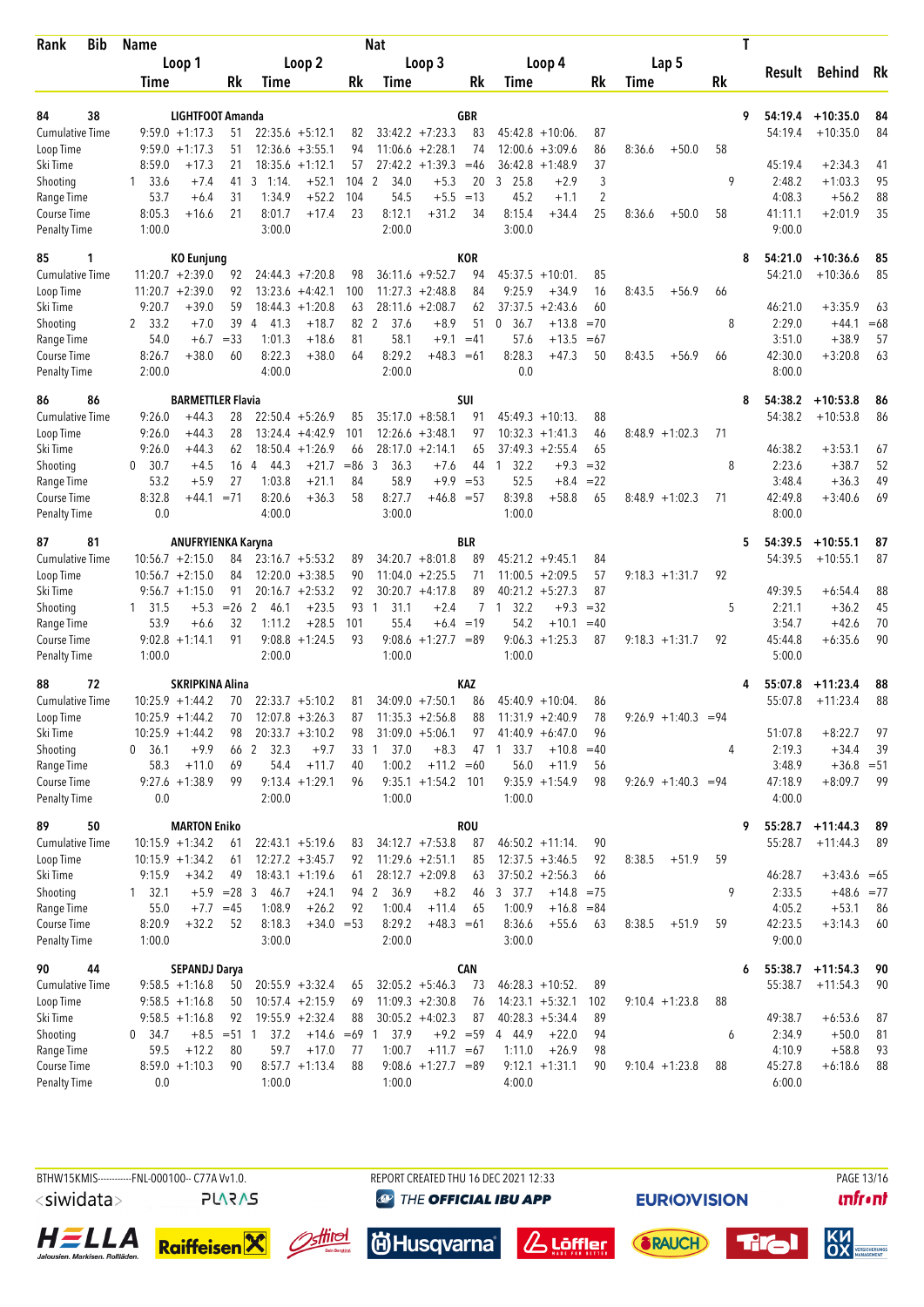| Rank | Bib | Name | | | | | | Nat | | | | | | | | | | T | Result | Behind | Rk |
|---|---|---|---|---|---|---|---|---|---|---|---|---|---|---|---|---|---|---|---|---|---|
| | | Loop 1 | | | Loop 2 | | | Loop 3 | | | Loop 4 | | | Lap 5 | | | | | | | |
| | | Time | | Rk | Time | | Rk | Time | | Rk | Time | | Rk | Time | | Rk | | | | | |
| 84 | 38 | LIGHTFOOT Amanda | | | | | | GBR | | | | | | | | | | 9 | 54:19.4 | +10:35.0 | 84 |
| Cumulative Time | | 9:59.0 | +1:17.3 | 51 | 22:35.6 | +5:12.1 | 82 | 33:42.2 | +7:23.3 | 83 | 45:42.8 | +10:06. | 87 | | | | | | 54:19.4 | +10:35.0 | 84 |
| Loop Time | | 9:59.0 | +1:17.3 | 51 | 12:36.6 | +3:55.1 | 94 | 11:06.6 | +2:28.1 | 74 | 12:00.6 | +3:09.6 | 86 | 8:36.6 | +50.0 | 58 | | | | | |
| Ski Time | | 8:59.0 | +17.3 | 21 | 18:35.6 | +1:12.1 | 57 | 27:42.2 | +1:39.3 | =46 | 36:42.8 | +1:48.9 | 37 | | | | | | 45:19.4 | +2:34.3 | 41 |
| Shooting | | 1 33.6 | +7.4 | 41 | 3 1:14. | +52.1 | 104 | 2 34.0 | +5.3 | 20 | 3 25.8 | +2.9 | 3 | | | | | 9 | 2:48.2 | +1:03.3 | 95 |
| Range Time | | 53.7 | +6.4 | 31 | 1:34.9 | +52.2 | 104 | 54.5 | +5.5 | =13 | 45.2 | +1.1 | 2 | | | | | | 4:08.3 | +56.2 | 88 |
| Course Time | | 8:05.3 | +16.6 | 21 | 8:01.7 | +17.4 | 23 | 8:12.1 | +31.2 | 34 | 8:15.4 | +34.4 | 25 | 8:36.6 | +50.0 | 58 | | | 41:11.1 | +2:01.9 | 35 |
| Penalty Time | | 1:00.0 | | | 3:00.0 | | | 2:00.0 | | | 3:00.0 | | | | | | | | 9:00.0 | | |
| 85 | 1 | KO Eunjung | | | | | | KOR | | | | | | | | | | 8 | 54:21.0 | +10:36.6 | 85 |
| Cumulative Time | | 11:20.7 | +2:39.0 | 92 | 24:44.3 | +7:20.8 | 98 | 36:11.6 | +9:52.7 | 94 | 45:37.5 | +10:01. | 85 | | | | | | 54:21.0 | +10:36.6 | 85 |
| Loop Time | | 11:20.7 | +2:39.0 | 92 | 13:23.6 | +4:42.1 | 100 | 11:27.3 | +2:48.8 | 84 | 9:25.9 | +34.9 | 16 | 8:43.5 | +56.9 | 66 | | | | | |
| Ski Time | | 9:20.7 | +39.0 | 59 | 18:44.3 | +1:20.8 | 63 | 28:11.6 | +2:08.7 | 62 | 37:37.5 | +2:43.6 | 60 | | | | | | 46:21.0 | +3:35.9 | 63 |
| Shooting | | 2 33.2 | +7.0 | 39 | 4 41.3 | +18.7 | 82 | 2 37.6 | +8.9 | 51 | 0 36.7 | +13.8 | =70 | | | | | 8 | 2:29.0 | +44.1 | =68 |
| Range Time | | 54.0 | +6.7 | =33 | 1:01.3 | +18.6 | 81 | 58.1 | +9.1 | =41 | 57.6 | +13.5 | =67 | | | | | | 3:51.0 | +38.9 | 57 |
| Course Time | | 8:26.7 | +38.0 | 60 | 8:22.3 | +38.0 | 64 | 8:29.2 | +48.3 | =61 | 8:28.3 | +47.3 | 50 | 8:43.5 | +56.9 | 66 | | | 42:30.0 | +3:20.8 | 63 |
| Penalty Time | | 2:00.0 | | | 4:00.0 | | | 2:00.0 | | | 0.0 | | | | | | | | 8:00.0 | | |
| 86 | 86 | BARMETTLER Flavia | | | | | | SUI | | | | | | | | | | 8 | 54:38.2 | +10:53.8 | 86 |
| Cumulative Time | | 9:26.0 | +44.3 | 28 | 22:50.4 | +5:26.9 | 85 | 35:17.0 | +8:58.1 | 91 | 45:49.3 | +10:13. | 88 | | | | | | 54:38.2 | +10:53.8 | 86 |
| Loop Time | | 9:26.0 | +44.3 | 28 | 13:24.4 | +4:42.9 | 101 | 12:26.6 | +3:48.1 | 97 | 10:32.3 | +1:41.3 | 46 | 8:48.9 | +1:02.3 | 71 | | | | | |
| Ski Time | | 9:26.0 | +44.3 | 62 | 18:50.4 | +1:26.9 | 66 | 28:17.0 | +2:14.1 | 65 | 37:49.3 | +2:55.4 | 65 | | | | | | 46:38.2 | +3:53.1 | 67 |
| Shooting | | 0 30.7 | +4.5 | 16 | 4 44.3 | +21.7 | =86 | 3 36.3 | +7.6 | 44 | 1 32.2 | +9.3 | =32 | | | | | 8 | 2:23.6 | +38.7 | 52 |
| Range Time | | 53.2 | +5.9 | 27 | 1:03.8 | +21.1 | 84 | 58.9 | +9.9 | =53 | 52.5 | +8.4 | =22 | | | | | | 3:48.4 | +36.3 | 49 |
| Course Time | | 8:32.8 | +44.1 | =71 | 8:20.6 | +36.3 | 58 | 8:27.7 | +46.8 | =57 | 8:39.8 | +58.8 | 65 | 8:48.9 | +1:02.3 | 71 | | | 42:49.8 | +3:40.6 | 69 |
| Penalty Time | | 0.0 | | | 4:00.0 | | | 3:00.0 | | | 1:00.0 | | | | | | | | 8:00.0 | | |
| 87 | 81 | ANUFRYIENKA Karyna | | | | | | BLR | | | | | | | | | | 5 | 54:39.5 | +10:55.1 | 87 |
| Cumulative Time | | 10:56.7 | +2:15.0 | 84 | 23:16.7 | +5:53.2 | 89 | 34:20.7 | +8:01.8 | 89 | 45:21.2 | +9:45.1 | 84 | | | | | | 54:39.5 | +10:55.1 | 87 |
| Loop Time | | 10:56.7 | +2:15.0 | 84 | 12:20.0 | +3:38.5 | 90 | 11:04.0 | +2:25.5 | 71 | 11:00.5 | +2:09.5 | 57 | 9:18.3 | +1:31.7 | 92 | | | | | |
| Ski Time | | 9:56.7 | +1:15.0 | 91 | 20:16.7 | +2:53.2 | 92 | 30:20.7 | +4:17.8 | 89 | 40:21.2 | +5:27.3 | 87 | | | | | | 49:39.5 | +6:54.4 | 88 |
| Shooting | | 1 31.5 | +5.3 | =26 | 2 46.1 | +23.5 | 93 | 1 31.1 | +2.4 | 7 | 1 32.2 | +9.3 | =32 | | | | | 5 | 2:21.1 | +36.2 | 45 |
| Range Time | | 53.9 | +6.6 | 32 | 1:11.2 | +28.5 | 101 | 55.4 | +6.4 | =19 | 54.2 | +10.1 | =40 | | | | | | 3:54.7 | +42.6 | 70 |
| Course Time | | 9:02.8 | +1:14.1 | 91 | 9:08.8 | +1:24.5 | 93 | 9:08.6 | +1:27.7 | =89 | 9:06.3 | +1:25.3 | 87 | 9:18.3 | +1:31.7 | 92 | | | 45:44.8 | +6:35.6 | 90 |
| Penalty Time | | 1:00.0 | | | 2:00.0 | | | 1:00.0 | | | 1:00.0 | | | | | | | | 5:00.0 | | |
| 88 | 72 | SKRIPKINA Alina | | | | | | KAZ | | | | | | | | | | 4 | 55:07.8 | +11:23.4 | 88 |
| Cumulative Time | | 10:25.9 | +1:44.2 | 70 | 22:33.7 | +5:10.2 | 81 | 34:09.0 | +7:50.1 | 86 | 45:40.9 | +10:04. | 86 | | | | | | 55:07.8 | +11:23.4 | 88 |
| Loop Time | | 10:25.9 | +1:44.2 | 70 | 12:07.8 | +3:26.3 | 87 | 11:35.3 | +2:56.8 | 88 | 11:31.9 | +2:40.9 | 78 | 9:26.9 | +1:40.3 | =94 | | | | | |
| Ski Time | | 10:25.9 | +1:44.2 | 98 | 20:33.7 | +3:10.2 | 98 | 31:09.0 | +5:06.1 | 97 | 41:40.9 | +6:47.0 | 96 | | | | | | 51:07.8 | +8:22.7 | 97 |
| Shooting | | 0 36.1 | +9.9 | 66 | 2 32.3 | +9.7 | 33 | 1 37.0 | +8.3 | 47 | 1 33.7 | +10.8 | =40 | | | | | 4 | 2:19.3 | +34.4 | 39 |
| Range Time | | 58.3 | +11.0 | 69 | 54.4 | +11.7 | 40 | 1:00.2 | +11.2 | =60 | 56.0 | +11.9 | 56 | | | | | | 3:48.9 | +36.8 | =51 |
| Course Time | | 9:27.6 | +1:38.9 | 99 | 9:13.4 | +1:29.1 | 96 | 9:35.1 | +1:54.2 | 101 | 9:35.9 | +1:54.9 | 98 | 9:26.9 | +1:40.3 | =94 | | | 47:18.9 | +8:09.7 | 99 |
| Penalty Time | | 0.0 | | | 2:00.0 | | | 1:00.0 | | | 1:00.0 | | | | | | | | 4:00.0 | | |
| 89 | 50 | MARTON Eniko | | | | | | ROU | | | | | | | | | | 9 | 55:28.7 | +11:44.3 | 89 |
| Cumulative Time | | 10:15.9 | +1:34.2 | 61 | 22:43.1 | +5:19.6 | 83 | 34:12.7 | +7:53.8 | 87 | 46:50.2 | +11:14. | 90 | | | | | | 55:28.7 | +11:44.3 | 89 |
| Loop Time | | 10:15.9 | +1:34.2 | 61 | 12:27.2 | +3:45.7 | 92 | 11:29.6 | +2:51.1 | 85 | 12:37.5 | +3:46.5 | 92 | 8:38.5 | +51.9 | 59 | | | | | |
| Ski Time | | 9:15.9 | +34.2 | 49 | 18:43.1 | +1:19.6 | 61 | 28:12.7 | +2:09.8 | 63 | 37:50.2 | +2:56.3 | 66 | | | | | | 46:28.7 | +3:43.6 | =65 |
| Shooting | | 1 32.1 | +5.9 | =28 | 3 46.7 | +24.1 | 94 | 2 36.9 | +8.2 | 46 | 3 37.7 | +14.8 | =75 | | | | | 9 | 2:33.5 | +48.6 | =77 |
| Range Time | | 55.0 | +7.7 | =45 | 1:08.9 | +26.2 | 92 | 1:00.4 | +11.4 | 65 | 1:00.9 | +16.8 | =84 | | | | | | 4:05.2 | +53.1 | 86 |
| Course Time | | 8:20.9 | +32.2 | 52 | 8:18.3 | +34.0 | =53 | 8:29.2 | +48.3 | =61 | 8:36.6 | +55.6 | 63 | 8:38.5 | +51.9 | 59 | | | 42:23.5 | +3:14.3 | 60 |
| Penalty Time | | 1:00.0 | | | 3:00.0 | | | 2:00.0 | | | 3:00.0 | | | | | | | | 9:00.0 | | |
| 90 | 44 | SEPANDJ Darya | | | | | | CAN | | | | | | | | | | 6 | 55:38.7 | +11:54.3 | 90 |
| Cumulative Time | | 9:58.5 | +1:16.8 | 50 | 20:55.9 | +3:32.4 | 65 | 32:05.2 | +5:46.3 | 73 | 46:28.3 | +10:52. | 89 | | | | | | 55:38.7 | +11:54.3 | 90 |
| Loop Time | | 9:58.5 | +1:16.8 | 50 | 10:57.4 | +2:15.9 | 69 | 11:09.3 | +2:30.8 | 76 | 14:23.1 | +5:32.1 | 102 | 9:10.4 | +1:23.8 | 88 | | | | | |
| Ski Time | | 9:58.5 | +1:16.8 | 92 | 19:55.9 | +2:32.4 | 88 | 30:05.2 | +4:02.3 | 87 | 40:28.3 | +5:34.4 | 89 | | | | | | 49:38.7 | +6:53.6 | 87 |
| Shooting | | 0 34.7 | +8.5 | =51 | 1 37.2 | +14.6 | =69 | 1 37.9 | +9.2 | =59 | 4 44.9 | +22.0 | 94 | | | | | 6 | 2:34.9 | +50.0 | 81 |
| Range Time | | 59.5 | +12.2 | 80 | 59.7 | +17.0 | 77 | 1:00.7 | +11.7 | =67 | 1:11.0 | +26.9 | 98 | | | | | | 4:10.9 | +58.8 | 93 |
| Course Time | | 8:59.0 | +1:10.3 | 90 | 8:57.7 | +1:13.4 | 88 | 9:08.6 | +1:27.7 | =89 | 9:12.1 | +1:31.1 | 90 | 9:10.4 | +1:23.8 | 88 | | | 45:27.8 | +6:18.6 | 88 |
| Penalty Time | | 0.0 | | | 1:00.0 | | | 1:00.0 | | | 4:00.0 | | | | | | | | 6:00.0 | | |

BTHW15KMIS-----------FNL-000100-- C77A Vv1.0. REPORT CREATED THU 16 DEC 2021 12:33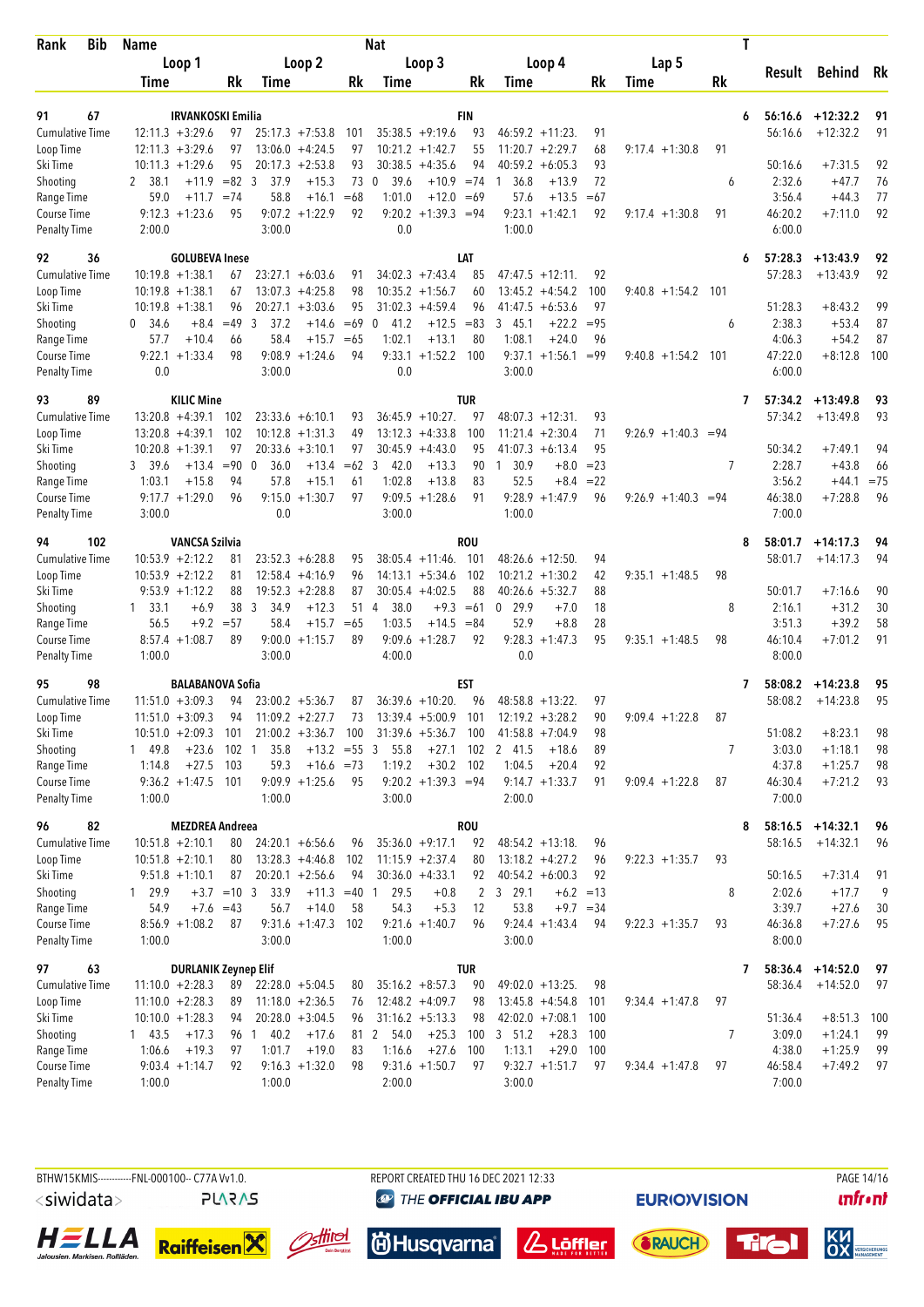| Rank | Bib | Name | | | | | | Nat | | | | | | | | T | Result | Behind | Rk |
|---|---|---|---|---|---|---|---|---|---|---|---|---|---|---|---|---|---|---|---|
| | | Loop 1 | | Loop 2 | | Loop 3 | | | Loop 4 | | Lap 5 | | | | | | | | |
| | | Time | Rk | Time | Rk | Time | Rk | | Time | Rk | Time | Rk | | | | | | | |
| 91 | 67 | IRVANKOSKI Emilia | | | | | | FIN | | | | | | | | 6 | 56:16.6 | +12:32.2 | 91 |
| Cumulative Time | | 12:11.3 +3:29.6 | 97 | 25:17.3 +7:53.8 | 101 | 35:38.5 +9:19.6 | 93 | | 46:59.2 +11:23. | 91 | | | | | | | 56:16.6 | +12:32.2 | 91 |
| Loop Time | | 12:11.3 +3:29.6 | 97 | 13:06.0 +4:24.5 | 97 | 10:21.2 +1:42.7 | 55 | | 11:20.7 +2:29.7 | 68 | 9:17.4 +1:30.8 | 91 | | | | | | | |
| Ski Time | | 10:11.3 +1:29.6 | 95 | 20:17.3 +2:53.8 | 93 | 30:38.5 +4:35.6 | 94 | | 40:59.2 +6:05.3 | 93 | | | | | | | 50:16.6 | +7:31.5 | 92 |
| Shooting | | 2 38.1 +11.9 | =82 | 3 37.9 +15.3 | 73 | 0 39.6 +10.9 | =74 | | 1 36.8 +13.9 | 72 | | | | | | 6 | 2:32.6 | +47.7 | 76 |
| Range Time | | 59.0 +11.7 | =74 | 58.8 +16.1 | =68 | 1:01.0 +12.0 | =69 | | 57.6 +13.5 | =67 | | | | | | | 3:56.4 | +44.3 | 77 |
| Course Time | | 9:12.3 +1:23.6 | 95 | 9:07.2 +1:22.9 | 92 | 9:20.2 +1:39.3 | =94 | | 9:23.1 +1:42.1 | 92 | 9:17.4 +1:30.8 | 91 | | | | | 46:20.2 | +7:11.0 | 92 |
| Penalty Time | | 2:00.0 | | 3:00.0 | | 0.0 | | | 1:00.0 | | | | | | | | 6:00.0 | | |
| 92 | 36 | GOLUBEVA Inese | | | | | | LAT | | | | | | | | 6 | 57:28.3 | +13:43.9 | 92 |
| Cumulative Time | | 10:19.8 +1:38.1 | 67 | 23:27.1 +6:03.6 | 91 | 34:02.3 +7:43.4 | 85 | | 47:47.5 +12:11. | 92 | | | | | | | 57:28.3 | +13:43.9 | 92 |
| Loop Time | | 10:19.8 +1:38.1 | 67 | 13:07.3 +4:25.8 | 98 | 10:35.2 +1:56.7 | 60 | | 13:45.2 +4:54.2 | 100 | 9:40.8 +1:54.2 | 101 | | | | | | | |
| Ski Time | | 10:19.8 +1:38.1 | 96 | 20:27.1 +3:03.6 | 95 | 31:02.3 +4:59.4 | 96 | | 41:47.5 +6:53.6 | 97 | | | | | | | 51:28.3 | +8:43.2 | 99 |
| Shooting | | 0 34.6 +8.4 | =49 | 3 37.2 +14.6 | =69 | 0 41.2 +12.5 | =83 | | 3 45.1 +22.2 | =95 | | | | | | 6 | 2:38.3 | +53.4 | 87 |
| Range Time | | 57.7 +10.4 | 66 | 58.4 +15.7 | =65 | 1:02.1 +13.1 | 80 | | 1:08.1 +24.0 | 96 | | | | | | | 4:06.3 | +54.2 | 87 |
| Course Time | | 9:22.1 +1:33.4 | 98 | 9:08.9 +1:24.6 | 94 | 9:33.1 +1:52.2 | 100 | | 9:37.1 +1:56.1 | =99 | 9:40.8 +1:54.2 | 101 | | | | | 47:22.0 | +8:12.8 | 100 |
| Penalty Time | | 0.0 | | 3:00.0 | | 0.0 | | | 3:00.0 | | | | | | | | 6:00.0 | | |
| 93 | 89 | KILIC Mine | | | | | | TUR | | | | | | | | 7 | 57:34.2 | +13:49.8 | 93 |
| Cumulative Time | | 13:20.8 +4:39.1 | 102 | 23:33.6 +6:10.1 | 93 | 36:45.9 +10:27. | 97 | | 48:07.3 +12:31. | 93 | | | | | | | 57:34.2 | +13:49.8 | 93 |
| Loop Time | | 13:20.8 +4:39.1 | 102 | 10:12.8 +1:31.3 | 49 | 13:12.3 +4:33.8 | 100 | | 11:21.4 +2:30.4 | 71 | 9:26.9 +1:40.3 | =94 | | | | | | | |
| Ski Time | | 10:20.8 +1:39.1 | 97 | 20:33.6 +3:10.1 | 97 | 30:45.9 +4:43.0 | 95 | | 41:07.3 +6:13.4 | 95 | | | | | | | 50:34.2 | +7:49.1 | 94 |
| Shooting | | 3 39.6 +13.4 | =90 | 0 36.0 +13.4 | =62 | 3 42.0 +13.3 | 90 | | 1 30.9 +8.0 | =23 | | | | | | 7 | 2:28.7 | +43.8 | 66 |
| Range Time | | 1:03.1 +15.8 | 94 | 57.8 +15.1 | 61 | 1:02.8 +13.8 | 83 | | 52.5 +8.4 | =22 | | | | | | | 3:56.2 | +44.1 | =75 |
| Course Time | | 9:17.7 +1:29.0 | 96 | 9:15.0 +1:30.7 | 97 | 9:09.5 +1:28.6 | 91 | | 9:28.9 +1:47.9 | 96 | 9:26.9 +1:40.3 | =94 | | | | | 46:38.0 | +7:28.8 | 96 |
| Penalty Time | | 3:00.0 | | 0.0 | | 3:00.0 | | | 1:00.0 | | | | | | | | 7:00.0 | | |
| 94 | 102 | VANCSA Szilvia | | | | | | ROU | | | | | | | | 8 | 58:01.7 | +14:17.3 | 94 |
| Cumulative Time | | 10:53.9 +2:12.2 | 81 | 23:52.3 +6:28.8 | 95 | 38:05.4 +11:46. | 101 | | 48:26.6 +12:50. | 94 | | | | | | | 58:01.7 | +14:17.3 | 94 |
| Loop Time | | 10:53.9 +2:12.2 | 81 | 12:58.4 +4:16.9 | 96 | 14:13.1 +5:34.6 | 102 | | 10:21.2 +1:30.2 | 42 | 9:35.1 +1:48.5 | 98 | | | | | | | |
| Ski Time | | 9:53.9 +1:12.2 | 88 | 19:52.3 +2:28.8 | 87 | 30:05.4 +4:02.5 | 88 | | 40:26.6 +5:32.7 | 88 | | | | | | | 50:01.7 | +7:16.6 | 90 |
| Shooting | | 1 33.1 +6.9 | 38 | 3 34.9 +12.3 | 51 | 4 38.0 +9.3 | =61 | | 0 29.9 +7.0 | 18 | | | | | | 8 | 2:16.1 | +31.2 | 30 |
| Range Time | | 56.5 +9.2 | =57 | 58.4 +15.7 | =65 | 1:03.5 +14.5 | =84 | | 52.9 +8.8 | 28 | | | | | | | 3:51.3 | +39.2 | 58 |
| Course Time | | 8:57.4 +1:08.7 | 89 | 9:00.0 +1:15.7 | 89 | 9:09.6 +1:28.7 | 92 | | 9:28.3 +1:47.3 | 95 | 9:35.1 +1:48.5 | 98 | | | | | 46:10.4 | +7:01.2 | 91 |
| Penalty Time | | 1:00.0 | | 3:00.0 | | 4:00.0 | | | 0.0 | | | | | | | | 8:00.0 | | |
| 95 | 98 | BALABANOVA Sofia | | | | | | EST | | | | | | | | 7 | 58:08.2 | +14:23.8 | 95 |
| Cumulative Time | | 11:51.0 +3:09.3 | 94 | 23:00.2 +5:36.7 | 87 | 36:39.6 +10:20. | 96 | | 48:58.8 +13:22. | 97 | | | | | | | 58:08.2 | +14:23.8 | 95 |
| Loop Time | | 11:51.0 +3:09.3 | 94 | 11:09.2 +2:27.7 | 73 | 13:39.4 +5:00.9 | 101 | | 12:19.2 +3:28.2 | 90 | 9:09.4 +1:22.8 | 87 | | | | | | | |
| Ski Time | | 10:51.0 +2:09.3 | 101 | 21:00.2 +3:36.7 | 100 | 31:39.6 +5:36.7 | 100 | | 41:58.8 +7:04.9 | 98 | | | | | | | 51:08.2 | +8:23.1 | 98 |
| Shooting | | 1 49.8 +23.6 | 102 | 1 35.8 +13.2 | =55 | 3 55.8 +27.1 | 102 | | 2 41.5 +18.6 | 89 | | | | | | 7 | 3:03.0 | +1:18.1 | 98 |
| Range Time | | 1:14.8 +27.5 | 103 | 59.3 +16.6 | =73 | 1:19.2 +30.2 | 102 | | 1:04.5 +20.4 | 92 | | | | | | | 4:37.8 | +1:25.7 | 98 |
| Course Time | | 9:36.2 +1:47.5 | 101 | 9:09.9 +1:25.6 | 95 | 9:20.2 +1:39.3 | =94 | | 9:14.7 +1:33.7 | 91 | 9:09.4 +1:22.8 | 87 | | | | | 46:30.4 | +7:21.2 | 93 |
| Penalty Time | | 1:00.0 | | 1:00.0 | | 3:00.0 | | | 2:00.0 | | | | | | | | 7:00.0 | | |
| 96 | 82 | MEZDREA Andreea | | | | | | ROU | | | | | | | | 8 | 58:16.5 | +14:32.1 | 96 |
| Cumulative Time | | 10:51.8 +2:10.1 | 80 | 24:20.1 +6:56.6 | 96 | 35:36.0 +9:17.1 | 92 | | 48:54.2 +13:18. | 96 | | | | | | | 58:16.5 | +14:32.1 | 96 |
| Loop Time | | 10:51.8 +2:10.1 | 80 | 13:28.3 +4:46.8 | 102 | 11:15.9 +2:37.4 | 80 | | 13:18.2 +4:27.2 | 96 | 9:22.3 +1:35.7 | 93 | | | | | | | |
| Ski Time | | 9:51.8 +1:10.1 | 87 | 20:20.1 +2:56.6 | 94 | 30:36.0 +4:33.1 | 92 | | 40:54.2 +6:00.3 | 92 | | | | | | | 50:16.5 | +7:31.4 | 91 |
| Shooting | | 1 29.9 +3.7 | =10 | 3 33.9 +11.3 | =40 | 1 29.5 +0.8 | 2 | | 3 29.1 +6.2 | =13 | | | | | | 8 | 2:02.6 | +17.7 | 9 |
| Range Time | | 54.9 +7.6 | =43 | 56.7 +14.0 | 58 | 54.3 +5.3 | 12 | | 53.8 +9.7 | =34 | | | | | | | 3:39.7 | +27.6 | 30 |
| Course Time | | 8:56.9 +1:08.2 | 87 | 9:31.6 +1:47.3 | 102 | 9:21.6 +1:40.7 | 96 | | 9:24.4 +1:43.4 | 94 | 9:22.3 +1:35.7 | 93 | | | | | 46:36.8 | +7:27.6 | 95 |
| Penalty Time | | 1:00.0 | | 3:00.0 | | 1:00.0 | | | 3:00.0 | | | | | | | | 8:00.0 | | |
| 97 | 63 | DURLANIK Zeynep Elif | | | | | | TUR | | | | | | | | 7 | 58:36.4 | +14:52.0 | 97 |
| Cumulative Time | | 11:10.0 +2:28.3 | 89 | 22:28.0 +5:04.5 | 80 | 35:16.2 +8:57.3 | 90 | | 49:02.0 +13:25. | 98 | | | | | | | 58:36.4 | +14:52.0 | 97 |
| Loop Time | | 11:10.0 +2:28.3 | 89 | 11:18.0 +2:36.5 | 76 | 12:48.2 +4:09.7 | 98 | | 13:45.8 +4:54.8 | 101 | 9:34.4 +1:47.8 | 97 | | | | | | | |
| Ski Time | | 10:10.0 +1:28.3 | 94 | 20:28.0 +3:04.5 | 96 | 31:16.2 +5:13.3 | 98 | | 42:02.0 +7:08.1 | 100 | | | | | | | 51:36.4 | +8:51.3 | 100 |
| Shooting | | 1 43.5 +17.3 | 96 | 1 40.2 +17.6 | 81 | 2 54.0 +25.3 | 100 | | 3 51.2 +28.3 | 100 | | | | | | 7 | 3:09.0 | +1:24.1 | 99 |
| Range Time | | 1:06.6 +19.3 | 97 | 1:01.7 +19.0 | 83 | 1:16.6 +27.6 | 100 | | 1:13.1 +29.0 | 100 | | | | | | | 4:38.0 | +1:25.9 | 99 |
| Course Time | | 9:03.4 +1:14.7 | 92 | 9:16.3 +1:32.0 | 98 | 9:31.6 +1:50.7 | 97 | | 9:32.7 +1:51.7 | 97 | 9:34.4 +1:47.8 | 97 | | | | | 46:58.4 | +7:49.2 | 97 |
| Penalty Time | | 1:00.0 | | 1:00.0 | | 2:00.0 | | | 3:00.0 | | | | | | | | 7:00.0 | | |

BTHW15KMIS-----------FNL-000100-- C77A Vv1.0. REPORT CREATED THU 16 DEC 2021 12:33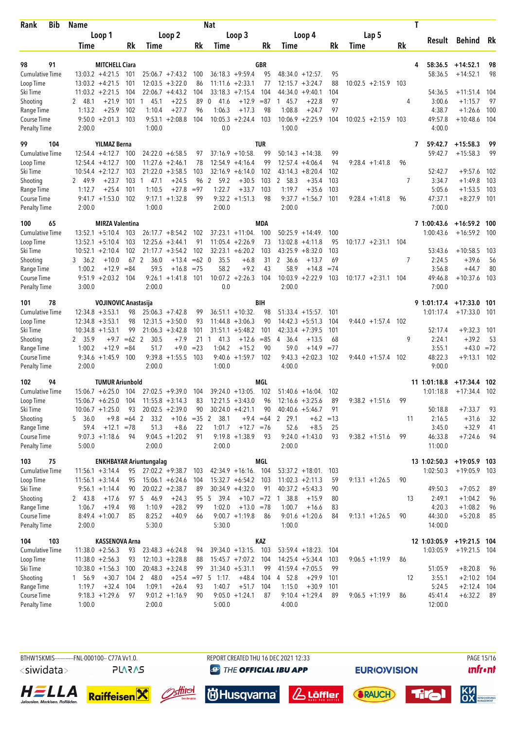| Rank | Bib | Name | | | | | | Nat | | | | | | | T | Result | Behind | Rk |
|---|---|---|---|---|---|---|---|---|---|---|---|---|---|---|---|---|---|---|
| | | Loop 1 | | | Loop 2 | | | Loop 3 | | | Loop 4 | | | Lap 5 | | | | |
| | | Time | | Rk | Time | | Rk | Time | | Rk | Time | | Rk | Time | Rk | | | |
| 98 | 91 | MITCHELL Ciara | | | | | | GBR | | | | | | | 4 | 58:36.5 | +14:52.1 | 98 |
| Cumulative Time | | 13:03.2 | +4:21.5 | 101 | 25:06.7 | +7:43.2 | 100 | 36:18.3 | +9:59.4 | 95 | 48:34.0 | +12:57. | 95 | | | 58:36.5 | +14:52.1 | 98 |
| Loop Time | | 13:03.2 | +4:21.5 | 101 | 12:03.5 | +3:22.0 | 86 | 11:11.6 | +2:33.1 | 77 | 12:15.7 | +3:24.7 | 88 | 10:02.5 +2:15.9 | 103 | | | |
| Ski Time | | 11:03.2 | +2:21.5 | 104 | 22:06.7 | +4:43.2 | 104 | 33:18.3 | +7:15.4 | 104 | 44:34.0 | +9:40.1 | 104 | | | 54:36.5 | +11:51.4 | 104 |
| Shooting | | 2 48.1 | +21.9 | 101 | 1 45.1 | +22.5 | 89 | 0 41.6 | +12.9 | =87 | 1 45.7 | +22.8 | 97 | | 4 | 3:00.6 | +1:15.7 | 97 |
| Range Time | | 1:13.2 | +25.9 | 102 | 1:10.4 | +27.7 | 96 | 1:06.3 | +17.3 | 98 | 1:08.8 | +24.7 | 97 | | | 4:38.7 | +1:26.6 | 100 |
| Course Time | | 9:50.0 | +2:01.3 | 103 | 9:53.1 | +2:08.8 | 104 | 10:05.3 | +2:24.4 | 103 | 10:06.9 | +2:25.9 | 104 | 10:02.5 +2:15.9 | 103 | 49:57.8 | +10:48.6 | 104 |
| Penalty Time | | 2:00.0 | | | 1:00.0 | | | 0.0 | | | 1:00.0 | | | | | 4:00.0 | | |
| 99 | 104 | YILMAZ Berna | | | | | | TUR | | | | | | | 7 | 59:42.7 | +15:58.3 | 99 |
| Cumulative Time | | 12:54.4 | +4:12.7 | 100 | 24:22.0 | +6:58.5 | 97 | 37:16.9 | +10:58. | 99 | 50:14.3 | +14:38. | 99 | | | 59:42.7 | +15:58.3 | 99 |
| Loop Time | | 12:54.4 | +4:12.7 | 100 | 11:27.6 | +2:46.1 | 78 | 12:54.9 | +4:16.4 | 99 | 12:57.4 | +4:06.4 | 94 | 9:28.4 +1:41.8 | 96 | | | |
| Ski Time | | 10:54.4 | +2:12.7 | 103 | 21:22.0 | +3:58.5 | 103 | 32:16.9 | +6:14.0 | 102 | 43:14.3 | +8:20.4 | 102 | | | 52:42.7 | +9:57.6 | 102 |
| Shooting | | 2 49.9 | +23.7 | 103 | 1 47.1 | +24.5 | 96 | 2 59.2 | +30.5 | 103 | 2 58.3 | +35.4 | 103 | | 7 | 3:34.7 | +1:49.8 | 103 |
| Range Time | | 1:12.7 | +25.4 | 101 | 1:10.5 | +27.8 | =97 | 1:22.7 | +33.7 | 103 | 1:19.7 | +35.6 | 103 | | | 5:05.6 | +1:53.5 | 103 |
| Course Time | | 9:41.7 | +1:53.0 | 102 | 9:17.1 | +1:32.8 | 99 | 9:32.2 | +1:51.3 | 98 | 9:37.7 | +1:56.7 | 101 | 9:28.4 +1:41.8 | 96 | 47:37.1 | +8:27.9 | 101 |
| Penalty Time | | 2:00.0 | | | 1:00.0 | | | 2:00.0 | | | 2:00.0 | | | | | 7:00.0 | | |
| 100 | 65 | MIRZA Valentina | | | | | | MDA | | | | | | | 7 | 1:00:43.6 | +16:59.2 | 100 |
| Cumulative Time | | 13:52.1 | +5:10.4 | 103 | 26:17.7 | +8:54.2 | 102 | 37:23.1 | +11:04. | 100 | 50:25.9 | +14:49. | 100 | | | 1:00:43.6 | +16:59.2 | 100 |
| Loop Time | | 13:52.1 | +5:10.4 | 103 | 12:25.6 | +3:44.1 | 91 | 11:05.4 | +2:26.9 | 73 | 13:02.8 | +4:11.8 | 95 | 10:17.7 +2:31.1 | 104 | | | |
| Ski Time | | 10:52.1 | +2:10.4 | 102 | 21:17.7 | +3:54.2 | 102 | 32:23.1 | +6:20.2 | 103 | 43:25.9 | +8:32.0 | 103 | | | 53:43.6 | +10:58.5 | 103 |
| Shooting | | 3 36.2 | +10.0 | 67 | 2 36.0 | +13.4 | =62 | 0 35.5 | +6.8 | 31 | 2 36.6 | +13.7 | 69 | | 7 | 2:24.5 | +39.6 | 56 |
| Range Time | | 1:00.2 | +12.9 | =84 | 59.5 | +16.8 | =75 | 58.2 | +9.2 | 43 | 58.9 | +14.8 | =74 | | | 3:56.8 | +44.7 | 80 |
| Course Time | | 9:51.9 | +2:03.2 | 104 | 9:26.1 | +1:41.8 | 101 | 10:07.2 | +2:26.3 | 104 | 10:03.9 | +2:22.9 | 103 | 10:17.7 +2:31.1 | 104 | 49:46.8 | +10:37.6 | 103 |
| Penalty Time | | 3:00.0 | | | 2:00.0 | | | 0.0 | | | 2:00.0 | | | | | 7:00.0 | | |
| 101 | 78 | VOJINOVIC Anastasija | | | | | | BIH | | | | | | | 9 | 1:01:17.4 | +17:33.0 | 101 |
| Cumulative Time | | 12:34.8 | +3:53.1 | 98 | 25:06.3 | +7:42.8 | 99 | 36:51.1 | +10:32. | 98 | 51:33.4 | +15:57. | 101 | | | 1:01:17.4 | +17:33.0 | 101 |
| Loop Time | | 12:34.8 | +3:53.1 | 98 | 12:31.5 | +3:50.0 | 93 | 11:44.8 | +3:06.3 | 90 | 14:42.3 | +5:51.3 | 104 | 9:44.0 +1:57.4 | 102 | | | |
| Ski Time | | 10:34.8 | +1:53.1 | 98 | 21:06.3 | +3:42.8 | 101 | 31:51.1 | +5:48.2 | 101 | 42:33.4 | +7:39.5 | 101 | | | 52:17.4 | +9:32.3 | 101 |
| Shooting | | 2 35.9 | +9.7 | =62 | 2 30.5 | +7.9 | 21 | 1 41.3 | +12.6 | =85 | 4 36.4 | +13.5 | 68 | | 9 | 2:24.1 | +39.2 | 53 |
| Range Time | | 1:00.2 | +12.9 | =84 | 51.7 | +9.0 | =23 | 1:04.2 | +15.2 | 90 | 59.0 | +14.9 | =77 | | | 3:55.1 | +43.0 | =72 |
| Course Time | | 9:34.6 | +1:45.9 | 100 | 9:39.8 | +1:55.5 | 103 | 9:40.6 | +1:59.7 | 102 | 9:43.3 | +2:02.3 | 102 | 9:44.0 +1:57.4 | 102 | 48:22.3 | +9:13.1 | 102 |
| Penalty Time | | 2:00.0 | | | 2:00.0 | | | 1:00.0 | | | 4:00.0 | | | | | 9:00.0 | | |
| 102 | 94 | TUMUR Ariunbold | | | | | | MGL | | | | | | | 11 | 1:01:18.8 | +17:34.4 | 102 |
| Cumulative Time | | 15:06.7 | +6:25.0 | 104 | 27:02.5 | +9:39.0 | 104 | 39:24.0 | +13:05. | 102 | 51:40.6 | +16:04. | 102 | | | 1:01:18.8 | +17:34.4 | 102 |
| Loop Time | | 15:06.7 | +6:25.0 | 104 | 11:55.8 | +3:14.3 | 83 | 12:21.5 | +3:43.0 | 96 | 12:16.6 | +3:25.6 | 89 | 9:38.2 +1:51.6 | 99 | | | |
| Ski Time | | 10:06.7 | +1:25.0 | 93 | 20:02.5 | +2:39.0 | 90 | 30:24.0 | +4:21.1 | 90 | 40:40.6 | +5:46.7 | 91 | | | 50:18.8 | +7:33.7 | 93 |
| Shooting | | 5 36.0 | +9.8 | =64 | 2 33.2 | +10.6 | =35 | 2 38.1 | +9.4 | =64 | 2 29.1 | +6.2 | =13 | | 11 | 2:16.5 | +31.6 | 32 |
| Range Time | | 59.4 | +12.1 | =78 | 51.3 | +8.6 | 22 | 1:01.7 | +12.7 | =76 | 52.6 | +8.5 | 25 | | | 3:45.0 | +32.9 | 41 |
| Course Time | | 9:07.3 | +1:18.6 | 94 | 9:04.5 | +1:20.2 | 91 | 9:19.8 | +1:38.9 | 93 | 9:24.0 | +1:43.0 | 93 | 9:38.2 +1:51.6 | 99 | 46:33.8 | +7:24.6 | 94 |
| Penalty Time | | 5:00.0 | | | 2:00.0 | | | 2:00.0 | | | 2:00.0 | | | | | 11:00.0 | | |
| 103 | 75 | ENKHBAYAR Ariuntungalag | | | | | | MGL | | | | | | | 13 | 1:02:50.3 | +19:05.9 | 103 |
| Cumulative Time | | 11:56.1 | +3:14.4 | 95 | 27:02.2 | +9:38.7 | 103 | 42:34.9 | +16:16. | 104 | 53:37.2 | +18:01. | 103 | | | 1:02:50.3 | +19:05.9 | 103 |
| Loop Time | | 11:56.1 | +3:14.4 | 95 | 15:06.1 | +6:24.6 | 104 | 15:32.7 | +6:54.2 | 103 | 11:02.3 | +2:11.3 | 59 | 9:13.1 +1:26.5 | 90 | | | |
| Ski Time | | 9:56.1 | +1:14.4 | 90 | 20:02.2 | +2:38.7 | 89 | 30:34.9 | +4:32.0 | 91 | 40:37.2 | +5:43.3 | 90 | | | 49:50.3 | +7:05.2 | 89 |
| Shooting | | 2 43.8 | +17.6 | 97 | 5 46.9 | +24.3 | 95 | 5 39.4 | +10.7 | =72 | 1 38.8 | +15.9 | 80 | | 13 | 2:49.1 | +1:04.2 | 96 |
| Range Time | | 1:06.7 | +19.4 | 98 | 1:10.9 | +28.2 | 99 | 1:02.0 | +13.0 | =78 | 1:00.7 | +16.6 | 83 | | | 4:20.3 | +1:08.2 | 96 |
| Course Time | | 8:49.4 | +1:00.7 | 85 | 8:25.2 | +40.9 | 66 | 9:00.7 | +1:19.8 | 86 | 9:01.6 | +1:20.6 | 84 | 9:13.1 +1:26.5 | 90 | 44:30.0 | +5:20.8 | 85 |
| Penalty Time | | 2:00.0 | | | 5:30.0 | | | 5:30.0 | | | 1:00.0 | | | | | 14:00.0 | | |
| 104 | 103 | KASSENOVA Arna | | | | | | KAZ | | | | | | | 12 | 1:03:05.9 | +19:21.5 | 104 |
| Cumulative Time | | 11:38.0 | +2:56.3 | 93 | 23:48.3 | +6:24.8 | 94 | 39:34.0 | +13:15. | 103 | 53:59.4 | +18:23. | 104 | | | 1:03:05.9 | +19:21.5 | 104 |
| Loop Time | | 11:38.0 | +2:56.3 | 93 | 12:10.3 | +3:28.8 | 88 | 15:45.7 | +7:07.2 | 104 | 14:25.4 | +5:34.4 | 103 | 9:06.5 +1:19.9 | 86 | | | |
| Ski Time | | 10:38.0 | +1:56.3 | 100 | 20:48.3 | +3:24.8 | 99 | 31:34.0 | +5:31.1 | 99 | 41:59.4 | +7:05.5 | 99 | | | 51:05.9 | +8:20.8 | 96 |
| Shooting | | 1 56.9 | +30.7 | 104 | 2 48.0 | +25.4 | =97 | 5 1:17. | +48.4 | 104 | 4 52.8 | +29.9 | 101 | | 12 | 3:55.1 | +2:10.2 | 104 |
| Range Time | | 1:19.7 | +32.4 | 104 | 1:09.1 | +26.4 | 93 | 1:40.7 | +51.7 | 104 | 1:15.0 | +30.9 | 101 | | | 5:24.5 | +2:12.4 | 104 |
| Course Time | | 9:18.3 | +1:29.6 | 97 | 9:01.2 | +1:16.9 | 90 | 9:05.0 | +1:24.1 | 87 | 9:10.4 | +1:29.4 | 89 | 9:06.5 +1:19.9 | 86 | 45:41.4 | +6:32.2 | 89 |
| Penalty Time | | 1:00.0 | | | 2:00.0 | | | 5:00.0 | | | 4:00.0 | | | | | 12:00.0 | | |

BTHW15KMIS-----------FNL-000100-- C77A Vv1.0. REPORT CREATED THU 16 DEC 2021 12:33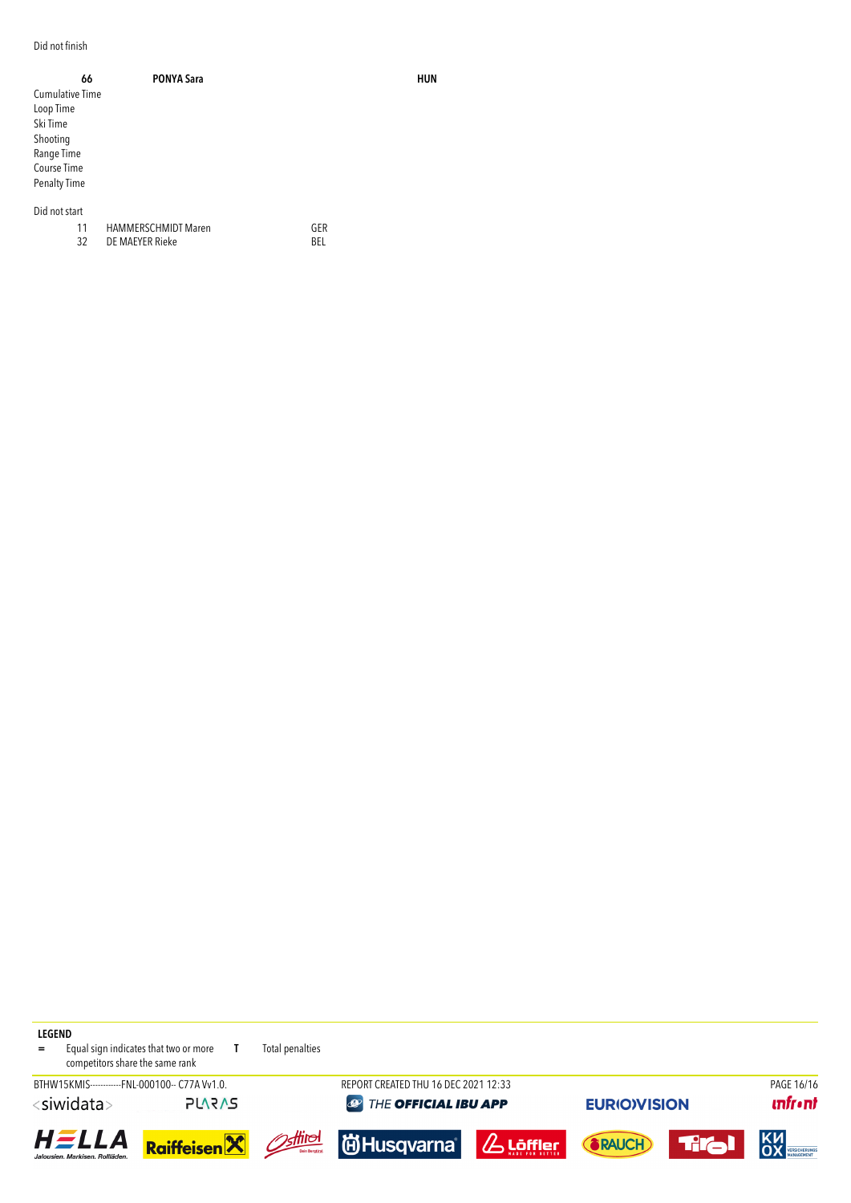Did not finish

| | | |
|---|---|---|
| 66 | **PONYA Sara** | **HUN** |
| Cumulative Time | | |
| Loop Time | | |
| Ski Time | | |
| Shooting | | |
| Range Time | | |
| Course Time | | |
| Penalty Time | | |

Did not start

| | | |
|---|---|---|
| 11 | HAMMERSCHMIDT Maren | GER |
| 32 | DE MAEYER Rieke | BEL |

**LEGEND**

= Equal sign indicates that two or more competitors share the same rank

T Total penalties

BTHW15KMIS------------FNL-000100-- C77A Vv1.0.

REPORT CREATED THU 16 DEC 2021 12:33